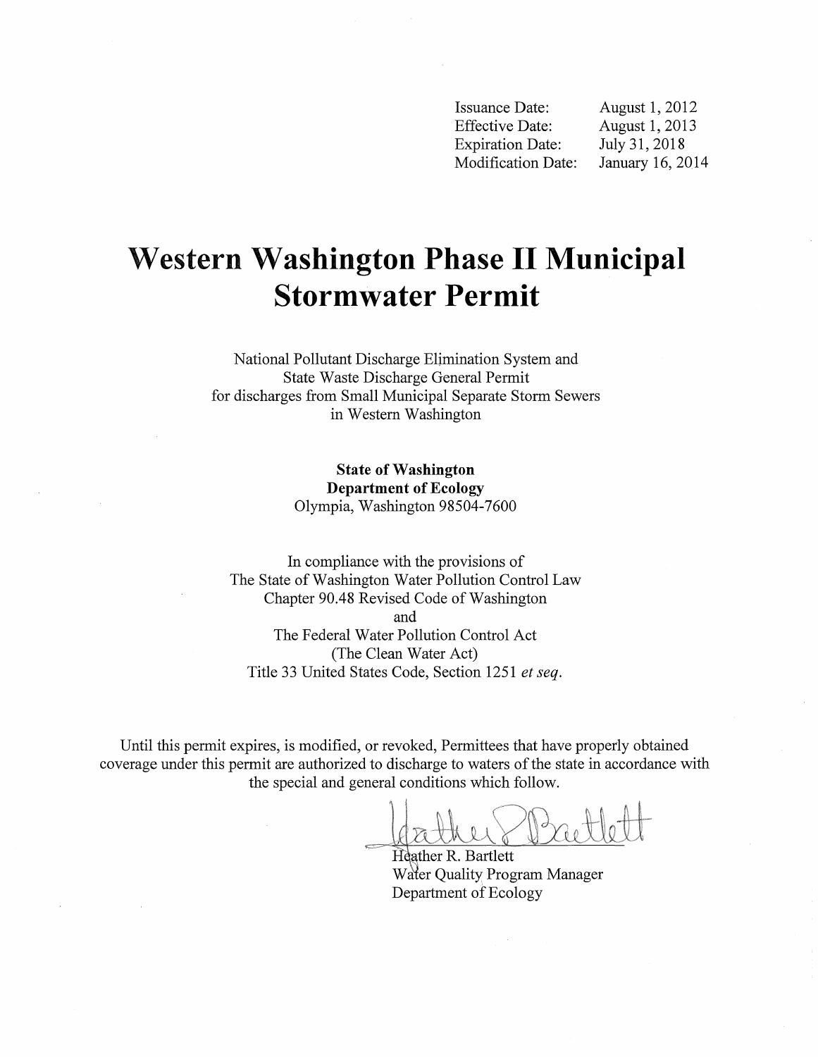| | |
|---|---|
| Issuance Date: | August 1, 2012 |
| Effective Date: | August 1, 2013 |
| Expiration Date: | July 31, 2018 |
| Modification Date: | January 16, 2014 |

# Western Washington Phase II Municipal Stormwater Permit

National Pollutant Discharge Elimination System and
State Waste Discharge General Permit
for discharges from Small Municipal Separate Storm Sewers
in Western Washington

**State of Washington**
**Department of Ecology**
Olympia, Washington 98504-7600

In compliance with the provisions of
The State of Washington Water Pollution Control Law
Chapter 90.48 Revised Code of Washington
and
The Federal Water Pollution Control Act
(The Clean Water Act)
Title 33 United States Code, Section 1251 *et seq.*

Until this permit expires, is modified, or revoked, Permittees that have properly obtained coverage under this permit are authorized to discharge to waters of the state in accordance with the special and general conditions which follow.

Heather R. Bartlett
Water Quality Program Manager
Department of Ecology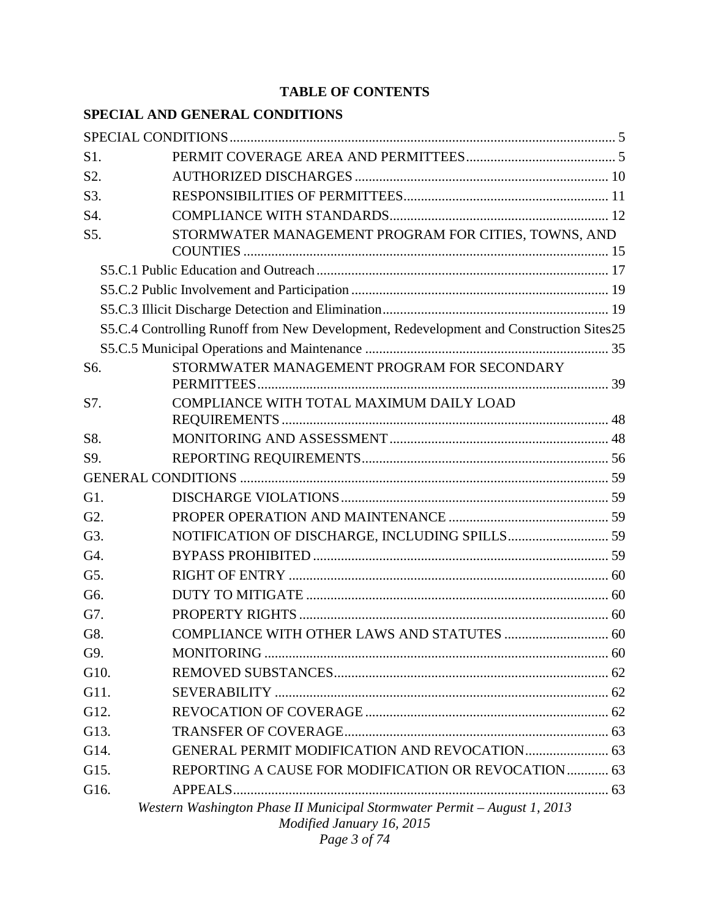**TABLE OF CONTENTS**

## SPECIAL AND GENERAL CONDITIONS

SPECIAL CONDITIONS ............ 5

| | | |
|---|---|---|
| S1. | PERMIT COVERAGE AREA AND PERMITTEES | 5 |
| S2. | AUTHORIZED DISCHARGES | 10 |
| S3. | RESPONSIBILITIES OF PERMITTEES | 11 |
| S4. | COMPLIANCE WITH STANDARDS | 12 |
| S5. | STORMWATER MANAGEMENT PROGRAM FOR CITIES, TOWNS, AND COUNTIES | 15 |
| | S5.C.1 Public Education and Outreach | 17 |
| | S5.C.2 Public Involvement and Participation | 19 |
| | S5.C.3 Illicit Discharge Detection and Elimination | 19 |
| | S5.C.4 Controlling Runoff from New Development, Redevelopment and Construction Sites | 25 |
| | S5.C.5 Municipal Operations and Maintenance | 35 |
| S6. | STORMWATER MANAGEMENT PROGRAM FOR SECONDARY PERMITTEES | 39 |
| S7. | COMPLIANCE WITH TOTAL MAXIMUM DAILY LOAD REQUIREMENTS | 48 |
| S8. | MONITORING AND ASSESSMENT | 48 |
| S9. | REPORTING REQUIREMENTS | 56 |

GENERAL CONDITIONS ............ 59

| | | |
|---|---|---|
| G1. | DISCHARGE VIOLATIONS | 59 |
| G2. | PROPER OPERATION AND MAINTENANCE | 59 |
| G3. | NOTIFICATION OF DISCHARGE, INCLUDING SPILLS | 59 |
| G4. | BYPASS PROHIBITED | 59 |
| G5. | RIGHT OF ENTRY | 60 |
| G6. | DUTY TO MITIGATE | 60 |
| G7. | PROPERTY RIGHTS | 60 |
| G8. | COMPLIANCE WITH OTHER LAWS AND STATUTES | 60 |
| G9. | MONITORING | 60 |
| G10. | REMOVED SUBSTANCES | 62 |
| G11. | SEVERABILITY | 62 |
| G12. | REVOCATION OF COVERAGE | 62 |
| G13. | TRANSFER OF COVERAGE | 63 |
| G14. | GENERAL PERMIT MODIFICATION AND REVOCATION | 63 |
| G15. | REPORTING A CAUSE FOR MODIFICATION OR REVOCATION | 63 |
| G16. | APPEALS | 63 |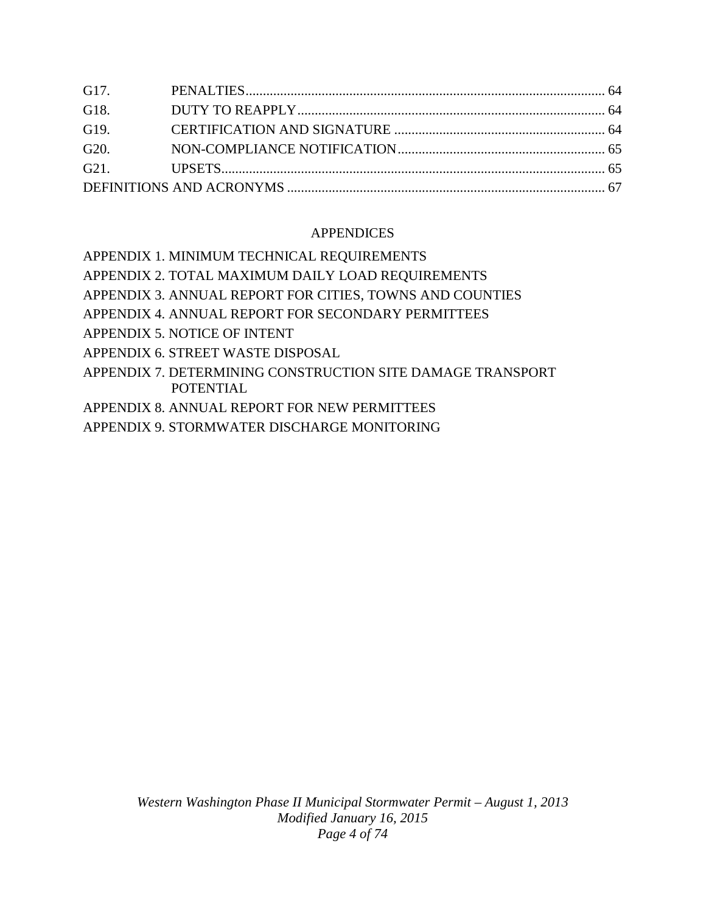| | | |
|---|---|---|
| G17. | PENALTIES | 64 |
| G18. | DUTY TO REAPPLY | 64 |
| G19. | CERTIFICATION AND SIGNATURE | 64 |
| G20. | NON-COMPLIANCE NOTIFICATION | 65 |
| G21. | UPSETS | 65 |
| DEFINITIONS AND ACRONYMS | | 67 |

## APPENDICES

APPENDIX 1. MINIMUM TECHNICAL REQUIREMENTS

APPENDIX 2. TOTAL MAXIMUM DAILY LOAD REQUIREMENTS

APPENDIX 3. ANNUAL REPORT FOR CITIES, TOWNS AND COUNTIES

APPENDIX 4. ANNUAL REPORT FOR SECONDARY PERMITTEES

APPENDIX 5. NOTICE OF INTENT

APPENDIX 6. STREET WASTE DISPOSAL

APPENDIX 7. DETERMINING CONSTRUCTION SITE DAMAGE TRANSPORT POTENTIAL

APPENDIX 8. ANNUAL REPORT FOR NEW PERMITTEES

APPENDIX 9. STORMWATER DISCHARGE MONITORING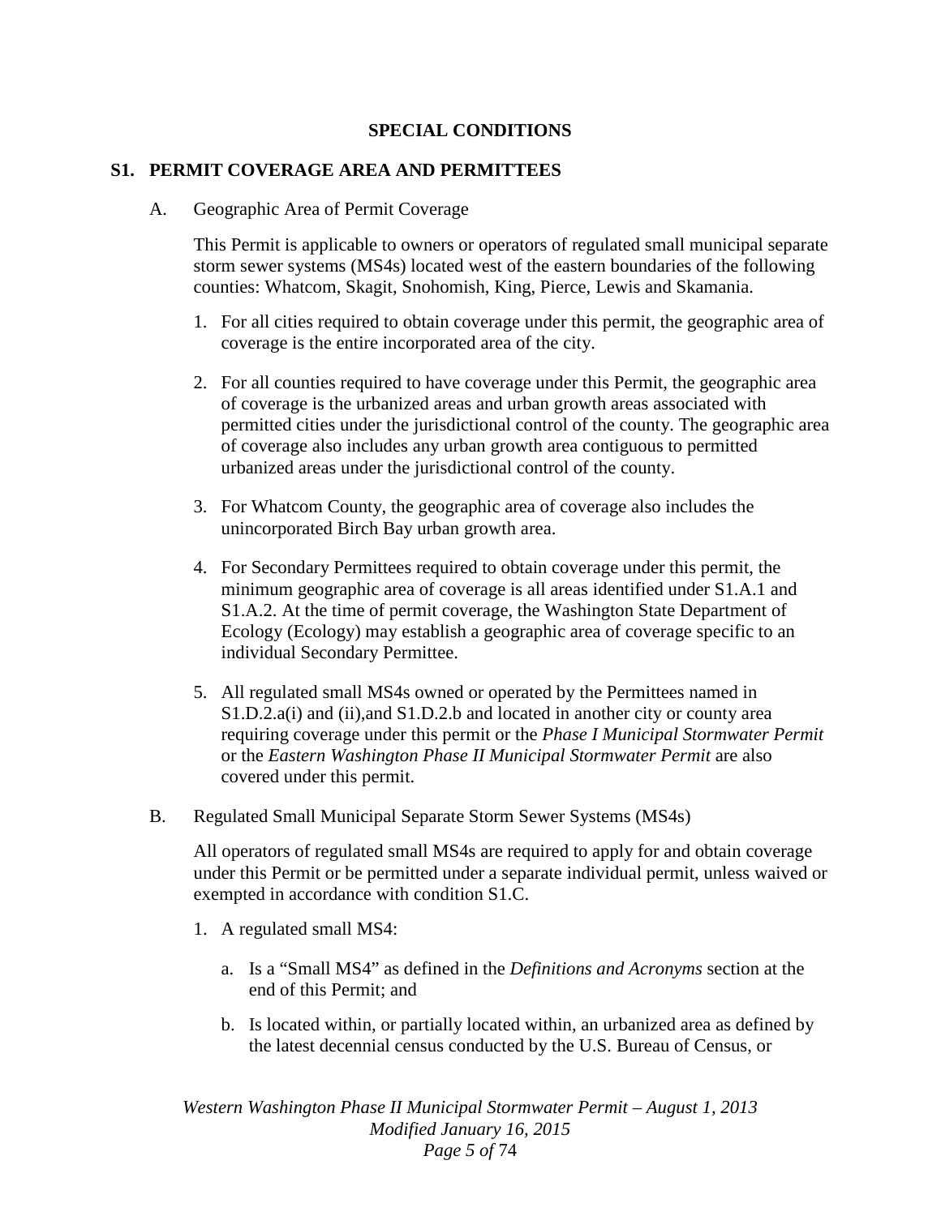## SPECIAL CONDITIONS

### S1. PERMIT COVERAGE AREA AND PERMITTEES

A. Geographic Area of Permit Coverage

This Permit is applicable to owners or operators of regulated small municipal separate storm sewer systems (MS4s) located west of the eastern boundaries of the following counties: Whatcom, Skagit, Snohomish, King, Pierce, Lewis and Skamania.

1. For all cities required to obtain coverage under this permit, the geographic area of coverage is the entire incorporated area of the city.

2. For all counties required to have coverage under this Permit, the geographic area of coverage is the urbanized areas and urban growth areas associated with permitted cities under the jurisdictional control of the county. The geographic area of coverage also includes any urban growth area contiguous to permitted urbanized areas under the jurisdictional control of the county.

3. For Whatcom County, the geographic area of coverage also includes the unincorporated Birch Bay urban growth area.

4. For Secondary Permittees required to obtain coverage under this permit, the minimum geographic area of coverage is all areas identified under S1.A.1 and S1.A.2. At the time of permit coverage, the Washington State Department of Ecology (Ecology) may establish a geographic area of coverage specific to an individual Secondary Permittee.

5. All regulated small MS4s owned or operated by the Permittees named in S1.D.2.a(i) and (ii),and S1.D.2.b and located in another city or county area requiring coverage under this permit or the *Phase I Municipal Stormwater Permit* or the *Eastern Washington Phase II Municipal Stormwater Permit* are also covered under this permit.

B. Regulated Small Municipal Separate Storm Sewer Systems (MS4s)

All operators of regulated small MS4s are required to apply for and obtain coverage under this Permit or be permitted under a separate individual permit, unless waived or exempted in accordance with condition S1.C.

1. A regulated small MS4:

   a. Is a "Small MS4" as defined in the *Definitions and Acronyms* section at the end of this Permit; and

   b. Is located within, or partially located within, an urbanized area as defined by the latest decennial census conducted by the U.S. Bureau of Census, or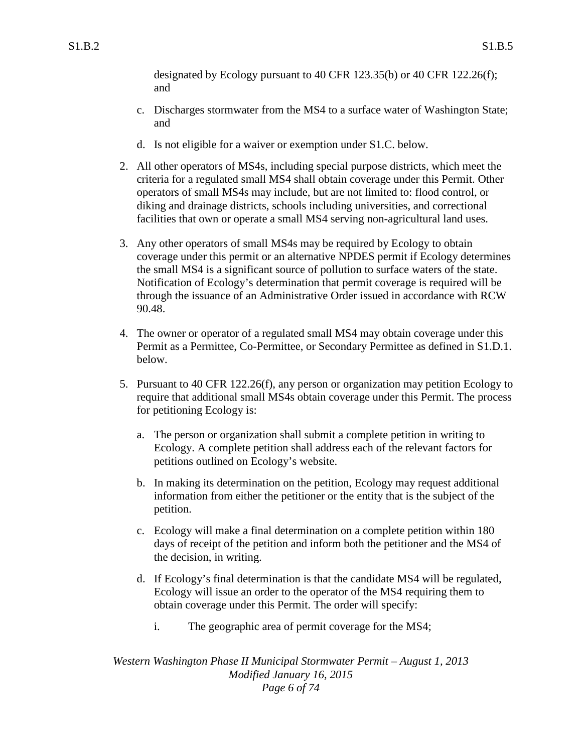designated by Ecology pursuant to 40 CFR 123.35(b) or 40 CFR 122.26(f); and

c. Discharges stormwater from the MS4 to a surface water of Washington State; and

d. Is not eligible for a waiver or exemption under S1.C. below.

2. All other operators of MS4s, including special purpose districts, which meet the criteria for a regulated small MS4 shall obtain coverage under this Permit. Other operators of small MS4s may include, but are not limited to: flood control, or diking and drainage districts, schools including universities, and correctional facilities that own or operate a small MS4 serving non-agricultural land uses.

3. Any other operators of small MS4s may be required by Ecology to obtain coverage under this permit or an alternative NPDES permit if Ecology determines the small MS4 is a significant source of pollution to surface waters of the state. Notification of Ecology's determination that permit coverage is required will be through the issuance of an Administrative Order issued in accordance with RCW 90.48.

4. The owner or operator of a regulated small MS4 may obtain coverage under this Permit as a Permittee, Co-Permittee, or Secondary Permittee as defined in S1.D.1. below.

5. Pursuant to 40 CFR 122.26(f), any person or organization may petition Ecology to require that additional small MS4s obtain coverage under this Permit. The process for petitioning Ecology is:

   a. The person or organization shall submit a complete petition in writing to Ecology. A complete petition shall address each of the relevant factors for petitions outlined on Ecology's website.

   b. In making its determination on the petition, Ecology may request additional information from either the petitioner or the entity that is the subject of the petition.

   c. Ecology will make a final determination on a complete petition within 180 days of receipt of the petition and inform both the petitioner and the MS4 of the decision, in writing.

   d. If Ecology's final determination is that the candidate MS4 will be regulated, Ecology will issue an order to the operator of the MS4 requiring them to obtain coverage under this Permit. The order will specify:

      i. The geographic area of permit coverage for the MS4;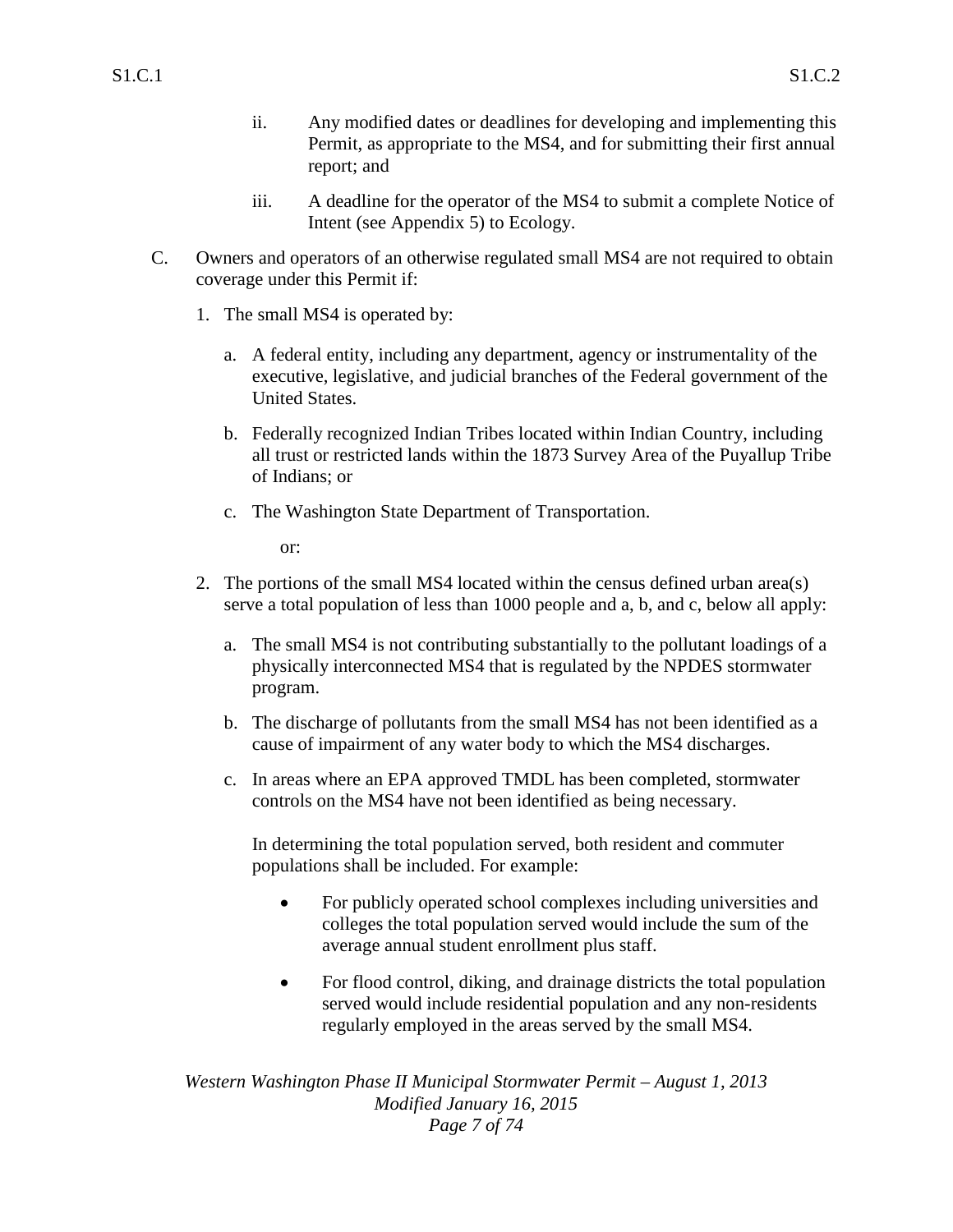ii. Any modified dates or deadlines for developing and implementing this Permit, as appropriate to the MS4, and for submitting their first annual report; and

iii. A deadline for the operator of the MS4 to submit a complete Notice of Intent (see Appendix 5) to Ecology.

C. Owners and operators of an otherwise regulated small MS4 are not required to obtain coverage under this Permit if:

1. The small MS4 is operated by:

   a. A federal entity, including any department, agency or instrumentality of the executive, legislative, and judicial branches of the Federal government of the United States.

   b. Federally recognized Indian Tribes located within Indian Country, including all trust or restricted lands within the 1873 Survey Area of the Puyallup Tribe of Indians; or

   c. The Washington State Department of Transportation.

   or:

2. The portions of the small MS4 located within the census defined urban area(s) serve a total population of less than 1000 people and a, b, and c, below all apply:

   a. The small MS4 is not contributing substantially to the pollutant loadings of a physically interconnected MS4 that is regulated by the NPDES stormwater program.

   b. The discharge of pollutants from the small MS4 has not been identified as a cause of impairment of any water body to which the MS4 discharges.

   c. In areas where an EPA approved TMDL has been completed, stormwater controls on the MS4 have not been identified as being necessary.

   In determining the total population served, both resident and commuter populations shall be included. For example:

   - For publicly operated school complexes including universities and colleges the total population served would include the sum of the average annual student enrollment plus staff.

   - For flood control, diking, and drainage districts the total population served would include residential population and any non-residents regularly employed in the areas served by the small MS4.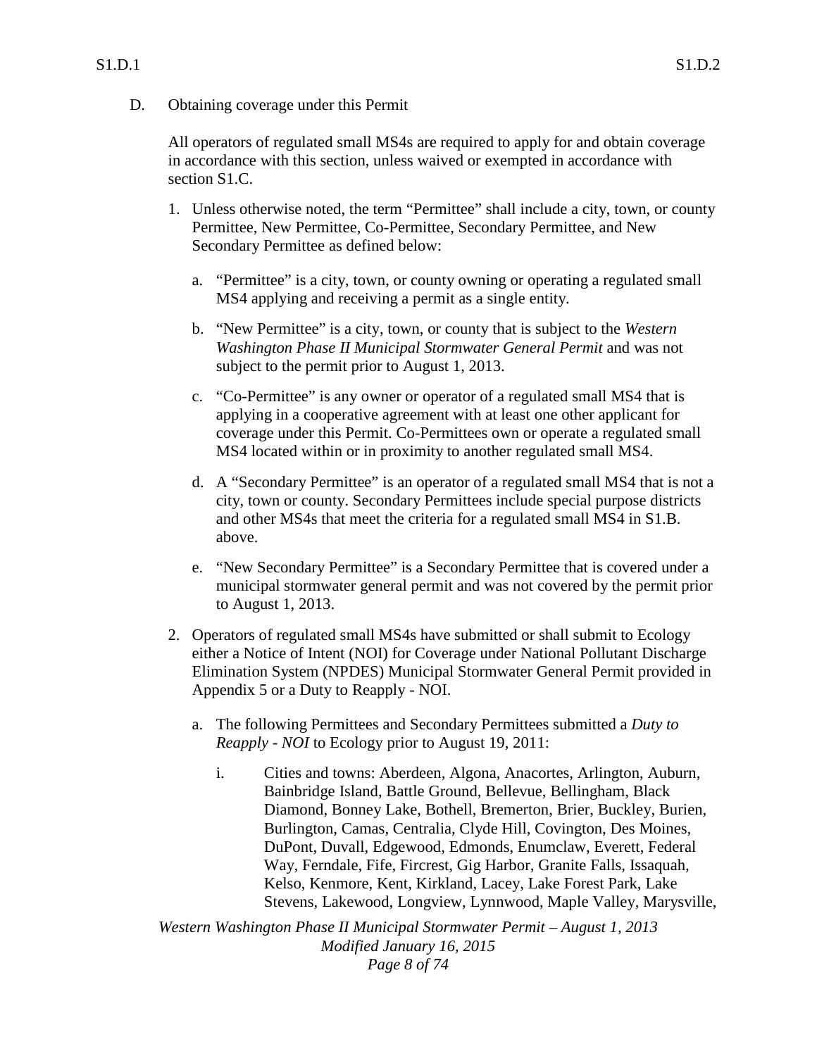D. Obtaining coverage under this Permit

All operators of regulated small MS4s are required to apply for and obtain coverage in accordance with this section, unless waived or exempted in accordance with section S1.C.

1. Unless otherwise noted, the term "Permittee" shall include a city, town, or county Permittee, New Permittee, Co-Permittee, Secondary Permittee, and New Secondary Permittee as defined below:

   a. "Permittee" is a city, town, or county owning or operating a regulated small MS4 applying and receiving a permit as a single entity.

   b. "New Permittee" is a city, town, or county that is subject to the *Western Washington Phase II Municipal Stormwater General Permit* and was not subject to the permit prior to August 1, 2013.

   c. "Co-Permittee" is any owner or operator of a regulated small MS4 that is applying in a cooperative agreement with at least one other applicant for coverage under this Permit. Co-Permittees own or operate a regulated small MS4 located within or in proximity to another regulated small MS4.

   d. A "Secondary Permittee" is an operator of a regulated small MS4 that is not a city, town or county. Secondary Permittees include special purpose districts and other MS4s that meet the criteria for a regulated small MS4 in S1.B. above.

   e. "New Secondary Permittee" is a Secondary Permittee that is covered under a municipal stormwater general permit and was not covered by the permit prior to August 1, 2013.

2. Operators of regulated small MS4s have submitted or shall submit to Ecology either a Notice of Intent (NOI) for Coverage under National Pollutant Discharge Elimination System (NPDES) Municipal Stormwater General Permit provided in Appendix 5 or a Duty to Reapply - NOI.

   a. The following Permittees and Secondary Permittees submitted a *Duty to Reapply - NOI* to Ecology prior to August 19, 2011:

      i. Cities and towns: Aberdeen, Algona, Anacortes, Arlington, Auburn, Bainbridge Island, Battle Ground, Bellevue, Bellingham, Black Diamond, Bonney Lake, Bothell, Bremerton, Brier, Buckley, Burien, Burlington, Camas, Centralia, Clyde Hill, Covington, Des Moines, DuPont, Duvall, Edgewood, Edmonds, Enumclaw, Everett, Federal Way, Ferndale, Fife, Fircrest, Gig Harbor, Granite Falls, Issaquah, Kelso, Kenmore, Kent, Kirkland, Lacey, Lake Forest Park, Lake Stevens, Lakewood, Longview, Lynnwood, Maple Valley, Marysville,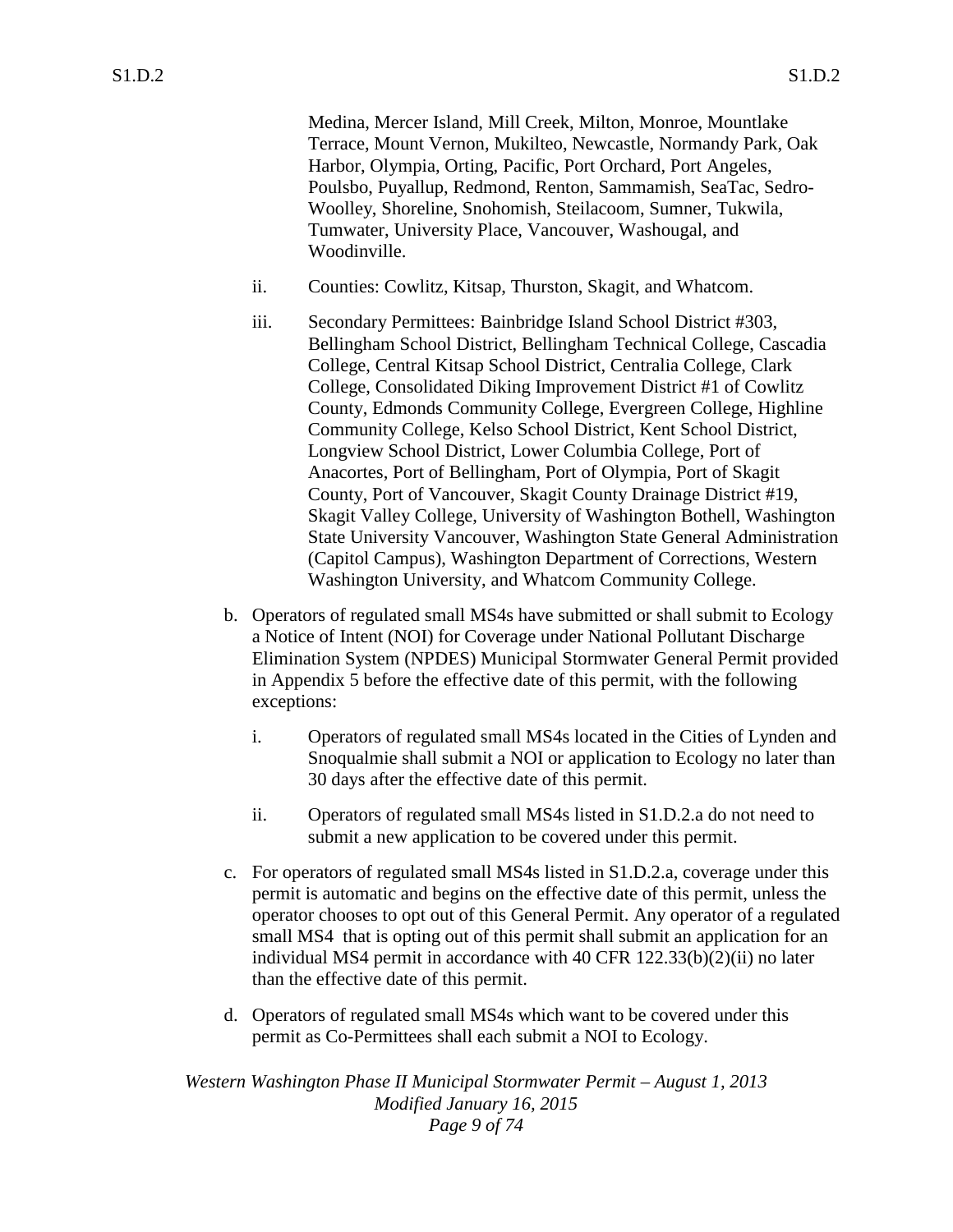Medina, Mercer Island, Mill Creek, Milton, Monroe, Mountlake Terrace, Mount Vernon, Mukilteo, Newcastle, Normandy Park, Oak Harbor, Olympia, Orting, Pacific, Port Orchard, Port Angeles, Poulsbo, Puyallup, Redmond, Renton, Sammamish, SeaTac, Sedro-Woolley, Shoreline, Snohomish, Steilacoom, Sumner, Tukwila, Tumwater, University Place, Vancouver, Washougal, and Woodinville.

ii. Counties: Cowlitz, Kitsap, Thurston, Skagit, and Whatcom.

iii. Secondary Permittees: Bainbridge Island School District #303, Bellingham School District, Bellingham Technical College, Cascadia College, Central Kitsap School District, Centralia College, Clark College, Consolidated Diking Improvement District #1 of Cowlitz County, Edmonds Community College, Evergreen College, Highline Community College, Kelso School District, Kent School District, Longview School District, Lower Columbia College, Port of Anacortes, Port of Bellingham, Port of Olympia, Port of Skagit County, Port of Vancouver, Skagit County Drainage District #19, Skagit Valley College, University of Washington Bothell, Washington State University Vancouver, Washington State General Administration (Capitol Campus), Washington Department of Corrections, Western Washington University, and Whatcom Community College.

b. Operators of regulated small MS4s have submitted or shall submit to Ecology a Notice of Intent (NOI) for Coverage under National Pollutant Discharge Elimination System (NPDES) Municipal Stormwater General Permit provided in Appendix 5 before the effective date of this permit, with the following exceptions:

   i. Operators of regulated small MS4s located in the Cities of Lynden and Snoqualmie shall submit a NOI or application to Ecology no later than 30 days after the effective date of this permit.

   ii. Operators of regulated small MS4s listed in S1.D.2.a do not need to submit a new application to be covered under this permit.

c. For operators of regulated small MS4s listed in S1.D.2.a, coverage under this permit is automatic and begins on the effective date of this permit, unless the operator chooses to opt out of this General Permit. Any operator of a regulated small MS4 that is opting out of this permit shall submit an application for an individual MS4 permit in accordance with 40 CFR 122.33(b)(2)(ii) no later than the effective date of this permit.

d. Operators of regulated small MS4s which want to be covered under this permit as Co-Permittees shall each submit a NOI to Ecology.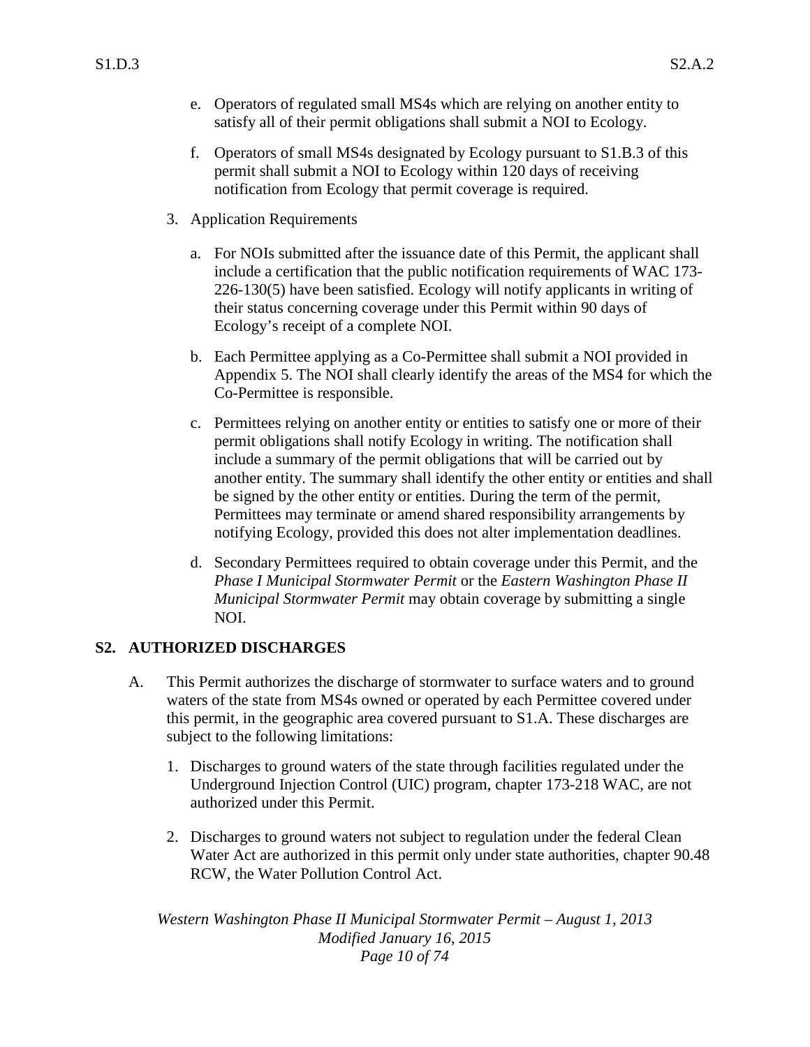e. Operators of regulated small MS4s which are relying on another entity to satisfy all of their permit obligations shall submit a NOI to Ecology.

f. Operators of small MS4s designated by Ecology pursuant to S1.B.3 of this permit shall submit a NOI to Ecology within 120 days of receiving notification from Ecology that permit coverage is required.

3. Application Requirements

   a. For NOIs submitted after the issuance date of this Permit, the applicant shall include a certification that the public notification requirements of WAC 173-226-130(5) have been satisfied. Ecology will notify applicants in writing of their status concerning coverage under this Permit within 90 days of Ecology's receipt of a complete NOI.

   b. Each Permittee applying as a Co-Permittee shall submit a NOI provided in Appendix 5. The NOI shall clearly identify the areas of the MS4 for which the Co-Permittee is responsible.

   c. Permittees relying on another entity or entities to satisfy one or more of their permit obligations shall notify Ecology in writing. The notification shall include a summary of the permit obligations that will be carried out by another entity. The summary shall identify the other entity or entities and shall be signed by the other entity or entities. During the term of the permit, Permittees may terminate or amend shared responsibility arrangements by notifying Ecology, provided this does not alter implementation deadlines.

   d. Secondary Permittees required to obtain coverage under this Permit, and the *Phase I Municipal Stormwater Permit* or the *Eastern Washington Phase II Municipal Stormwater Permit* may obtain coverage by submitting a single NOI.

## S2. AUTHORIZED DISCHARGES

A. This Permit authorizes the discharge of stormwater to surface waters and to ground waters of the state from MS4s owned or operated by each Permittee covered under this permit, in the geographic area covered pursuant to S1.A. These discharges are subject to the following limitations:

   1. Discharges to ground waters of the state through facilities regulated under the Underground Injection Control (UIC) program, chapter 173-218 WAC, are not authorized under this Permit.

   2. Discharges to ground waters not subject to regulation under the federal Clean Water Act are authorized in this permit only under state authorities, chapter 90.48 RCW, the Water Pollution Control Act.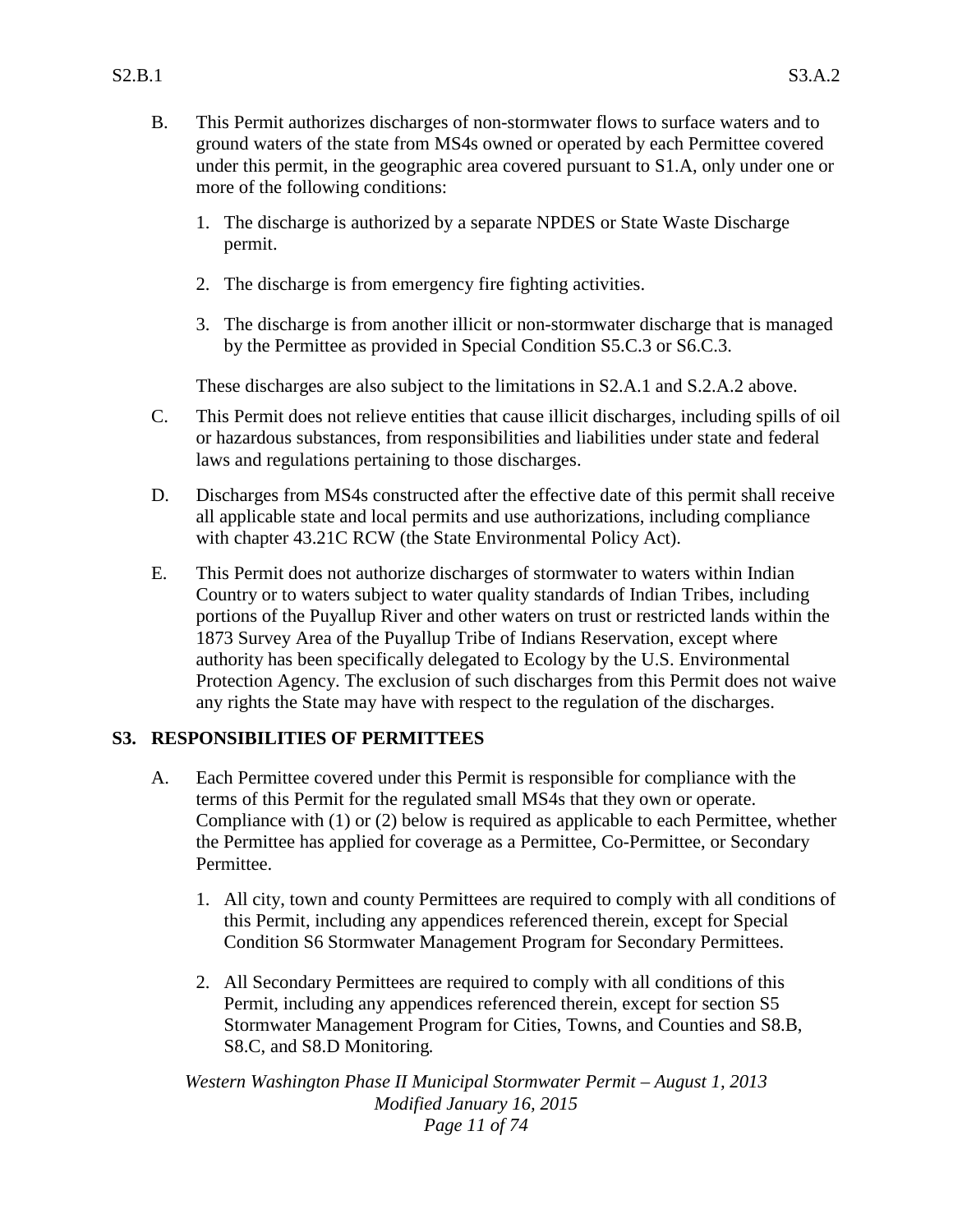B. This Permit authorizes discharges of non-stormwater flows to surface waters and to ground waters of the state from MS4s owned or operated by each Permittee covered under this permit, in the geographic area covered pursuant to S1.A, only under one or more of the following conditions:

   1. The discharge is authorized by a separate NPDES or State Waste Discharge permit.

   2. The discharge is from emergency fire fighting activities.

   3. The discharge is from another illicit or non-stormwater discharge that is managed by the Permittee as provided in Special Condition S5.C.3 or S6.C.3.

   These discharges are also subject to the limitations in S2.A.1 and S.2.A.2 above.

C. This Permit does not relieve entities that cause illicit discharges, including spills of oil or hazardous substances, from responsibilities and liabilities under state and federal laws and regulations pertaining to those discharges.

D. Discharges from MS4s constructed after the effective date of this permit shall receive all applicable state and local permits and use authorizations, including compliance with chapter 43.21C RCW (the State Environmental Policy Act).

E. This Permit does not authorize discharges of stormwater to waters within Indian Country or to waters subject to water quality standards of Indian Tribes, including portions of the Puyallup River and other waters on trust or restricted lands within the 1873 Survey Area of the Puyallup Tribe of Indians Reservation, except where authority has been specifically delegated to Ecology by the U.S. Environmental Protection Agency. The exclusion of such discharges from this Permit does not waive any rights the State may have with respect to the regulation of the discharges.

## S3. RESPONSIBILITIES OF PERMITTEES

A. Each Permittee covered under this Permit is responsible for compliance with the terms of this Permit for the regulated small MS4s that they own or operate. Compliance with (1) or (2) below is required as applicable to each Permittee, whether the Permittee has applied for coverage as a Permittee, Co-Permittee, or Secondary Permittee.

   1. All city, town and county Permittees are required to comply with all conditions of this Permit, including any appendices referenced therein, except for Special Condition S6 Stormwater Management Program for Secondary Permittees.

   2. All Secondary Permittees are required to comply with all conditions of this Permit, including any appendices referenced therein, except for section S5 Stormwater Management Program for Cities, Towns, and Counties and S8.B, S8.C, and S8.D Monitoring.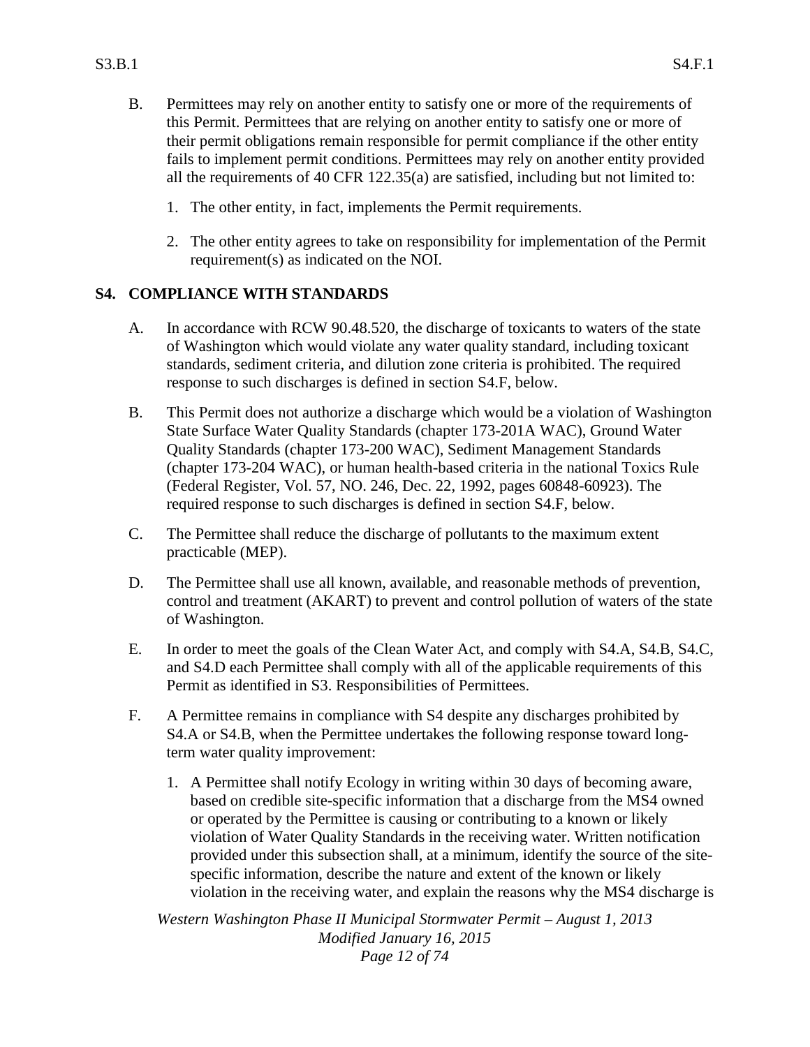B. Permittees may rely on another entity to satisfy one or more of the requirements of this Permit. Permittees that are relying on another entity to satisfy one or more of their permit obligations remain responsible for permit compliance if the other entity fails to implement permit conditions. Permittees may rely on another entity provided all the requirements of 40 CFR 122.35(a) are satisfied, including but not limited to:

   1. The other entity, in fact, implements the Permit requirements.

   2. The other entity agrees to take on responsibility for implementation of the Permit requirement(s) as indicated on the NOI.

## S4. COMPLIANCE WITH STANDARDS

A. In accordance with RCW 90.48.520, the discharge of toxicants to waters of the state of Washington which would violate any water quality standard, including toxicant standards, sediment criteria, and dilution zone criteria is prohibited. The required response to such discharges is defined in section S4.F, below.

B. This Permit does not authorize a discharge which would be a violation of Washington State Surface Water Quality Standards (chapter 173-201A WAC), Ground Water Quality Standards (chapter 173-200 WAC), Sediment Management Standards (chapter 173-204 WAC), or human health-based criteria in the national Toxics Rule (Federal Register, Vol. 57, NO. 246, Dec. 22, 1992, pages 60848-60923). The required response to such discharges is defined in section S4.F, below.

C. The Permittee shall reduce the discharge of pollutants to the maximum extent practicable (MEP).

D. The Permittee shall use all known, available, and reasonable methods of prevention, control and treatment (AKART) to prevent and control pollution of waters of the state of Washington.

E. In order to meet the goals of the Clean Water Act, and comply with S4.A, S4.B, S4.C, and S4.D each Permittee shall comply with all of the applicable requirements of this Permit as identified in S3. Responsibilities of Permittees.

F. A Permittee remains in compliance with S4 despite any discharges prohibited by S4.A or S4.B, when the Permittee undertakes the following response toward long-term water quality improvement:

   1. A Permittee shall notify Ecology in writing within 30 days of becoming aware, based on credible site-specific information that a discharge from the MS4 owned or operated by the Permittee is causing or contributing to a known or likely violation of Water Quality Standards in the receiving water. Written notification provided under this subsection shall, at a minimum, identify the source of the site-specific information, describe the nature and extent of the known or likely violation in the receiving water, and explain the reasons why the MS4 discharge is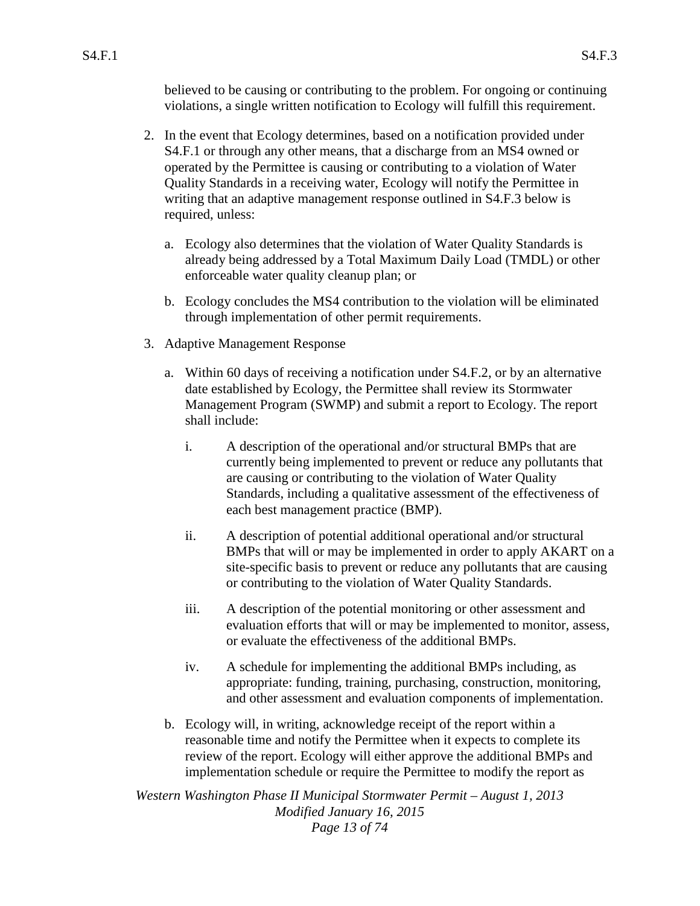believed to be causing or contributing to the problem. For ongoing or continuing violations, a single written notification to Ecology will fulfill this requirement.

2. In the event that Ecology determines, based on a notification provided under S4.F.1 or through any other means, that a discharge from an MS4 owned or operated by the Permittee is causing or contributing to a violation of Water Quality Standards in a receiving water, Ecology will notify the Permittee in writing that an adaptive management response outlined in S4.F.3 below is required, unless:

   a. Ecology also determines that the violation of Water Quality Standards is already being addressed by a Total Maximum Daily Load (TMDL) or other enforceable water quality cleanup plan; or

   b. Ecology concludes the MS4 contribution to the violation will be eliminated through implementation of other permit requirements.

3. Adaptive Management Response

   a. Within 60 days of receiving a notification under S4.F.2, or by an alternative date established by Ecology, the Permittee shall review its Stormwater Management Program (SWMP) and submit a report to Ecology. The report shall include:

      i. A description of the operational and/or structural BMPs that are currently being implemented to prevent or reduce any pollutants that are causing or contributing to the violation of Water Quality Standards, including a qualitative assessment of the effectiveness of each best management practice (BMP).

      ii. A description of potential additional operational and/or structural BMPs that will or may be implemented in order to apply AKART on a site-specific basis to prevent or reduce any pollutants that are causing or contributing to the violation of Water Quality Standards.

      iii. A description of the potential monitoring or other assessment and evaluation efforts that will or may be implemented to monitor, assess, or evaluate the effectiveness of the additional BMPs.

      iv. A schedule for implementing the additional BMPs including, as appropriate: funding, training, purchasing, construction, monitoring, and other assessment and evaluation components of implementation.

   b. Ecology will, in writing, acknowledge receipt of the report within a reasonable time and notify the Permittee when it expects to complete its review of the report. Ecology will either approve the additional BMPs and implementation schedule or require the Permittee to modify the report as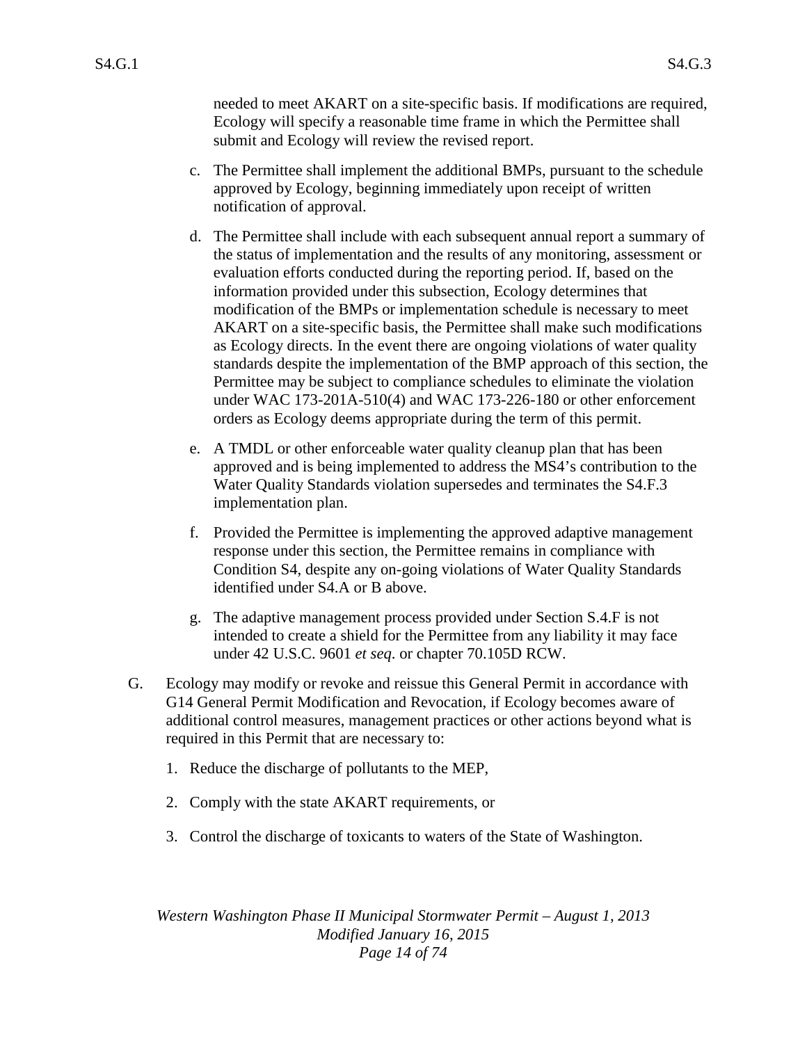needed to meet AKART on a site-specific basis. If modifications are required, Ecology will specify a reasonable time frame in which the Permittee shall submit and Ecology will review the revised report.

c. The Permittee shall implement the additional BMPs, pursuant to the schedule approved by Ecology, beginning immediately upon receipt of written notification of approval.

d. The Permittee shall include with each subsequent annual report a summary of the status of implementation and the results of any monitoring, assessment or evaluation efforts conducted during the reporting period. If, based on the information provided under this subsection, Ecology determines that modification of the BMPs or implementation schedule is necessary to meet AKART on a site-specific basis, the Permittee shall make such modifications as Ecology directs. In the event there are ongoing violations of water quality standards despite the implementation of the BMP approach of this section, the Permittee may be subject to compliance schedules to eliminate the violation under WAC 173-201A-510(4) and WAC 173-226-180 or other enforcement orders as Ecology deems appropriate during the term of this permit.

e. A TMDL or other enforceable water quality cleanup plan that has been approved and is being implemented to address the MS4's contribution to the Water Quality Standards violation supersedes and terminates the S4.F.3 implementation plan.

f. Provided the Permittee is implementing the approved adaptive management response under this section, the Permittee remains in compliance with Condition S4, despite any on-going violations of Water Quality Standards identified under S4.A or B above.

g. The adaptive management process provided under Section S.4.F is not intended to create a shield for the Permittee from any liability it may face under 42 U.S.C. 9601 *et seq*. or chapter 70.105D RCW.

G. Ecology may modify or revoke and reissue this General Permit in accordance with G14 General Permit Modification and Revocation, if Ecology becomes aware of additional control measures, management practices or other actions beyond what is required in this Permit that are necessary to:

1. Reduce the discharge of pollutants to the MEP,

2. Comply with the state AKART requirements, or

3. Control the discharge of toxicants to waters of the State of Washington.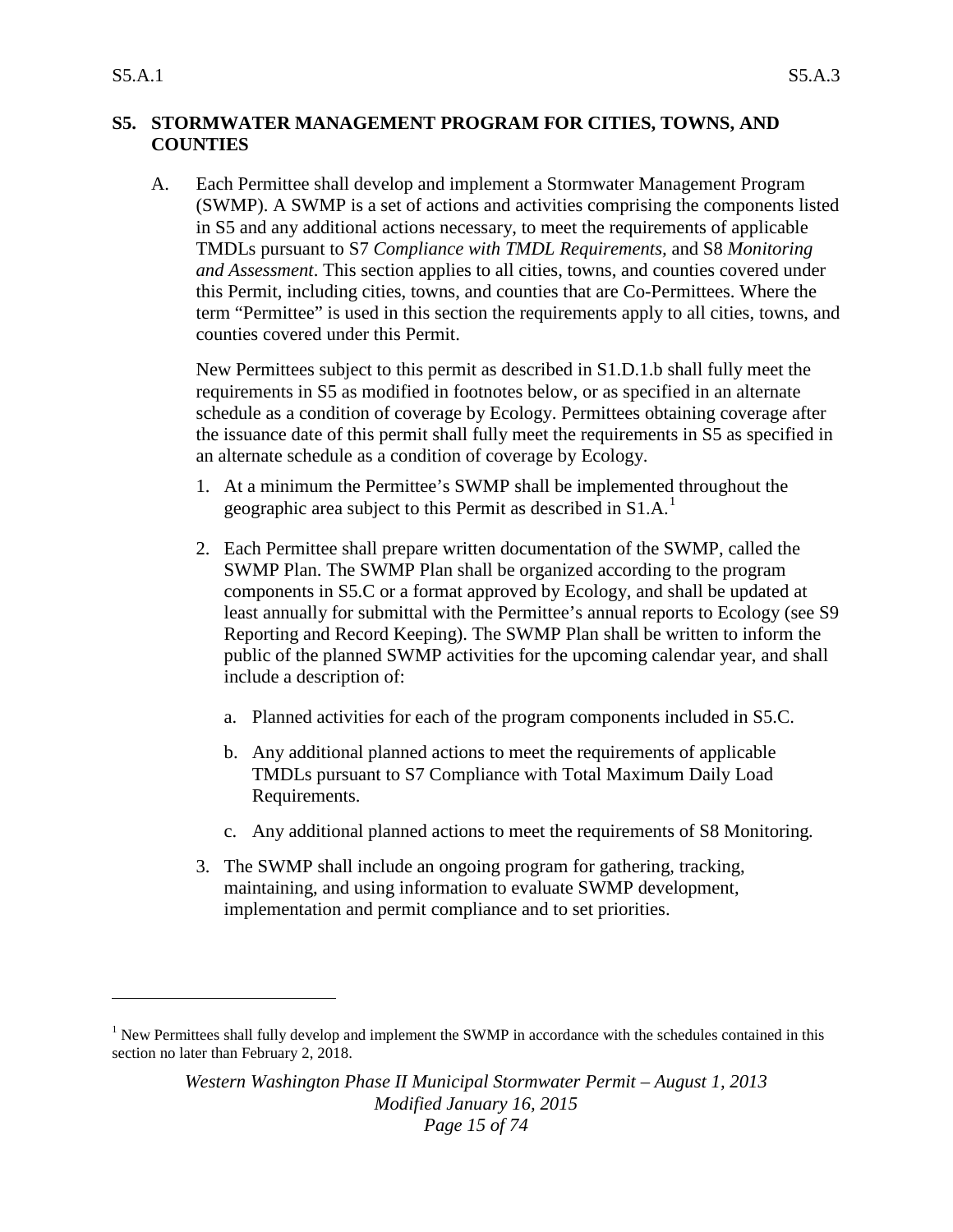## S5. STORMWATER MANAGEMENT PROGRAM FOR CITIES, TOWNS, AND COUNTIES

A. Each Permittee shall develop and implement a Stormwater Management Program (SWMP). A SWMP is a set of actions and activities comprising the components listed in S5 and any additional actions necessary, to meet the requirements of applicable TMDLs pursuant to S7 *Compliance with TMDL Requirements*, and S8 *Monitoring and Assessment*. This section applies to all cities, towns, and counties covered under this Permit, including cities, towns, and counties that are Co-Permittees. Where the term "Permittee" is used in this section the requirements apply to all cities, towns, and counties covered under this Permit.

   New Permittees subject to this permit as described in S1.D.1.b shall fully meet the requirements in S5 as modified in footnotes below, or as specified in an alternate schedule as a condition of coverage by Ecology. Permittees obtaining coverage after the issuance date of this permit shall fully meet the requirements in S5 as specified in an alternate schedule as a condition of coverage by Ecology.

   1. At a minimum the Permittee's SWMP shall be implemented throughout the geographic area subject to this Permit as described in S1.A.[1]

   2. Each Permittee shall prepare written documentation of the SWMP, called the SWMP Plan. The SWMP Plan shall be organized according to the program components in S5.C or a format approved by Ecology, and shall be updated at least annually for submittal with the Permittee's annual reports to Ecology (see S9 Reporting and Record Keeping). The SWMP Plan shall be written to inform the public of the planned SWMP activities for the upcoming calendar year, and shall include a description of:

      a. Planned activities for each of the program components included in S5.C.

      b. Any additional planned actions to meet the requirements of applicable TMDLs pursuant to S7 Compliance with Total Maximum Daily Load Requirements.

      c. Any additional planned actions to meet the requirements of S8 Monitoring.

   3. The SWMP shall include an ongoing program for gathering, tracking, maintaining, and using information to evaluate SWMP development, implementation and permit compliance and to set priorities.

---

[1] New Permittees shall fully develop and implement the SWMP in accordance with the schedules contained in this section no later than February 2, 2018.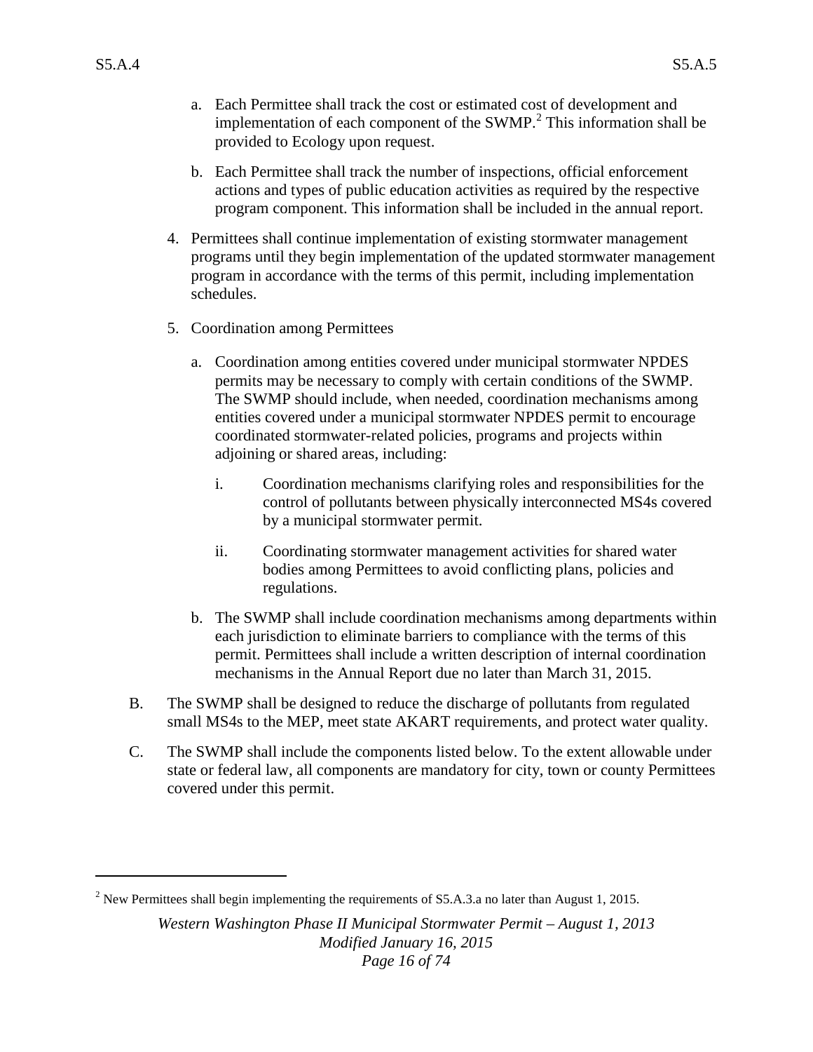a. Each Permittee shall track the cost or estimated cost of development and implementation of each component of the SWMP.[2] This information shall be provided to Ecology upon request.

b. Each Permittee shall track the number of inspections, official enforcement actions and types of public education activities as required by the respective program component. This information shall be included in the annual report.

4. Permittees shall continue implementation of existing stormwater management programs until they begin implementation of the updated stormwater management program in accordance with the terms of this permit, including implementation schedules.

5. Coordination among Permittees

   a. Coordination among entities covered under municipal stormwater NPDES permits may be necessary to comply with certain conditions of the SWMP. The SWMP should include, when needed, coordination mechanisms among entities covered under a municipal stormwater NPDES permit to encourage coordinated stormwater-related policies, programs and projects within adjoining or shared areas, including:

      i. Coordination mechanisms clarifying roles and responsibilities for the control of pollutants between physically interconnected MS4s covered by a municipal stormwater permit.

      ii. Coordinating stormwater management activities for shared water bodies among Permittees to avoid conflicting plans, policies and regulations.

   b. The SWMP shall include coordination mechanisms among departments within each jurisdiction to eliminate barriers to compliance with the terms of this permit. Permittees shall include a written description of internal coordination mechanisms in the Annual Report due no later than March 31, 2015.

B. The SWMP shall be designed to reduce the discharge of pollutants from regulated small MS4s to the MEP, meet state AKART requirements, and protect water quality.

C. The SWMP shall include the components listed below. To the extent allowable under state or federal law, all components are mandatory for city, town or county Permittees covered under this permit.

---

[2] New Permittees shall begin implementing the requirements of S5.A.3.a no later than August 1, 2015.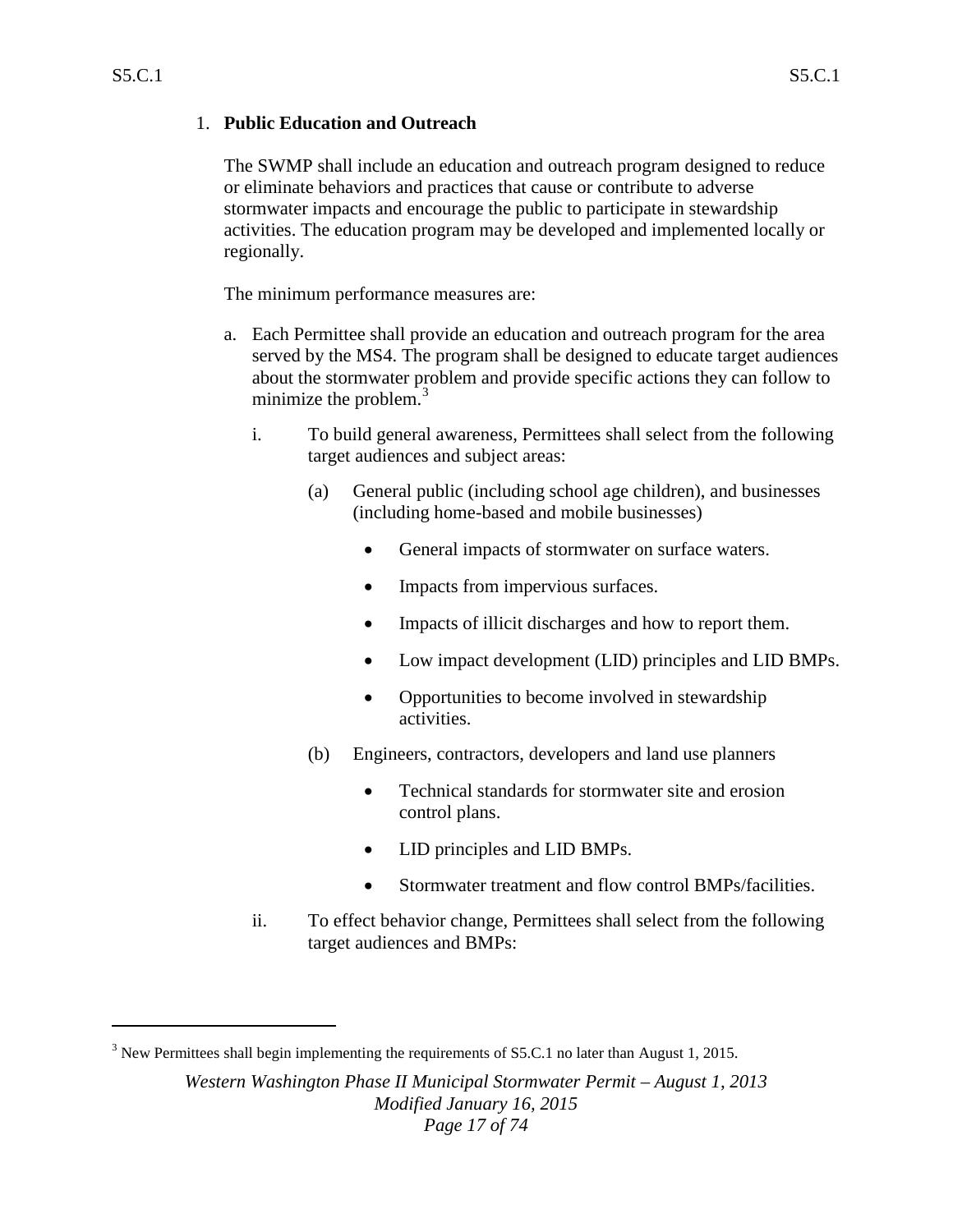1. **Public Education and Outreach**

   The SWMP shall include an education and outreach program designed to reduce or eliminate behaviors and practices that cause or contribute to adverse stormwater impacts and encourage the public to participate in stewardship activities. The education program may be developed and implemented locally or regionally.

   The minimum performance measures are:

   a. Each Permittee shall provide an education and outreach program for the area served by the MS4. The program shall be designed to educate target audiences about the stormwater problem and provide specific actions they can follow to minimize the problem.[3]

      i. To build general awareness, Permittees shall select from the following target audiences and subject areas:

         (a) General public (including school age children), and businesses (including home-based and mobile businesses)

            - General impacts of stormwater on surface waters.
            - Impacts from impervious surfaces.
            - Impacts of illicit discharges and how to report them.
            - Low impact development (LID) principles and LID BMPs.
            - Opportunities to become involved in stewardship activities.

         (b) Engineers, contractors, developers and land use planners

            - Technical standards for stormwater site and erosion control plans.
            - LID principles and LID BMPs.
            - Stormwater treatment and flow control BMPs/facilities.

      ii. To effect behavior change, Permittees shall select from the following target audiences and BMPs:

---

[3] New Permittees shall begin implementing the requirements of S5.C.1 no later than August 1, 2015.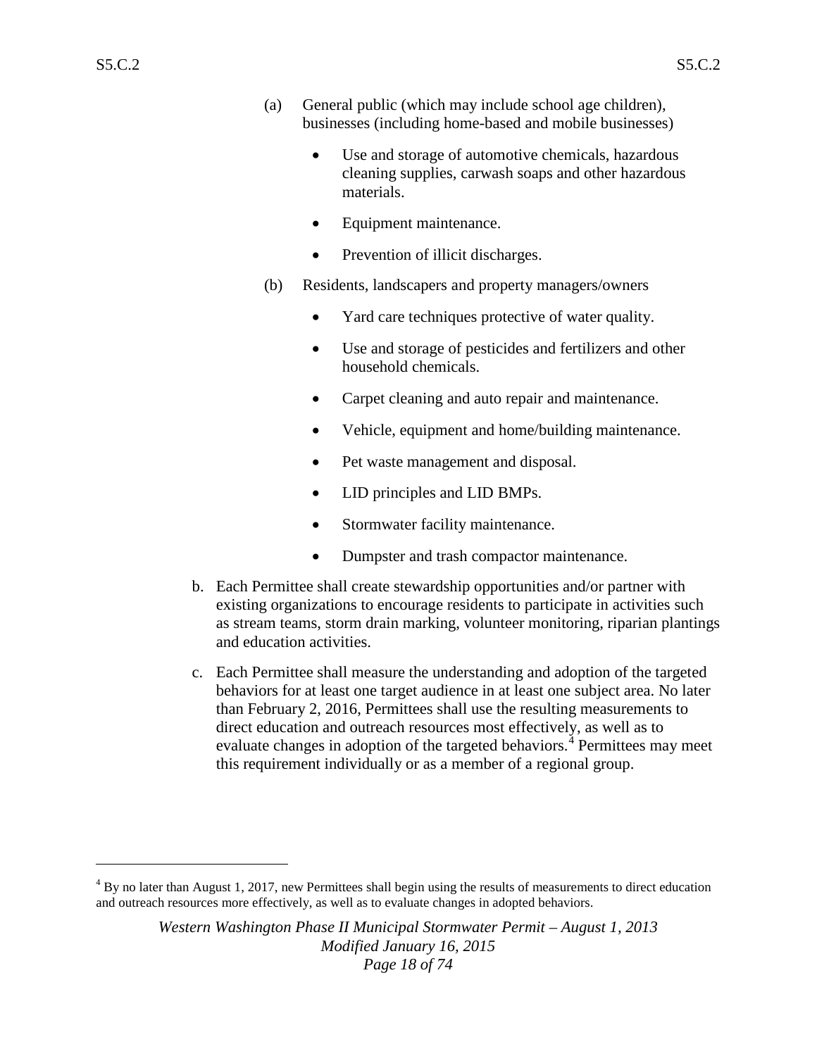(a) General public (which may include school age children), businesses (including home-based and mobile businesses)

- Use and storage of automotive chemicals, hazardous cleaning supplies, carwash soaps and other hazardous materials.
- Equipment maintenance.
- Prevention of illicit discharges.

(b) Residents, landscapers and property managers/owners

- Yard care techniques protective of water quality.
- Use and storage of pesticides and fertilizers and other household chemicals.
- Carpet cleaning and auto repair and maintenance.
- Vehicle, equipment and home/building maintenance.
- Pet waste management and disposal.
- LID principles and LID BMPs.
- Stormwater facility maintenance.
- Dumpster and trash compactor maintenance.

b. Each Permittee shall create stewardship opportunities and/or partner with existing organizations to encourage residents to participate in activities such as stream teams, storm drain marking, volunteer monitoring, riparian plantings and education activities.

c. Each Permittee shall measure the understanding and adoption of the targeted behaviors for at least one target audience in at least one subject area. No later than February 2, 2016, Permittees shall use the resulting measurements to direct education and outreach resources most effectively, as well as to evaluate changes in adoption of the targeted behaviors.[4] Permittees may meet this requirement individually or as a member of a regional group.

[4] By no later than August 1, 2017, new Permittees shall begin using the results of measurements to direct education and outreach resources more effectively, as well as to evaluate changes in adopted behaviors.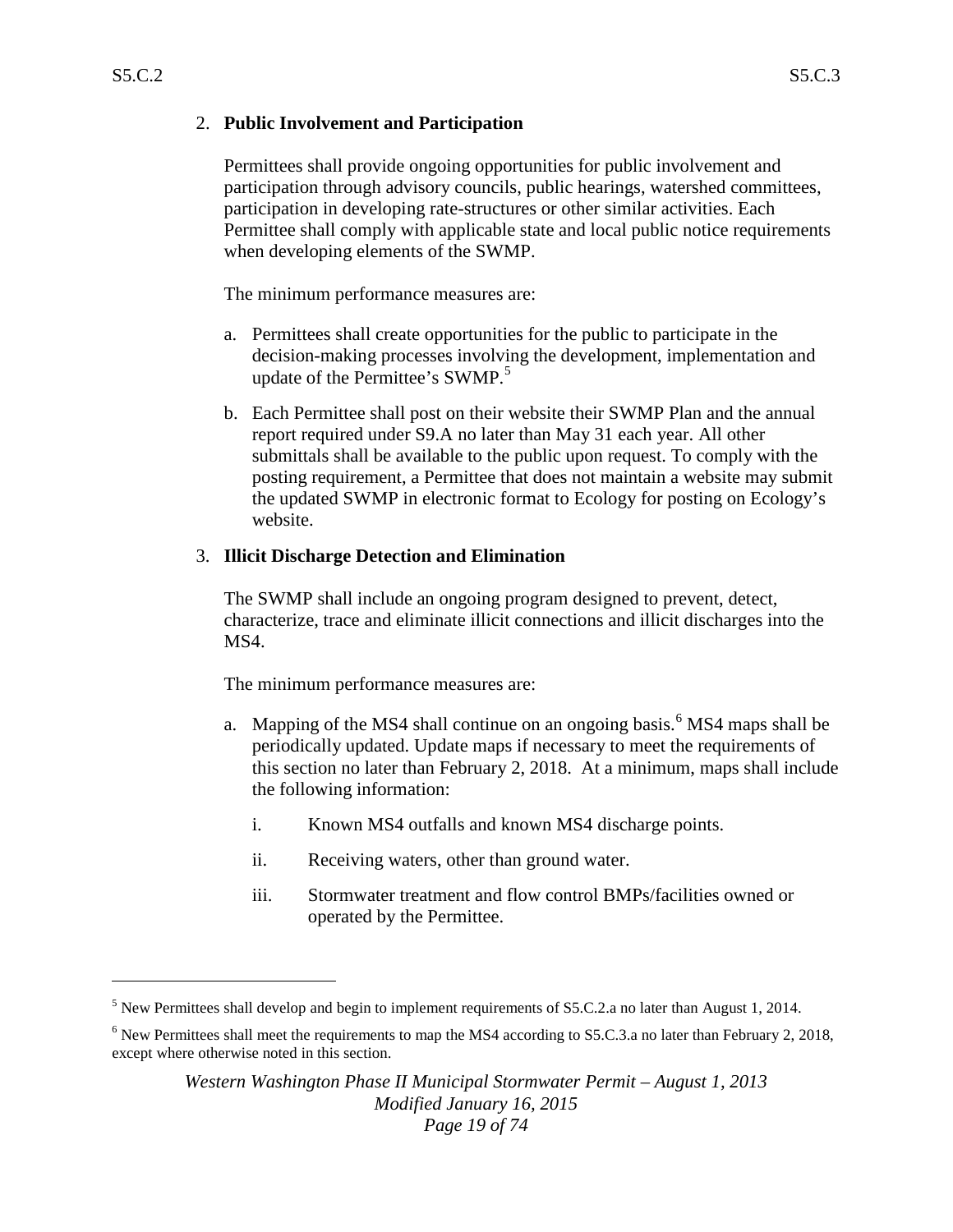2. **Public Involvement and Participation**

   Permittees shall provide ongoing opportunities for public involvement and participation through advisory councils, public hearings, watershed committees, participation in developing rate-structures or other similar activities. Each Permittee shall comply with applicable state and local public notice requirements when developing elements of the SWMP.

   The minimum performance measures are:

   a. Permittees shall create opportunities for the public to participate in the decision-making processes involving the development, implementation and update of the Permittee's SWMP.[5]

   b. Each Permittee shall post on their website their SWMP Plan and the annual report required under S9.A no later than May 31 each year. All other submittals shall be available to the public upon request. To comply with the posting requirement, a Permittee that does not maintain a website may submit the updated SWMP in electronic format to Ecology for posting on Ecology's website.

3. **Illicit Discharge Detection and Elimination**

   The SWMP shall include an ongoing program designed to prevent, detect, characterize, trace and eliminate illicit connections and illicit discharges into the MS4.

   The minimum performance measures are:

   a. Mapping of the MS4 shall continue on an ongoing basis.[6] MS4 maps shall be periodically updated. Update maps if necessary to meet the requirements of this section no later than February 2, 2018. At a minimum, maps shall include the following information:

      i. Known MS4 outfalls and known MS4 discharge points.

      ii. Receiving waters, other than ground water.

      iii. Stormwater treatment and flow control BMPs/facilities owned or operated by the Permittee.

---

[5] New Permittees shall develop and begin to implement requirements of S5.C.2.a no later than August 1, 2014.

[6] New Permittees shall meet the requirements to map the MS4 according to S5.C.3.a no later than February 2, 2018, except where otherwise noted in this section.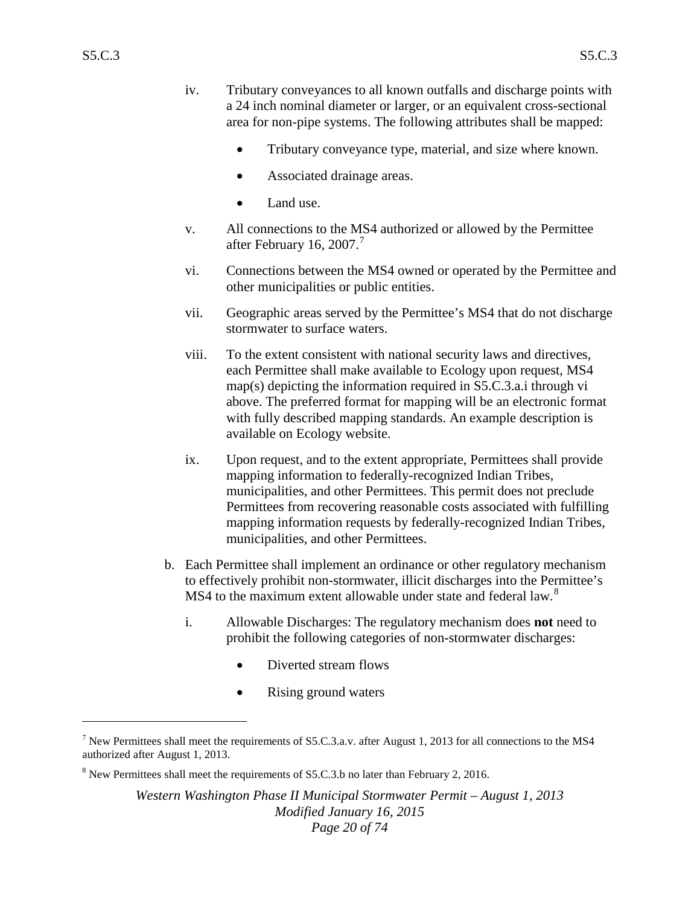iv. Tributary conveyances to all known outfalls and discharge points with a 24 inch nominal diameter or larger, or an equivalent cross-sectional area for non-pipe systems. The following attributes shall be mapped:

- Tributary conveyance type, material, and size where known.
- Associated drainage areas.
- Land use.

v. All connections to the MS4 authorized or allowed by the Permittee after February 16, 2007.[7]

vi. Connections between the MS4 owned or operated by the Permittee and other municipalities or public entities.

vii. Geographic areas served by the Permittee's MS4 that do not discharge stormwater to surface waters.

viii. To the extent consistent with national security laws and directives, each Permittee shall make available to Ecology upon request, MS4 map(s) depicting the information required in S5.C.3.a.i through vi above. The preferred format for mapping will be an electronic format with fully described mapping standards. An example description is available on Ecology website.

ix. Upon request, and to the extent appropriate, Permittees shall provide mapping information to federally-recognized Indian Tribes, municipalities, and other Permittees. This permit does not preclude Permittees from recovering reasonable costs associated with fulfilling mapping information requests by federally-recognized Indian Tribes, municipalities, and other Permittees.

b. Each Permittee shall implement an ordinance or other regulatory mechanism to effectively prohibit non-stormwater, illicit discharges into the Permittee's MS4 to the maximum extent allowable under state and federal law.[8]

i. Allowable Discharges: The regulatory mechanism does **not** need to prohibit the following categories of non-stormwater discharges:

- Diverted stream flows
- Rising ground waters

---

[7] New Permittees shall meet the requirements of S5.C.3.a.v. after August 1, 2013 for all connections to the MS4 authorized after August 1, 2013.

[8] New Permittees shall meet the requirements of S5.C.3.b no later than February 2, 2016.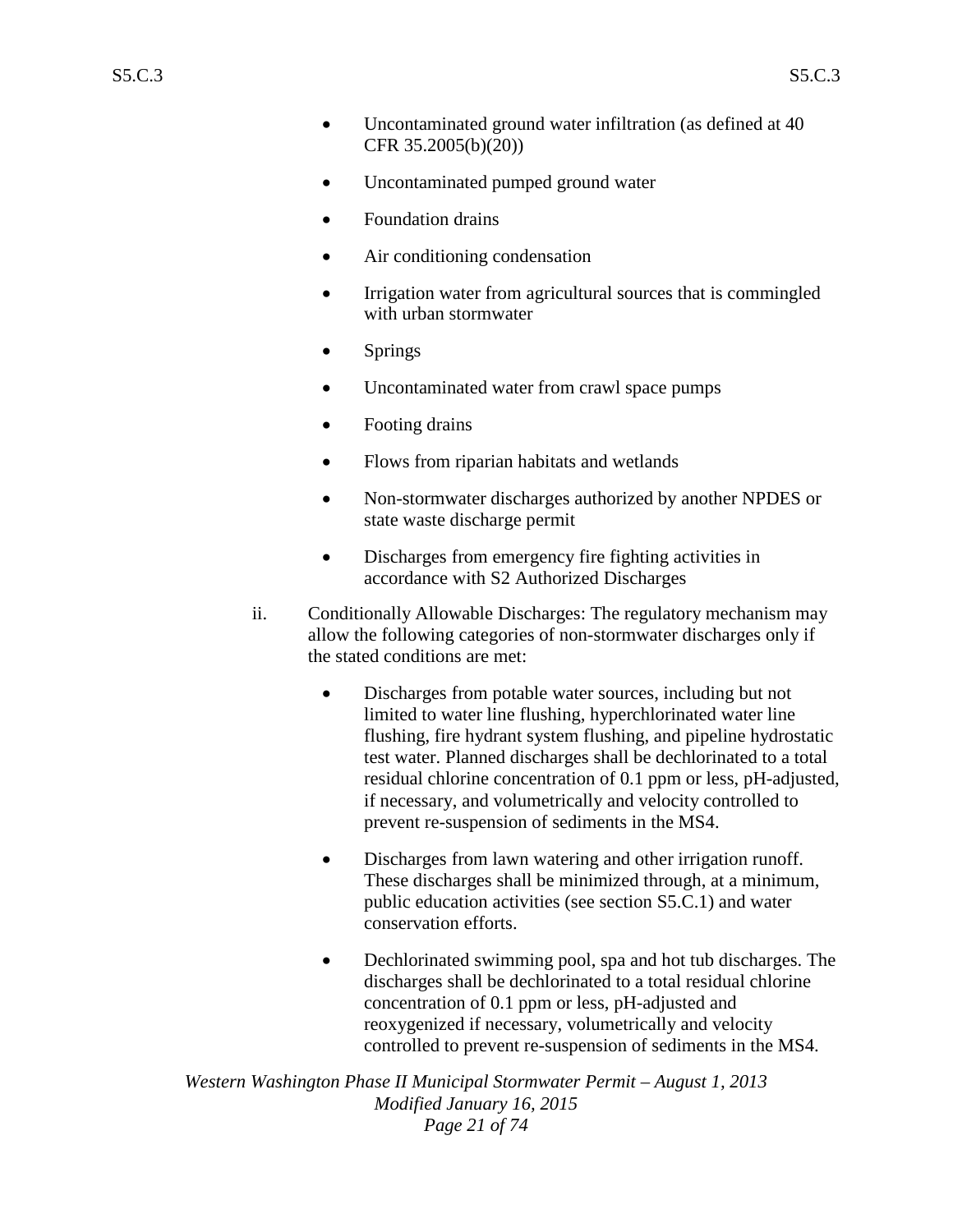- Uncontaminated ground water infiltration (as defined at 40 CFR 35.2005(b)(20))
- Uncontaminated pumped ground water
- Foundation drains
- Air conditioning condensation
- Irrigation water from agricultural sources that is commingled with urban stormwater
- Springs
- Uncontaminated water from crawl space pumps
- Footing drains
- Flows from riparian habitats and wetlands
- Non-stormwater discharges authorized by another NPDES or state waste discharge permit
- Discharges from emergency fire fighting activities in accordance with S2 Authorized Discharges

ii. Conditionally Allowable Discharges: The regulatory mechanism may allow the following categories of non-stormwater discharges only if the stated conditions are met:

- Discharges from potable water sources, including but not limited to water line flushing, hyperchlorinated water line flushing, fire hydrant system flushing, and pipeline hydrostatic test water. Planned discharges shall be dechlorinated to a total residual chlorine concentration of 0.1 ppm or less, pH-adjusted, if necessary, and volumetrically and velocity controlled to prevent re-suspension of sediments in the MS4.
- Discharges from lawn watering and other irrigation runoff. These discharges shall be minimized through, at a minimum, public education activities (see section S5.C.1) and water conservation efforts.
- Dechlorinated swimming pool, spa and hot tub discharges. The discharges shall be dechlorinated to a total residual chlorine concentration of 0.1 ppm or less, pH-adjusted and reoxygenized if necessary, volumetrically and velocity controlled to prevent re-suspension of sediments in the MS4.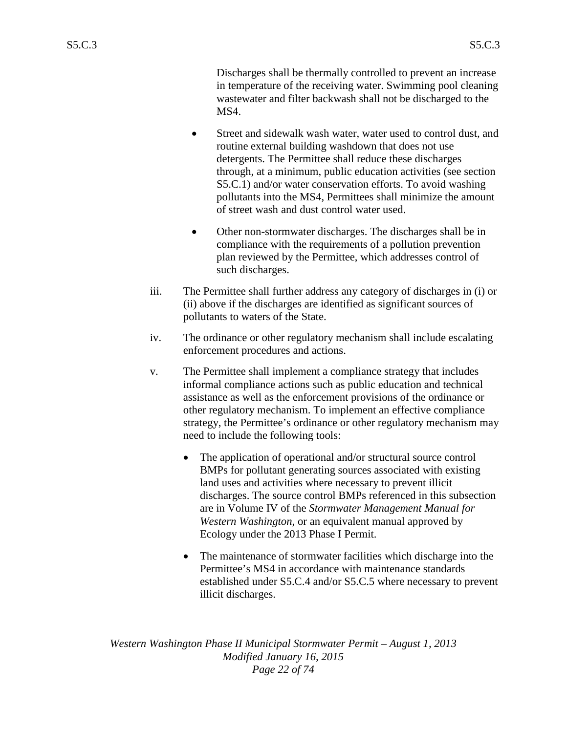Discharges shall be thermally controlled to prevent an increase in temperature of the receiving water. Swimming pool cleaning wastewater and filter backwash shall not be discharged to the MS4.

- Street and sidewalk wash water, water used to control dust, and routine external building washdown that does not use detergents. The Permittee shall reduce these discharges through, at a minimum, public education activities (see section S5.C.1) and/or water conservation efforts. To avoid washing pollutants into the MS4, Permittees shall minimize the amount of street wash and dust control water used.

- Other non-stormwater discharges. The discharges shall be in compliance with the requirements of a pollution prevention plan reviewed by the Permittee, which addresses control of such discharges.

iii. The Permittee shall further address any category of discharges in (i) or (ii) above if the discharges are identified as significant sources of pollutants to waters of the State.

iv. The ordinance or other regulatory mechanism shall include escalating enforcement procedures and actions.

v. The Permittee shall implement a compliance strategy that includes informal compliance actions such as public education and technical assistance as well as the enforcement provisions of the ordinance or other regulatory mechanism. To implement an effective compliance strategy, the Permittee's ordinance or other regulatory mechanism may need to include the following tools:

- The application of operational and/or structural source control BMPs for pollutant generating sources associated with existing land uses and activities where necessary to prevent illicit discharges. The source control BMPs referenced in this subsection are in Volume IV of the *Stormwater Management Manual for Western Washington*, or an equivalent manual approved by Ecology under the 2013 Phase I Permit.

- The maintenance of stormwater facilities which discharge into the Permittee's MS4 in accordance with maintenance standards established under S5.C.4 and/or S5.C.5 where necessary to prevent illicit discharges.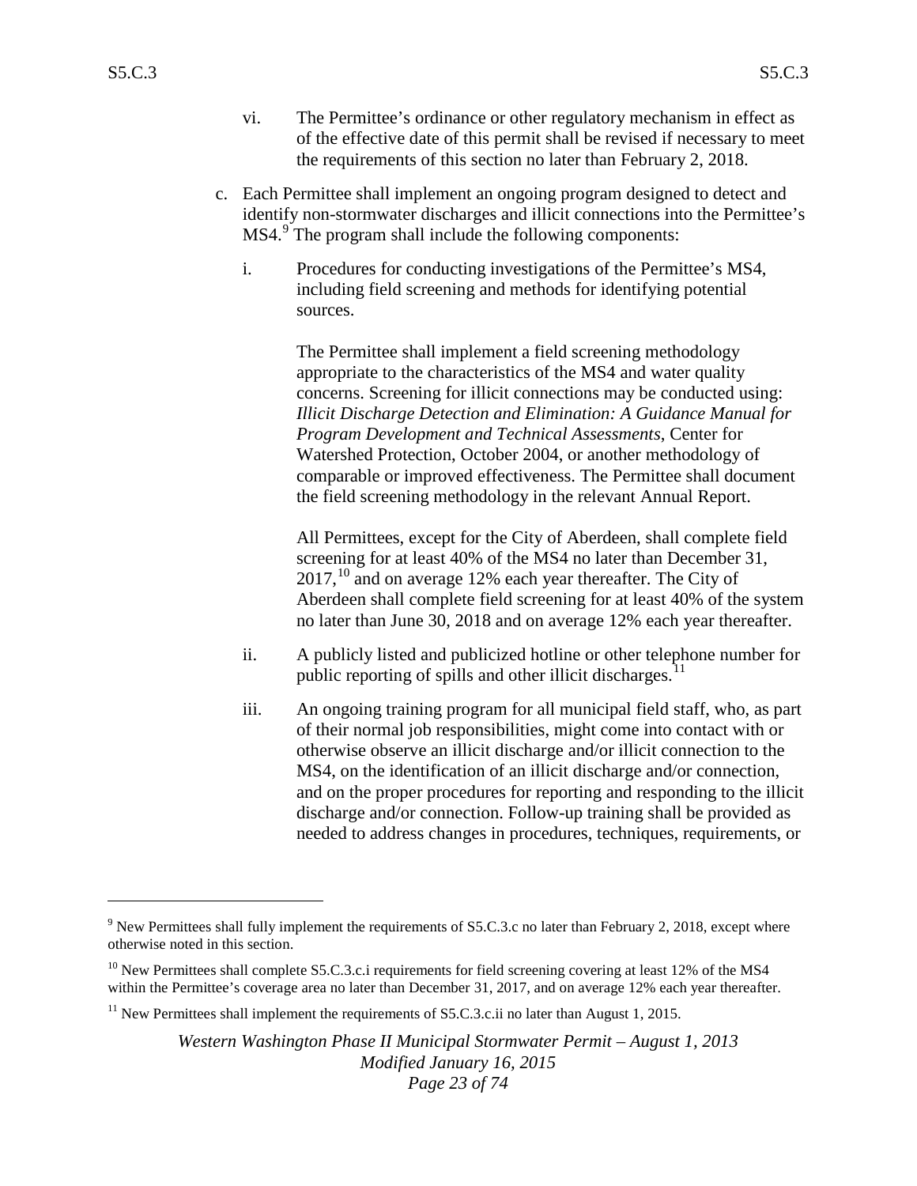vi. The Permittee's ordinance or other regulatory mechanism in effect as of the effective date of this permit shall be revised if necessary to meet the requirements of this section no later than February 2, 2018.

c. Each Permittee shall implement an ongoing program designed to detect and identify non-stormwater discharges and illicit connections into the Permittee's MS4.[9] The program shall include the following components:

   i. Procedures for conducting investigations of the Permittee's MS4, including field screening and methods for identifying potential sources.

      The Permittee shall implement a field screening methodology appropriate to the characteristics of the MS4 and water quality concerns. Screening for illicit connections may be conducted using: *Illicit Discharge Detection and Elimination: A Guidance Manual for Program Development and Technical Assessments*, Center for Watershed Protection, October 2004, or another methodology of comparable or improved effectiveness. The Permittee shall document the field screening methodology in the relevant Annual Report.

      All Permittees, except for the City of Aberdeen, shall complete field screening for at least 40% of the MS4 no later than December 31, 2017,[10] and on average 12% each year thereafter. The City of Aberdeen shall complete field screening for at least 40% of the system no later than June 30, 2018 and on average 12% each year thereafter.

   ii. A publicly listed and publicized hotline or other telephone number for public reporting of spills and other illicit discharges.[11]

   iii. An ongoing training program for all municipal field staff, who, as part of their normal job responsibilities, might come into contact with or otherwise observe an illicit discharge and/or illicit connection to the MS4, on the identification of an illicit discharge and/or connection, and on the proper procedures for reporting and responding to the illicit discharge and/or connection. Follow-up training shall be provided as needed to address changes in procedures, techniques, requirements, or

---

[9] New Permittees shall fully implement the requirements of S5.C.3.c no later than February 2, 2018, except where otherwise noted in this section.

[10] New Permittees shall complete S5.C.3.c.i requirements for field screening covering at least 12% of the MS4 within the Permittee's coverage area no later than December 31, 2017, and on average 12% each year thereafter.

[11] New Permittees shall implement the requirements of S5.C.3.c.ii no later than August 1, 2015.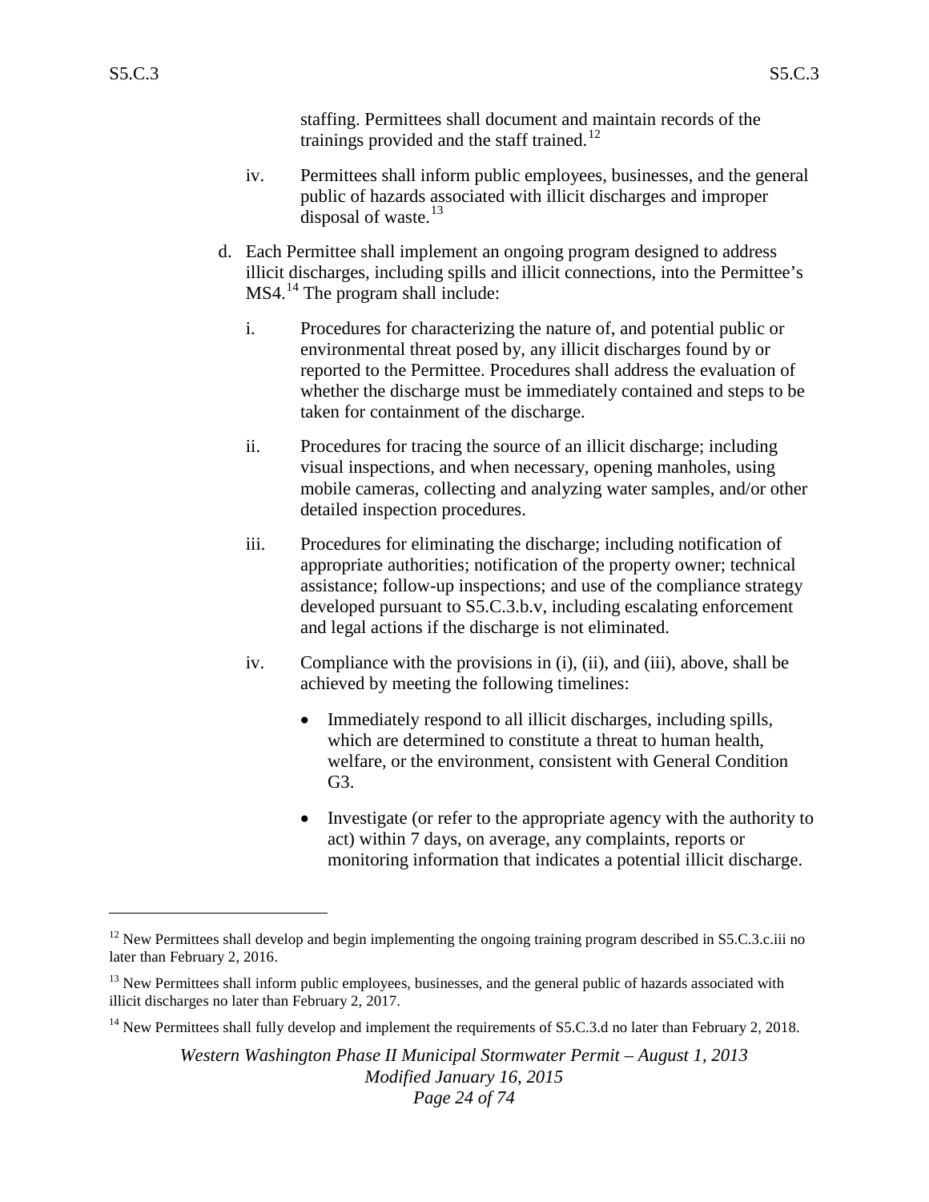staffing. Permittees shall document and maintain records of the trainings provided and the staff trained.[12]

iv. Permittees shall inform public employees, businesses, and the general public of hazards associated with illicit discharges and improper disposal of waste.[13]

d. Each Permittee shall implement an ongoing program designed to address illicit discharges, including spills and illicit connections, into the Permittee's MS4.[14] The program shall include:

   i. Procedures for characterizing the nature of, and potential public or environmental threat posed by, any illicit discharges found by or reported to the Permittee. Procedures shall address the evaluation of whether the discharge must be immediately contained and steps to be taken for containment of the discharge.

   ii. Procedures for tracing the source of an illicit discharge; including visual inspections, and when necessary, opening manholes, using mobile cameras, collecting and analyzing water samples, and/or other detailed inspection procedures.

   iii. Procedures for eliminating the discharge; including notification of appropriate authorities; notification of the property owner; technical assistance; follow-up inspections; and use of the compliance strategy developed pursuant to S5.C.3.b.v, including escalating enforcement and legal actions if the discharge is not eliminated.

   iv. Compliance with the provisions in (i), (ii), and (iii), above, shall be achieved by meeting the following timelines:

      - Immediately respond to all illicit discharges, including spills, which are determined to constitute a threat to human health, welfare, or the environment, consistent with General Condition G3.

      - Investigate (or refer to the appropriate agency with the authority to act) within 7 days, on average, any complaints, reports or monitoring information that indicates a potential illicit discharge.

---

[12] New Permittees shall develop and begin implementing the ongoing training program described in S5.C.3.c.iii no later than February 2, 2016.

[13] New Permittees shall inform public employees, businesses, and the general public of hazards associated with illicit discharges no later than February 2, 2017.

[14] New Permittees shall fully develop and implement the requirements of S5.C.3.d no later than February 2, 2018.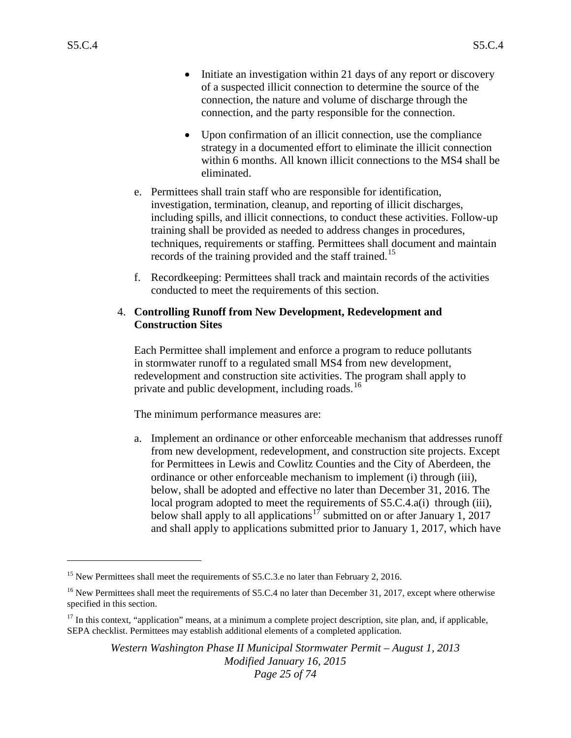- Initiate an investigation within 21 days of any report or discovery of a suspected illicit connection to determine the source of the connection, the nature and volume of discharge through the connection, and the party responsible for the connection.

- Upon confirmation of an illicit connection, use the compliance strategy in a documented effort to eliminate the illicit connection within 6 months. All known illicit connections to the MS4 shall be eliminated.

e. Permittees shall train staff who are responsible for identification, investigation, termination, cleanup, and reporting of illicit discharges, including spills, and illicit connections, to conduct these activities. Follow-up training shall be provided as needed to address changes in procedures, techniques, requirements or staffing. Permittees shall document and maintain records of the training provided and the staff trained.[15]

f. Recordkeeping: Permittees shall track and maintain records of the activities conducted to meet the requirements of this section.

4. **Controlling Runoff from New Development, Redevelopment and Construction Sites**

   Each Permittee shall implement and enforce a program to reduce pollutants in stormwater runoff to a regulated small MS4 from new development, redevelopment and construction site activities. The program shall apply to private and public development, including roads.[16]

   The minimum performance measures are:

   a. Implement an ordinance or other enforceable mechanism that addresses runoff from new development, redevelopment, and construction site projects. Except for Permittees in Lewis and Cowlitz Counties and the City of Aberdeen, the ordinance or other enforceable mechanism to implement (i) through (iii), below, shall be adopted and effective no later than December 31, 2016. The local program adopted to meet the requirements of S5.C.4.a(i) through (iii), below shall apply to all applications[17] submitted on or after January 1, 2017 and shall apply to applications submitted prior to January 1, 2017, which have

---

[15] New Permittees shall meet the requirements of S5.C.3.e no later than February 2, 2016.

[16] New Permittees shall meet the requirements of S5.C.4 no later than December 31, 2017, except where otherwise specified in this section.

[17] In this context, "application" means, at a minimum a complete project description, site plan, and, if applicable, SEPA checklist. Permittees may establish additional elements of a completed application.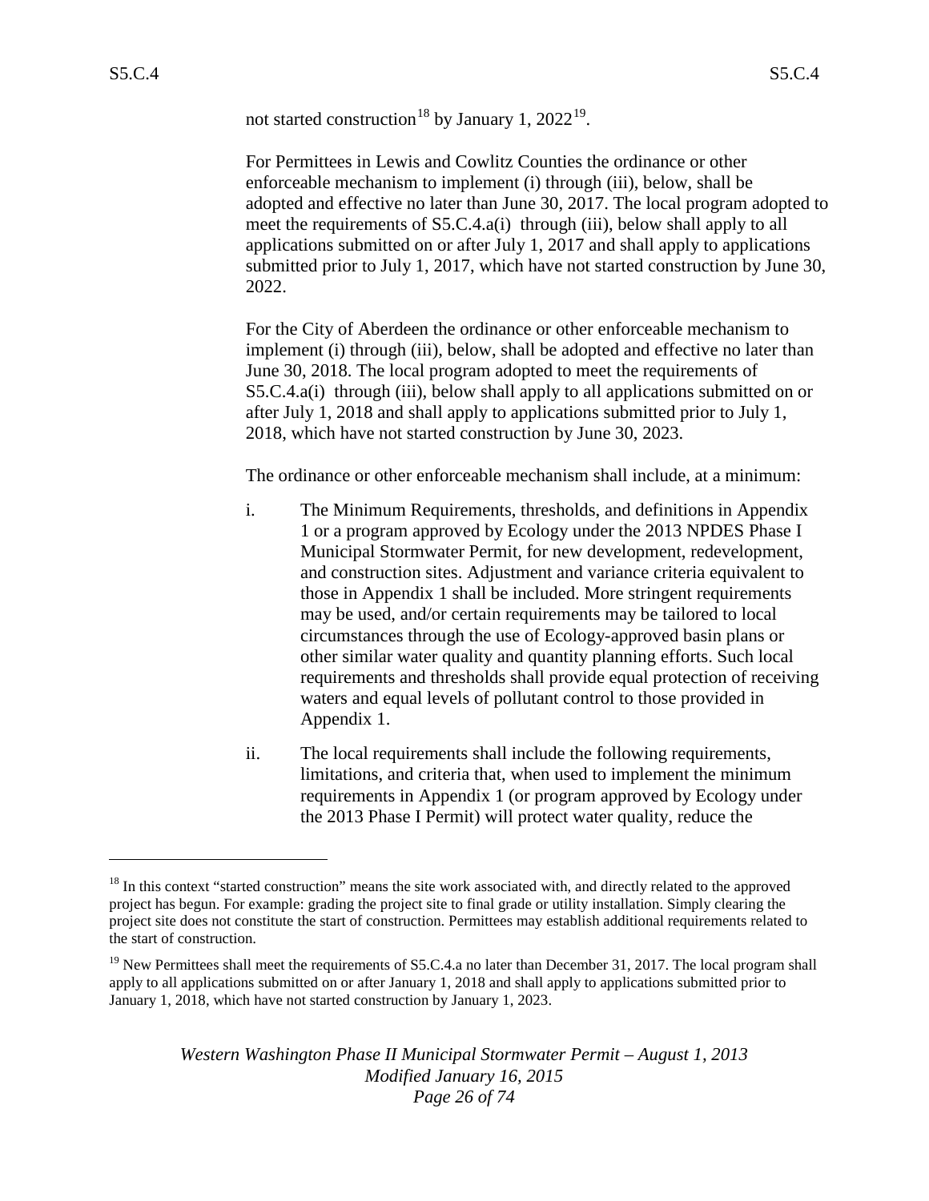not started construction[18] by January 1, 2022[19].

For Permittees in Lewis and Cowlitz Counties the ordinance or other enforceable mechanism to implement (i) through (iii), below, shall be adopted and effective no later than June 30, 2017. The local program adopted to meet the requirements of S5.C.4.a(i) through (iii), below shall apply to all applications submitted on or after July 1, 2017 and shall apply to applications submitted prior to July 1, 2017, which have not started construction by June 30, 2022.

For the City of Aberdeen the ordinance or other enforceable mechanism to implement (i) through (iii), below, shall be adopted and effective no later than June 30, 2018. The local program adopted to meet the requirements of S5.C.4.a(i) through (iii), below shall apply to all applications submitted on or after July 1, 2018 and shall apply to applications submitted prior to July 1, 2018, which have not started construction by June 30, 2023.

The ordinance or other enforceable mechanism shall include, at a minimum:

i. The Minimum Requirements, thresholds, and definitions in Appendix 1 or a program approved by Ecology under the 2013 NPDES Phase I Municipal Stormwater Permit, for new development, redevelopment, and construction sites. Adjustment and variance criteria equivalent to those in Appendix 1 shall be included. More stringent requirements may be used, and/or certain requirements may be tailored to local circumstances through the use of Ecology-approved basin plans or other similar water quality and quantity planning efforts. Such local requirements and thresholds shall provide equal protection of receiving waters and equal levels of pollutant control to those provided in Appendix 1.

ii. The local requirements shall include the following requirements, limitations, and criteria that, when used to implement the minimum requirements in Appendix 1 (or program approved by Ecology under the 2013 Phase I Permit) will protect water quality, reduce the

---

[18] In this context "started construction" means the site work associated with, and directly related to the approved project has begun. For example: grading the project site to final grade or utility installation. Simply clearing the project site does not constitute the start of construction. Permittees may establish additional requirements related to the start of construction.

[19] New Permittees shall meet the requirements of S5.C.4.a no later than December 31, 2017. The local program shall apply to all applications submitted on or after January 1, 2018 and shall apply to applications submitted prior to January 1, 2018, which have not started construction by January 1, 2023.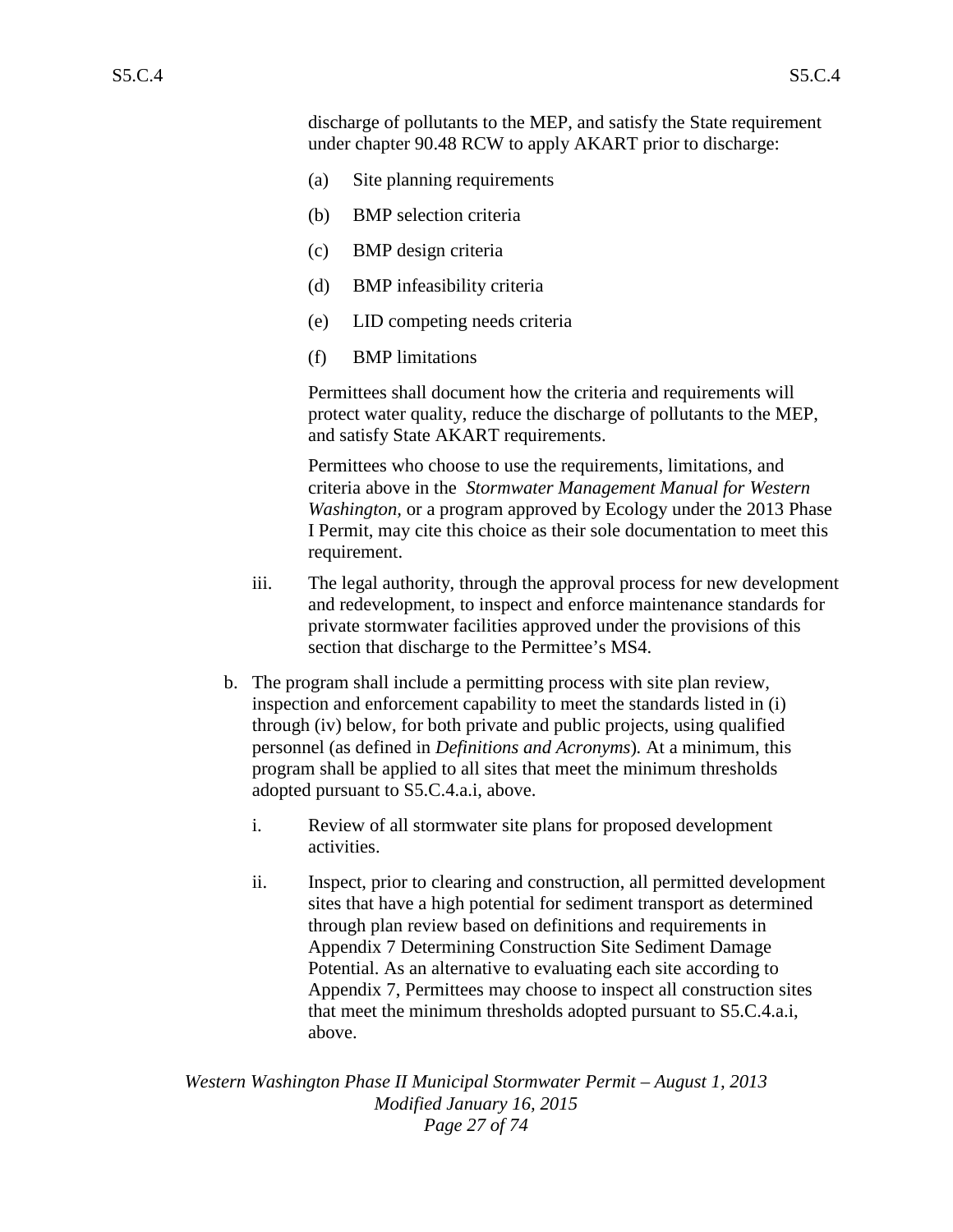discharge of pollutants to the MEP, and satisfy the State requirement under chapter 90.48 RCW to apply AKART prior to discharge:

(a) Site planning requirements

(b) BMP selection criteria

(c) BMP design criteria

(d) BMP infeasibility criteria

(e) LID competing needs criteria

(f) BMP limitations

Permittees shall document how the criteria and requirements will protect water quality, reduce the discharge of pollutants to the MEP, and satisfy State AKART requirements.

Permittees who choose to use the requirements, limitations, and criteria above in the *Stormwater Management Manual for Western Washington*, or a program approved by Ecology under the 2013 Phase I Permit, may cite this choice as their sole documentation to meet this requirement.

iii. The legal authority, through the approval process for new development and redevelopment, to inspect and enforce maintenance standards for private stormwater facilities approved under the provisions of this section that discharge to the Permittee's MS4.

b. The program shall include a permitting process with site plan review, inspection and enforcement capability to meet the standards listed in (i) through (iv) below, for both private and public projects, using qualified personnel (as defined in *Definitions and Acronyms*). At a minimum, this program shall be applied to all sites that meet the minimum thresholds adopted pursuant to S5.C.4.a.i, above.

i. Review of all stormwater site plans for proposed development activities.

ii. Inspect, prior to clearing and construction, all permitted development sites that have a high potential for sediment transport as determined through plan review based on definitions and requirements in Appendix 7 Determining Construction Site Sediment Damage Potential. As an alternative to evaluating each site according to Appendix 7, Permittees may choose to inspect all construction sites that meet the minimum thresholds adopted pursuant to S5.C.4.a.i, above.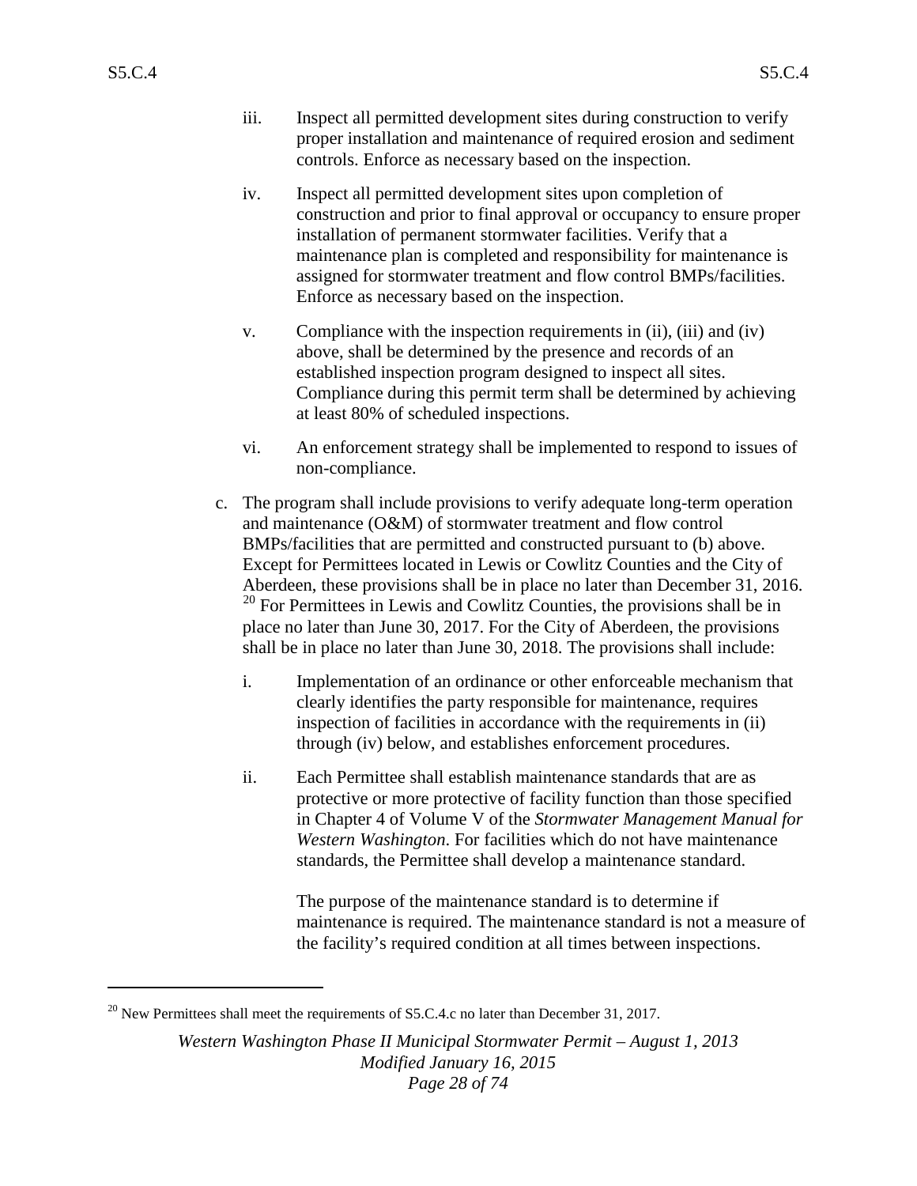iii. Inspect all permitted development sites during construction to verify proper installation and maintenance of required erosion and sediment controls. Enforce as necessary based on the inspection.

iv. Inspect all permitted development sites upon completion of construction and prior to final approval or occupancy to ensure proper installation of permanent stormwater facilities. Verify that a maintenance plan is completed and responsibility for maintenance is assigned for stormwater treatment and flow control BMPs/facilities. Enforce as necessary based on the inspection.

v. Compliance with the inspection requirements in (ii), (iii) and (iv) above, shall be determined by the presence and records of an established inspection program designed to inspect all sites. Compliance during this permit term shall be determined by achieving at least 80% of scheduled inspections.

vi. An enforcement strategy shall be implemented to respond to issues of non-compliance.

c. The program shall include provisions to verify adequate long-term operation and maintenance (O&M) of stormwater treatment and flow control BMPs/facilities that are permitted and constructed pursuant to (b) above. Except for Permittees located in Lewis or Cowlitz Counties and the City of Aberdeen, these provisions shall be in place no later than December 31, 2016.[20] For Permittees in Lewis and Cowlitz Counties, the provisions shall be in place no later than June 30, 2017. For the City of Aberdeen, the provisions shall be in place no later than June 30, 2018. The provisions shall include:

i. Implementation of an ordinance or other enforceable mechanism that clearly identifies the party responsible for maintenance, requires inspection of facilities in accordance with the requirements in (ii) through (iv) below, and establishes enforcement procedures.

ii. Each Permittee shall establish maintenance standards that are as protective or more protective of facility function than those specified in Chapter 4 of Volume V of the *Stormwater Management Manual for Western Washington*. For facilities which do not have maintenance standards, the Permittee shall develop a maintenance standard.

The purpose of the maintenance standard is to determine if maintenance is required. The maintenance standard is not a measure of the facility's required condition at all times between inspections.

[20] New Permittees shall meet the requirements of S5.C.4.c no later than December 31, 2017.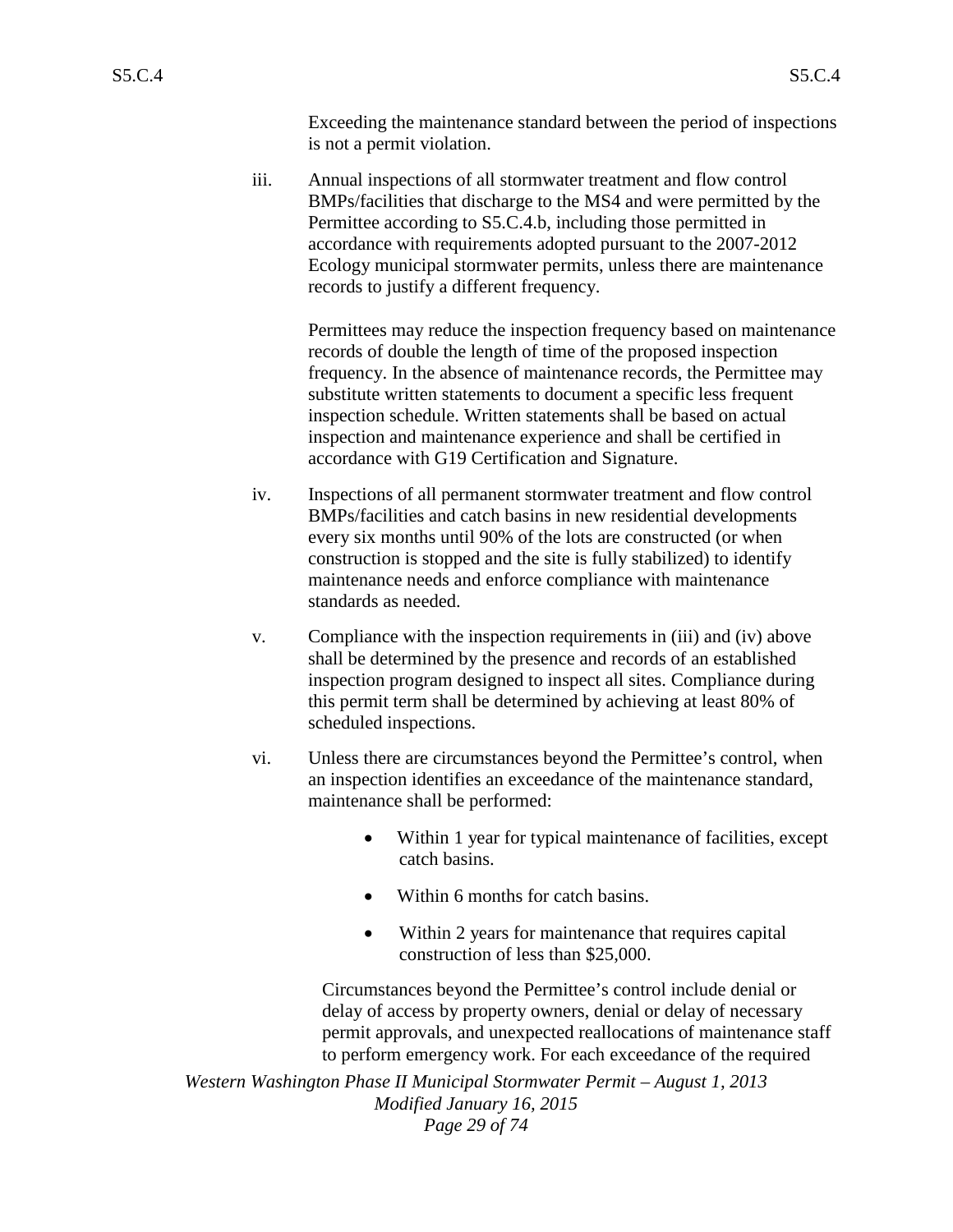Exceeding the maintenance standard between the period of inspections is not a permit violation.

iii. Annual inspections of all stormwater treatment and flow control BMPs/facilities that discharge to the MS4 and were permitted by the Permittee according to S5.C.4.b, including those permitted in accordance with requirements adopted pursuant to the 2007-2012 Ecology municipal stormwater permits, unless there are maintenance records to justify a different frequency.

   Permittees may reduce the inspection frequency based on maintenance records of double the length of time of the proposed inspection frequency. In the absence of maintenance records, the Permittee may substitute written statements to document a specific less frequent inspection schedule. Written statements shall be based on actual inspection and maintenance experience and shall be certified in accordance with G19 Certification and Signature.

iv. Inspections of all permanent stormwater treatment and flow control BMPs/facilities and catch basins in new residential developments every six months until 90% of the lots are constructed (or when construction is stopped and the site is fully stabilized) to identify maintenance needs and enforce compliance with maintenance standards as needed.

v. Compliance with the inspection requirements in (iii) and (iv) above shall be determined by the presence and records of an established inspection program designed to inspect all sites. Compliance during this permit term shall be determined by achieving at least 80% of scheduled inspections.

vi. Unless there are circumstances beyond the Permittee's control, when an inspection identifies an exceedance of the maintenance standard, maintenance shall be performed:

   - Within 1 year for typical maintenance of facilities, except catch basins.
   - Within 6 months for catch basins.
   - Within 2 years for maintenance that requires capital construction of less than $25,000.

   Circumstances beyond the Permittee's control include denial or delay of access by property owners, denial or delay of necessary permit approvals, and unexpected reallocations of maintenance staff to perform emergency work. For each exceedance of the required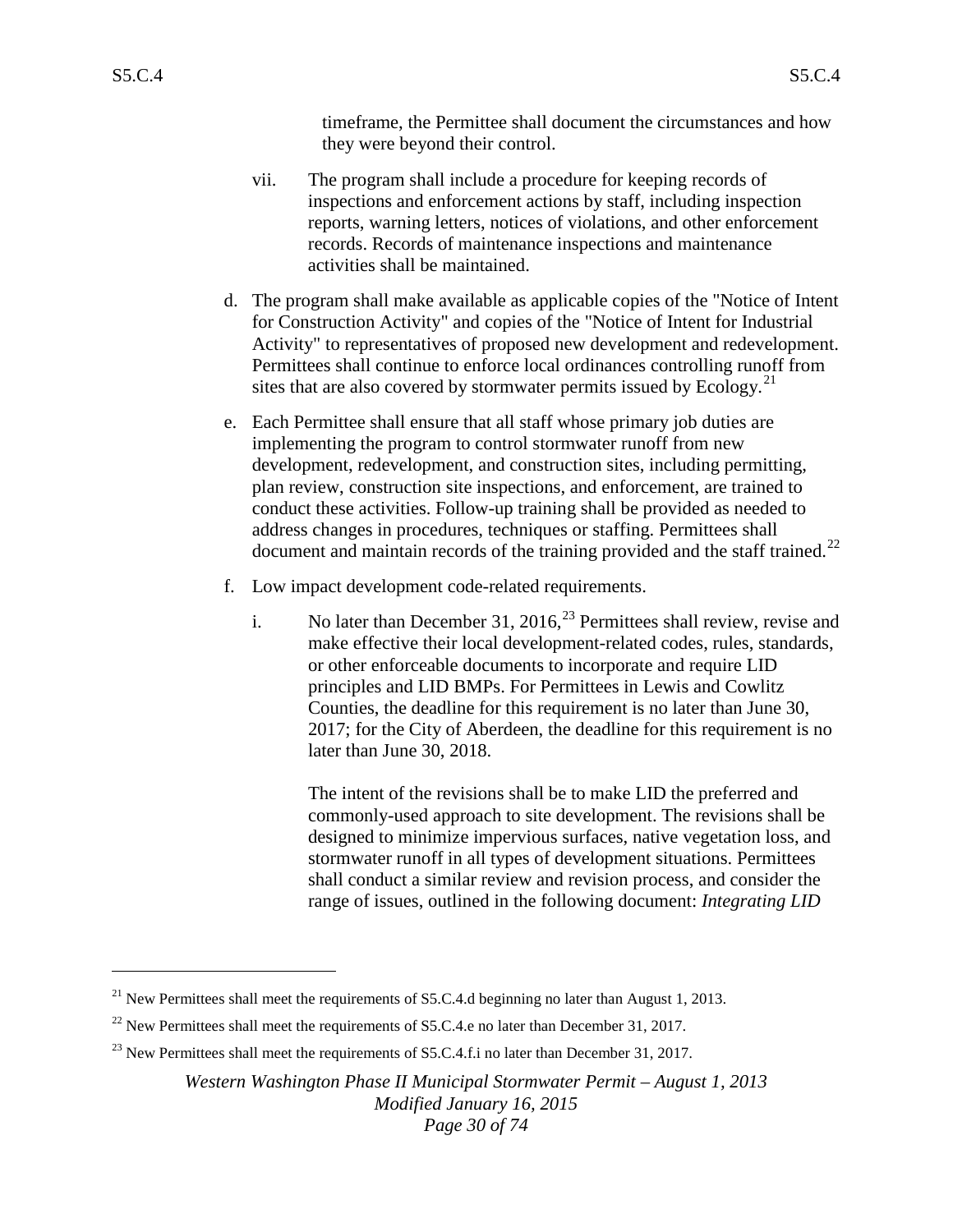timeframe, the Permittee shall document the circumstances and how they were beyond their control.

vii. The program shall include a procedure for keeping records of inspections and enforcement actions by staff, including inspection reports, warning letters, notices of violations, and other enforcement records. Records of maintenance inspections and maintenance activities shall be maintained.

d. The program shall make available as applicable copies of the "Notice of Intent for Construction Activity" and copies of the "Notice of Intent for Industrial Activity" to representatives of proposed new development and redevelopment. Permittees shall continue to enforce local ordinances controlling runoff from sites that are also covered by stormwater permits issued by Ecology.[21]

e. Each Permittee shall ensure that all staff whose primary job duties are implementing the program to control stormwater runoff from new development, redevelopment, and construction sites, including permitting, plan review, construction site inspections, and enforcement, are trained to conduct these activities. Follow-up training shall be provided as needed to address changes in procedures, techniques or staffing. Permittees shall document and maintain records of the training provided and the staff trained.[22]

f. Low impact development code-related requirements.

i. No later than December 31, 2016,[23] Permittees shall review, revise and make effective their local development-related codes, rules, standards, or other enforceable documents to incorporate and require LID principles and LID BMPs. For Permittees in Lewis and Cowlitz Counties, the deadline for this requirement is no later than June 30, 2017; for the City of Aberdeen, the deadline for this requirement is no later than June 30, 2018.

The intent of the revisions shall be to make LID the preferred and commonly-used approach to site development. The revisions shall be designed to minimize impervious surfaces, native vegetation loss, and stormwater runoff in all types of development situations. Permittees shall conduct a similar review and revision process, and consider the range of issues, outlined in the following document: *Integrating LID*

---

[21] New Permittees shall meet the requirements of S5.C.4.d beginning no later than August 1, 2013.

[22] New Permittees shall meet the requirements of S5.C.4.e no later than December 31, 2017.

[23] New Permittees shall meet the requirements of S5.C.4.f.i no later than December 31, 2017.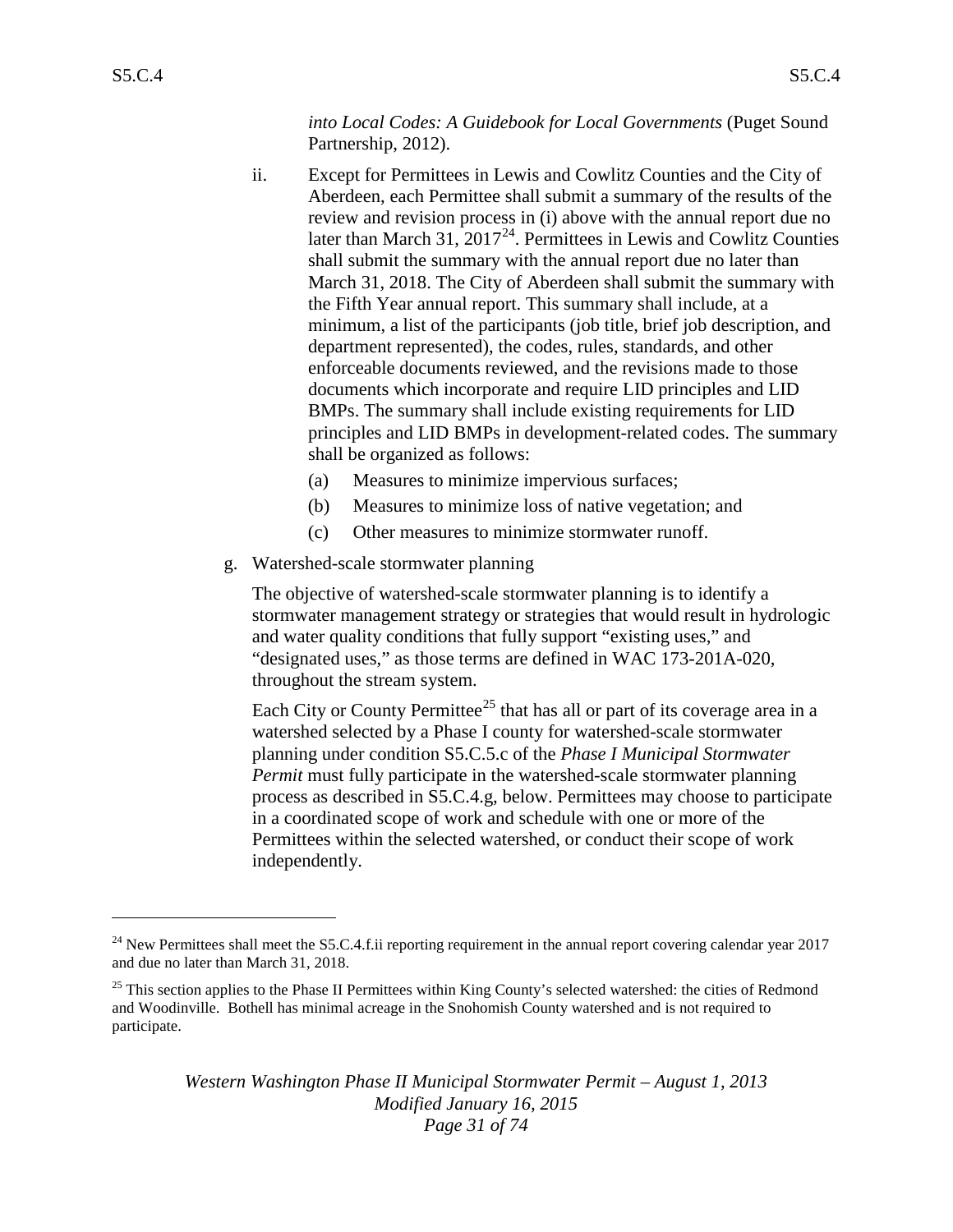*into Local Codes: A Guidebook for Local Governments* (Puget Sound Partnership, 2012).

ii. Except for Permittees in Lewis and Cowlitz Counties and the City of Aberdeen, each Permittee shall submit a summary of the results of the review and revision process in (i) above with the annual report due no later than March 31, 2017[24]. Permittees in Lewis and Cowlitz Counties shall submit the summary with the annual report due no later than March 31, 2018. The City of Aberdeen shall submit the summary with the Fifth Year annual report. This summary shall include, at a minimum, a list of the participants (job title, brief job description, and department represented), the codes, rules, standards, and other enforceable documents reviewed, and the revisions made to those documents which incorporate and require LID principles and LID BMPs. The summary shall include existing requirements for LID principles and LID BMPs in development-related codes. The summary shall be organized as follows:

(a) Measures to minimize impervious surfaces;

(b) Measures to minimize loss of native vegetation; and

(c) Other measures to minimize stormwater runoff.

g. Watershed-scale stormwater planning

The objective of watershed-scale stormwater planning is to identify a stormwater management strategy or strategies that would result in hydrologic and water quality conditions that fully support "existing uses," and "designated uses," as those terms are defined in WAC 173-201A-020, throughout the stream system.

Each City or County Permittee[25] that has all or part of its coverage area in a watershed selected by a Phase I county for watershed-scale stormwater planning under condition S5.C.5.c of the *Phase I Municipal Stormwater Permit* must fully participate in the watershed-scale stormwater planning process as described in S5.C.4.g, below. Permittees may choose to participate in a coordinated scope of work and schedule with one or more of the Permittees within the selected watershed, or conduct their scope of work independently.

---

[24] New Permittees shall meet the S5.C.4.f.ii reporting requirement in the annual report covering calendar year 2017 and due no later than March 31, 2018.

[25] This section applies to the Phase II Permittees within King County's selected watershed: the cities of Redmond and Woodinville. Bothell has minimal acreage in the Snohomish County watershed and is not required to participate.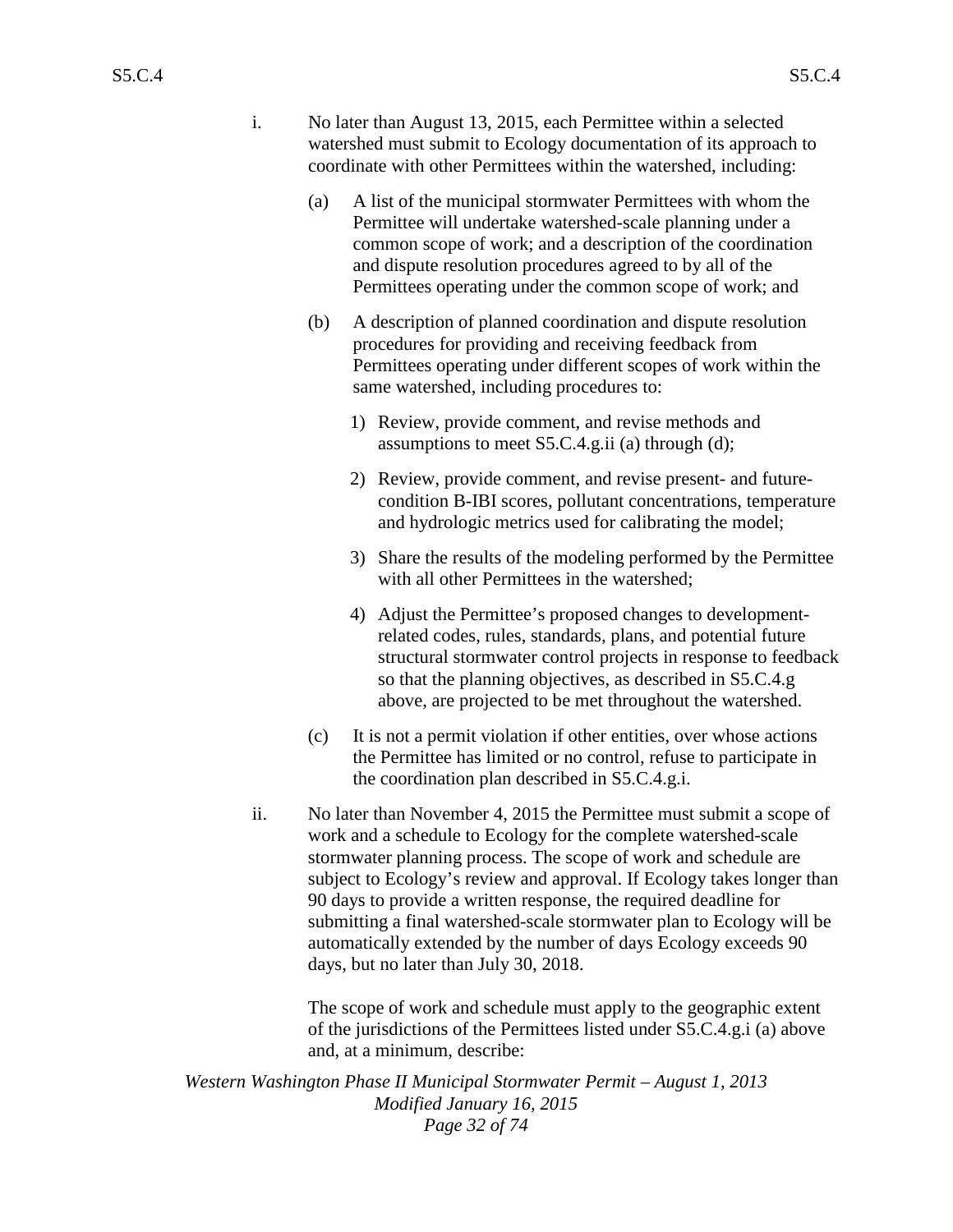i. No later than August 13, 2015, each Permittee within a selected watershed must submit to Ecology documentation of its approach to coordinate with other Permittees within the watershed, including:

   (a) A list of the municipal stormwater Permittees with whom the Permittee will undertake watershed-scale planning under a common scope of work; and a description of the coordination and dispute resolution procedures agreed to by all of the Permittees operating under the common scope of work; and

   (b) A description of planned coordination and dispute resolution procedures for providing and receiving feedback from Permittees operating under different scopes of work within the same watershed, including procedures to:

      1) Review, provide comment, and revise methods and assumptions to meet S5.C.4.g.ii (a) through (d);

      2) Review, provide comment, and revise present- and future-condition B-IBI scores, pollutant concentrations, temperature and hydrologic metrics used for calibrating the model;

      3) Share the results of the modeling performed by the Permittee with all other Permittees in the watershed;

      4) Adjust the Permittee's proposed changes to development-related codes, rules, standards, plans, and potential future structural stormwater control projects in response to feedback so that the planning objectives, as described in S5.C.4.g above, are projected to be met throughout the watershed.

   (c) It is not a permit violation if other entities, over whose actions the Permittee has limited or no control, refuse to participate in the coordination plan described in S5.C.4.g.i.

ii. No later than November 4, 2015 the Permittee must submit a scope of work and a schedule to Ecology for the complete watershed-scale stormwater planning process. The scope of work and schedule are subject to Ecology's review and approval. If Ecology takes longer than 90 days to provide a written response, the required deadline for submitting a final watershed-scale stormwater plan to Ecology will be automatically extended by the number of days Ecology exceeds 90 days, but no later than July 30, 2018.

   The scope of work and schedule must apply to the geographic extent of the jurisdictions of the Permittees listed under S5.C.4.g.i (a) above and, at a minimum, describe: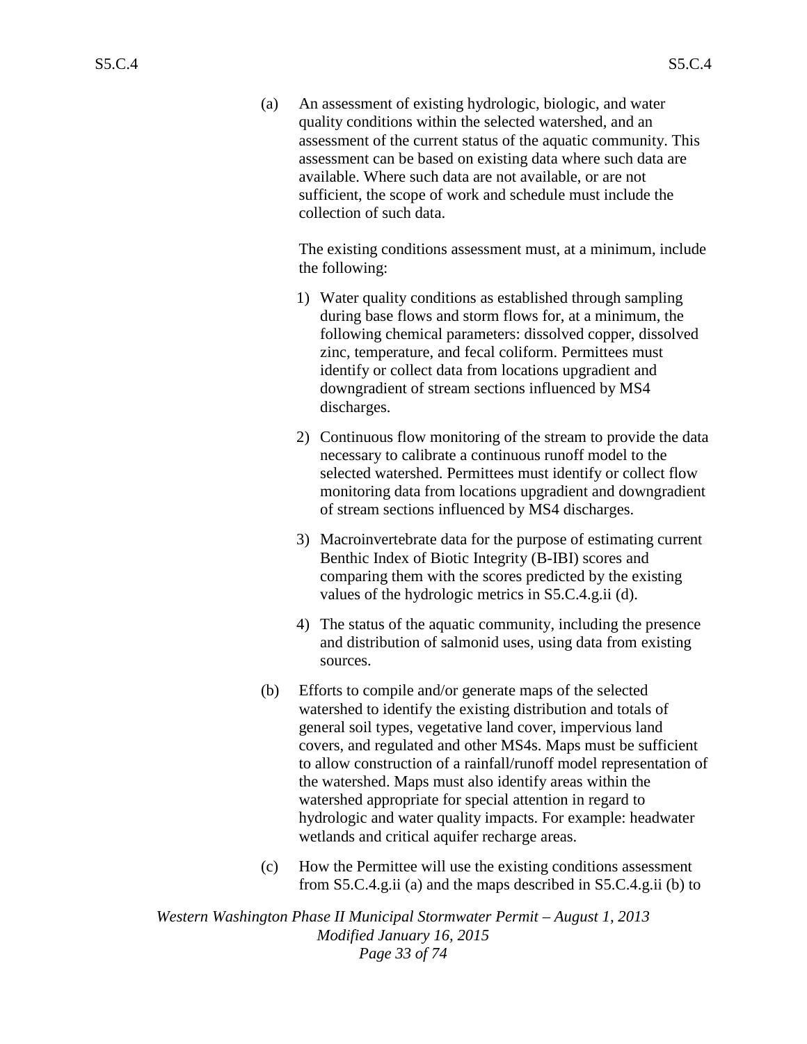(a) An assessment of existing hydrologic, biologic, and water quality conditions within the selected watershed, and an assessment of the current status of the aquatic community. This assessment can be based on existing data where such data are available. Where such data are not available, or are not sufficient, the scope of work and schedule must include the collection of such data.

The existing conditions assessment must, at a minimum, include the following:

1) Water quality conditions as established through sampling during base flows and storm flows for, at a minimum, the following chemical parameters: dissolved copper, dissolved zinc, temperature, and fecal coliform. Permittees must identify or collect data from locations upgradient and downgradient of stream sections influenced by MS4 discharges.

2) Continuous flow monitoring of the stream to provide the data necessary to calibrate a continuous runoff model to the selected watershed. Permittees must identify or collect flow monitoring data from locations upgradient and downgradient of stream sections influenced by MS4 discharges.

3) Macroinvertebrate data for the purpose of estimating current Benthic Index of Biotic Integrity (B-IBI) scores and comparing them with the scores predicted by the existing values of the hydrologic metrics in S5.C.4.g.ii (d).

4) The status of the aquatic community, including the presence and distribution of salmonid uses, using data from existing sources.

(b) Efforts to compile and/or generate maps of the selected watershed to identify the existing distribution and totals of general soil types, vegetative land cover, impervious land covers, and regulated and other MS4s. Maps must be sufficient to allow construction of a rainfall/runoff model representation of the watershed. Maps must also identify areas within the watershed appropriate for special attention in regard to hydrologic and water quality impacts. For example: headwater wetlands and critical aquifer recharge areas.

(c) How the Permittee will use the existing conditions assessment from S5.C.4.g.ii (a) and the maps described in S5.C.4.g.ii (b) to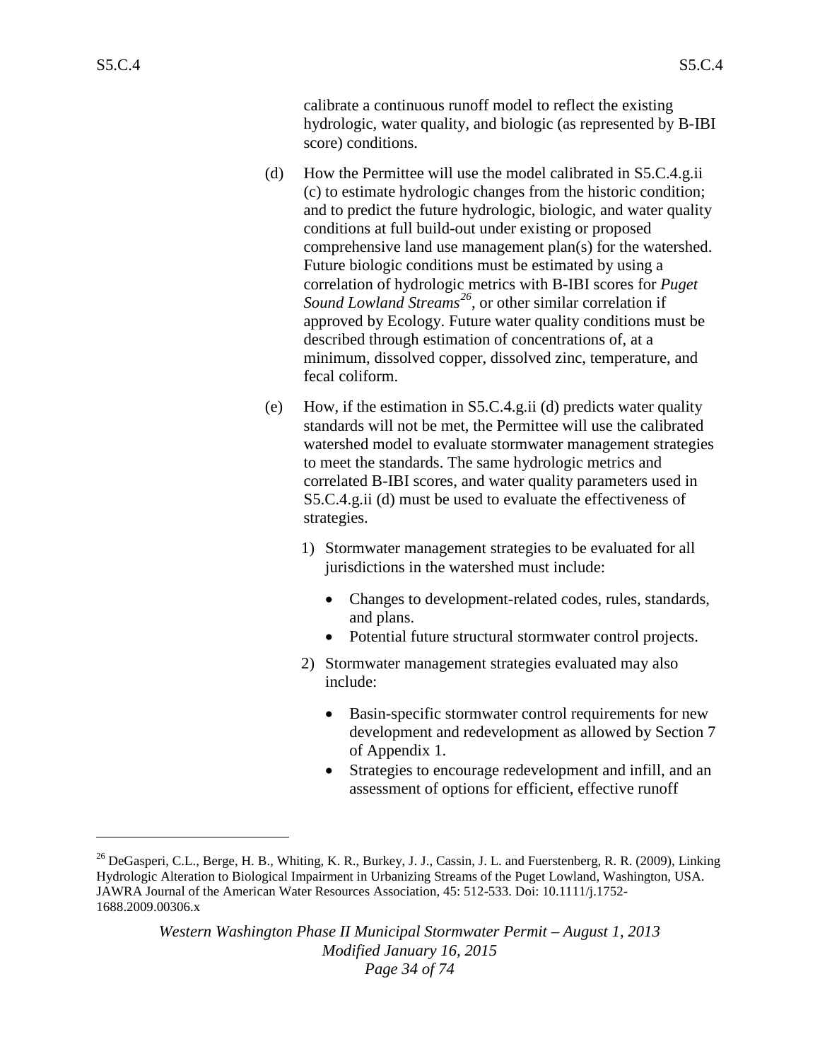calibrate a continuous runoff model to reflect the existing hydrologic, water quality, and biologic (as represented by B-IBI score) conditions.

(d) How the Permittee will use the model calibrated in S5.C.4.g.ii (c) to estimate hydrologic changes from the historic condition; and to predict the future hydrologic, biologic, and water quality conditions at full build-out under existing or proposed comprehensive land use management plan(s) for the watershed. Future biologic conditions must be estimated by using a correlation of hydrologic metrics with B-IBI scores for *Puget Sound Lowland Streams*[26], or other similar correlation if approved by Ecology. Future water quality conditions must be described through estimation of concentrations of, at a minimum, dissolved copper, dissolved zinc, temperature, and fecal coliform.

(e) How, if the estimation in S5.C.4.g.ii (d) predicts water quality standards will not be met, the Permittee will use the calibrated watershed model to evaluate stormwater management strategies to meet the standards. The same hydrologic metrics and correlated B-IBI scores, and water quality parameters used in S5.C.4.g.ii (d) must be used to evaluate the effectiveness of strategies.

1) Stormwater management strategies to be evaluated for all jurisdictions in the watershed must include:

- Changes to development-related codes, rules, standards, and plans.
- Potential future structural stormwater control projects.

2) Stormwater management strategies evaluated may also include:

- Basin-specific stormwater control requirements for new development and redevelopment as allowed by Section 7 of Appendix 1.
- Strategies to encourage redevelopment and infill, and an assessment of options for efficient, effective runoff

---

[26] DeGasperi, C.L., Berge, H. B., Whiting, K. R., Burkey, J. J., Cassin, J. L. and Fuerstenberg, R. R. (2009), Linking Hydrologic Alteration to Biological Impairment in Urbanizing Streams of the Puget Lowland, Washington, USA. JAWRA Journal of the American Water Resources Association, 45: 512-533. Doi: 10.1111/j.1752-1688.2009.00306.x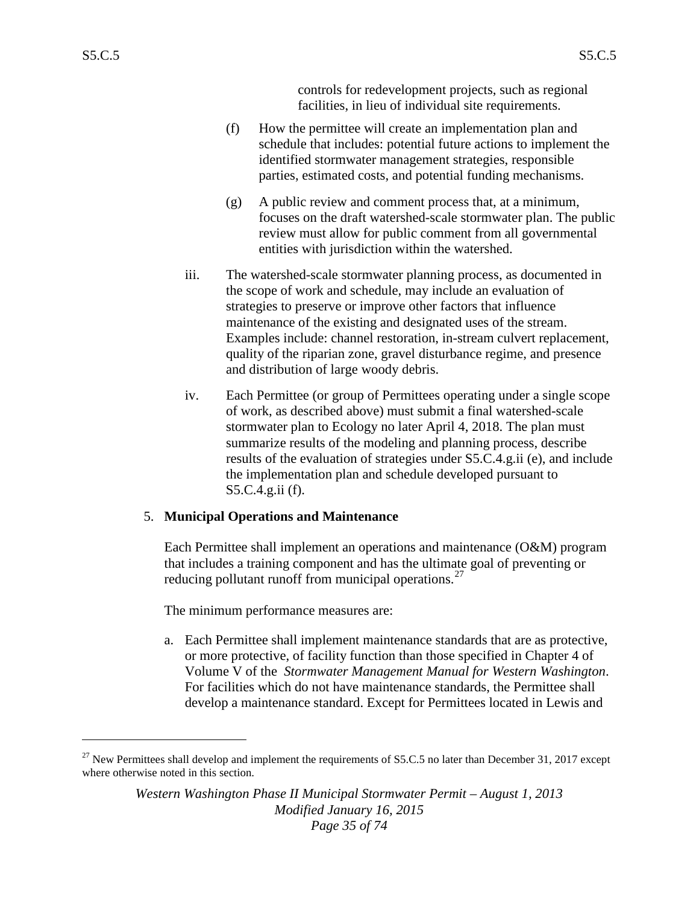controls for redevelopment projects, such as regional facilities, in lieu of individual site requirements.

(f) How the permittee will create an implementation plan and schedule that includes: potential future actions to implement the identified stormwater management strategies, responsible parties, estimated costs, and potential funding mechanisms.

(g) A public review and comment process that, at a minimum, focuses on the draft watershed-scale stormwater plan. The public review must allow for public comment from all governmental entities with jurisdiction within the watershed.

iii. The watershed-scale stormwater planning process, as documented in the scope of work and schedule, may include an evaluation of strategies to preserve or improve other factors that influence maintenance of the existing and designated uses of the stream. Examples include: channel restoration, in-stream culvert replacement, quality of the riparian zone, gravel disturbance regime, and presence and distribution of large woody debris.

iv. Each Permittee (or group of Permittees operating under a single scope of work, as described above) must submit a final watershed-scale stormwater plan to Ecology no later April 4, 2018. The plan must summarize results of the modeling and planning process, describe results of the evaluation of strategies under S5.C.4.g.ii (e), and include the implementation plan and schedule developed pursuant to S5.C.4.g.ii (f).

5. **Municipal Operations and Maintenance**

Each Permittee shall implement an operations and maintenance (O&M) program that includes a training component and has the ultimate goal of preventing or reducing pollutant runoff from municipal operations.[27]

The minimum performance measures are:

a. Each Permittee shall implement maintenance standards that are as protective, or more protective, of facility function than those specified in Chapter 4 of Volume V of the *Stormwater Management Manual for Western Washington*. For facilities which do not have maintenance standards, the Permittee shall develop a maintenance standard. Except for Permittees located in Lewis and

[27] New Permittees shall develop and implement the requirements of S5.C.5 no later than December 31, 2017 except where otherwise noted in this section.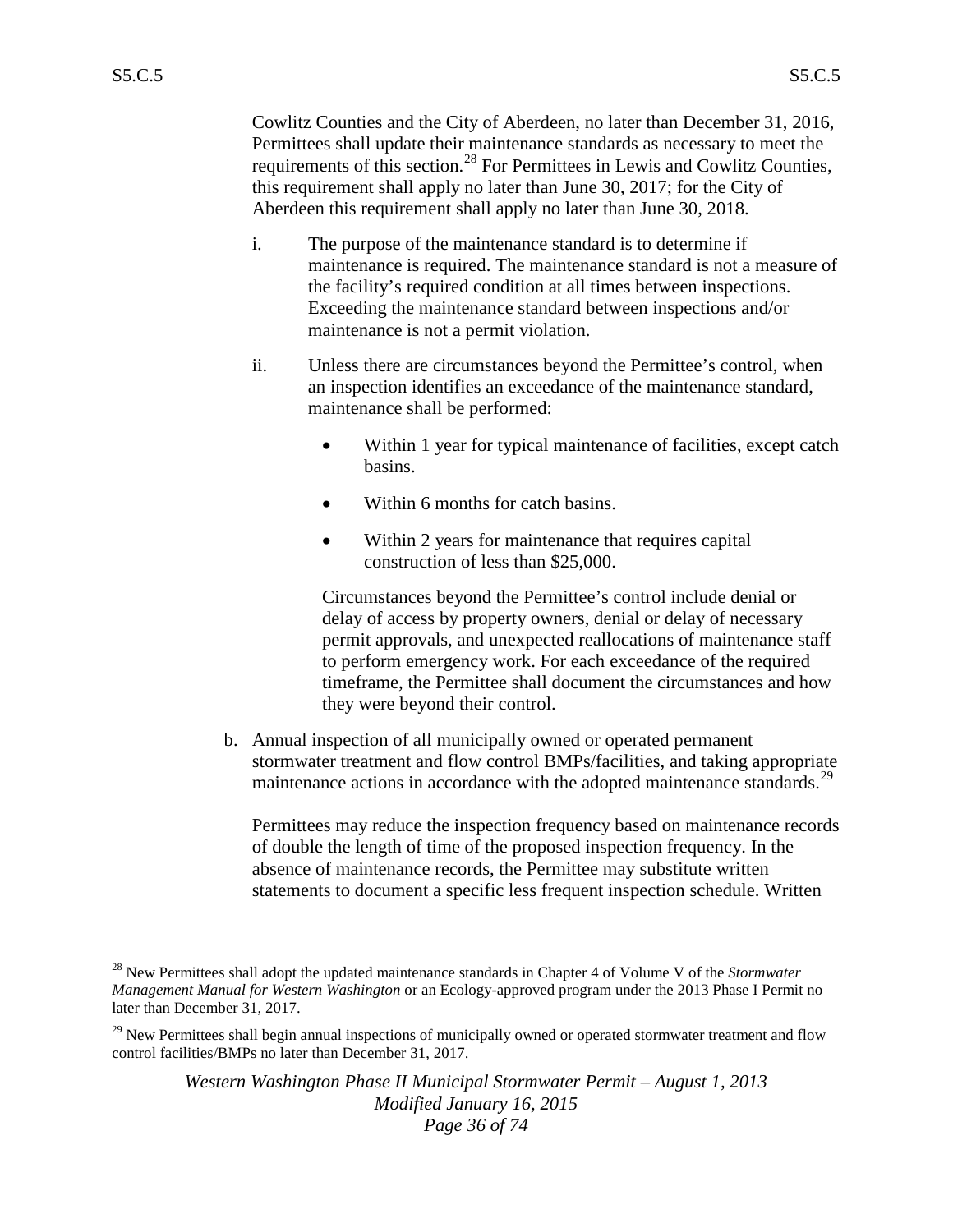Cowlitz Counties and the City of Aberdeen, no later than December 31, 2016, Permittees shall update their maintenance standards as necessary to meet the requirements of this section.[28] For Permittees in Lewis and Cowlitz Counties, this requirement shall apply no later than June 30, 2017; for the City of Aberdeen this requirement shall apply no later than June 30, 2018.

i. The purpose of the maintenance standard is to determine if maintenance is required. The maintenance standard is not a measure of the facility's required condition at all times between inspections. Exceeding the maintenance standard between inspections and/or maintenance is not a permit violation.

ii. Unless there are circumstances beyond the Permittee's control, when an inspection identifies an exceedance of the maintenance standard, maintenance shall be performed:

- Within 1 year for typical maintenance of facilities, except catch basins.
- Within 6 months for catch basins.
- Within 2 years for maintenance that requires capital construction of less than $25,000.

Circumstances beyond the Permittee's control include denial or delay of access by property owners, denial or delay of necessary permit approvals, and unexpected reallocations of maintenance staff to perform emergency work. For each exceedance of the required timeframe, the Permittee shall document the circumstances and how they were beyond their control.

b. Annual inspection of all municipally owned or operated permanent stormwater treatment and flow control BMPs/facilities, and taking appropriate maintenance actions in accordance with the adopted maintenance standards.[29]

Permittees may reduce the inspection frequency based on maintenance records of double the length of time of the proposed inspection frequency. In the absence of maintenance records, the Permittee may substitute written statements to document a specific less frequent inspection schedule. Written

---

[28] New Permittees shall adopt the updated maintenance standards in Chapter 4 of Volume V of the *Stormwater Management Manual for Western Washington* or an Ecology-approved program under the 2013 Phase I Permit no later than December 31, 2017.

[29] New Permittees shall begin annual inspections of municipally owned or operated stormwater treatment and flow control facilities/BMPs no later than December 31, 2017.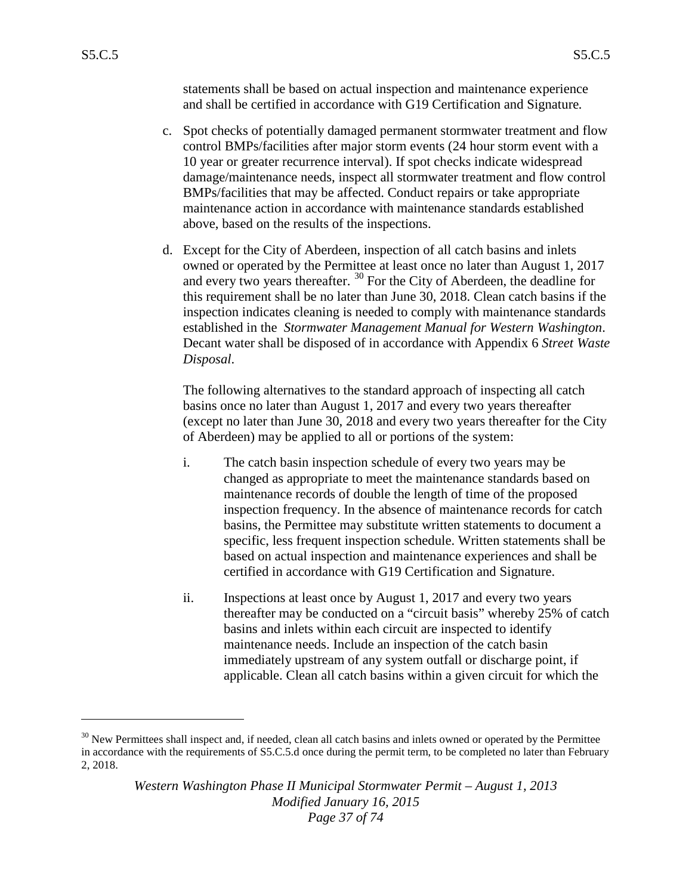statements shall be based on actual inspection and maintenance experience and shall be certified in accordance with G19 Certification and Signature.

c. Spot checks of potentially damaged permanent stormwater treatment and flow control BMPs/facilities after major storm events (24 hour storm event with a 10 year or greater recurrence interval). If spot checks indicate widespread damage/maintenance needs, inspect all stormwater treatment and flow control BMPs/facilities that may be affected. Conduct repairs or take appropriate maintenance action in accordance with maintenance standards established above, based on the results of the inspections.

d. Except for the City of Aberdeen, inspection of all catch basins and inlets owned or operated by the Permittee at least once no later than August 1, 2017 and every two years thereafter. [30] For the City of Aberdeen, the deadline for this requirement shall be no later than June 30, 2018. Clean catch basins if the inspection indicates cleaning is needed to comply with maintenance standards established in the *Stormwater Management Manual for Western Washington*. Decant water shall be disposed of in accordance with Appendix 6 *Street Waste Disposal*.

   The following alternatives to the standard approach of inspecting all catch basins once no later than August 1, 2017 and every two years thereafter (except no later than June 30, 2018 and every two years thereafter for the City of Aberdeen) may be applied to all or portions of the system:

   i. The catch basin inspection schedule of every two years may be changed as appropriate to meet the maintenance standards based on maintenance records of double the length of time of the proposed inspection frequency. In the absence of maintenance records for catch basins, the Permittee may substitute written statements to document a specific, less frequent inspection schedule. Written statements shall be based on actual inspection and maintenance experiences and shall be certified in accordance with G19 Certification and Signature.

   ii. Inspections at least once by August 1, 2017 and every two years thereafter may be conducted on a "circuit basis" whereby 25% of catch basins and inlets within each circuit are inspected to identify maintenance needs. Include an inspection of the catch basin immediately upstream of any system outfall or discharge point, if applicable. Clean all catch basins within a given circuit for which the

[30] New Permittees shall inspect and, if needed, clean all catch basins and inlets owned or operated by the Permittee in accordance with the requirements of S5.C.5.d once during the permit term, to be completed no later than February 2, 2018.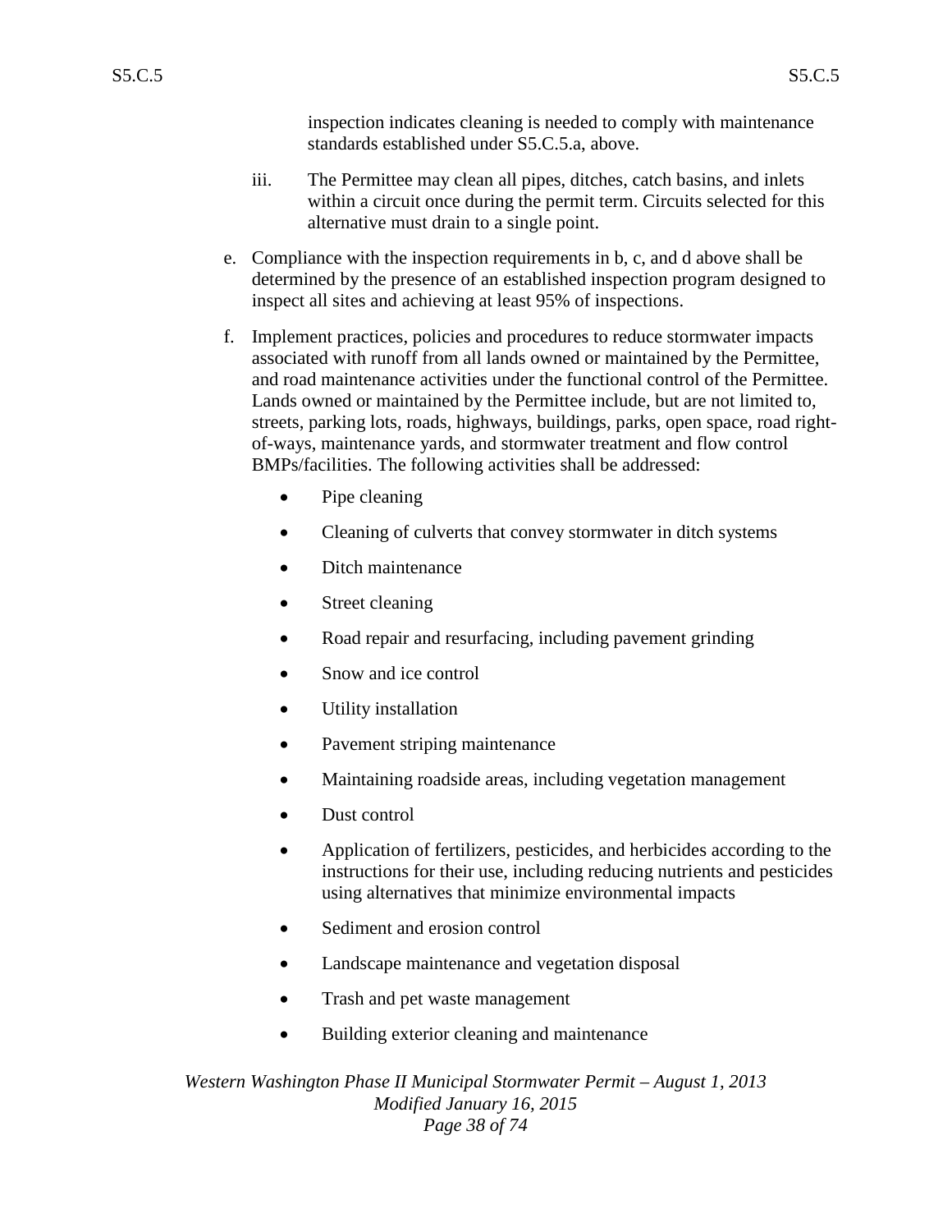inspection indicates cleaning is needed to comply with maintenance standards established under S5.C.5.a, above.

iii. The Permittee may clean all pipes, ditches, catch basins, and inlets within a circuit once during the permit term. Circuits selected for this alternative must drain to a single point.

e. Compliance with the inspection requirements in b, c, and d above shall be determined by the presence of an established inspection program designed to inspect all sites and achieving at least 95% of inspections.

f. Implement practices, policies and procedures to reduce stormwater impacts associated with runoff from all lands owned or maintained by the Permittee, and road maintenance activities under the functional control of the Permittee. Lands owned or maintained by the Permittee include, but are not limited to, streets, parking lots, roads, highways, buildings, parks, open space, road right-of-ways, maintenance yards, and stormwater treatment and flow control BMPs/facilities. The following activities shall be addressed:

- Pipe cleaning
- Cleaning of culverts that convey stormwater in ditch systems
- Ditch maintenance
- Street cleaning
- Road repair and resurfacing, including pavement grinding
- Snow and ice control
- Utility installation
- Pavement striping maintenance
- Maintaining roadside areas, including vegetation management
- Dust control
- Application of fertilizers, pesticides, and herbicides according to the instructions for their use, including reducing nutrients and pesticides using alternatives that minimize environmental impacts
- Sediment and erosion control
- Landscape maintenance and vegetation disposal
- Trash and pet waste management
- Building exterior cleaning and maintenance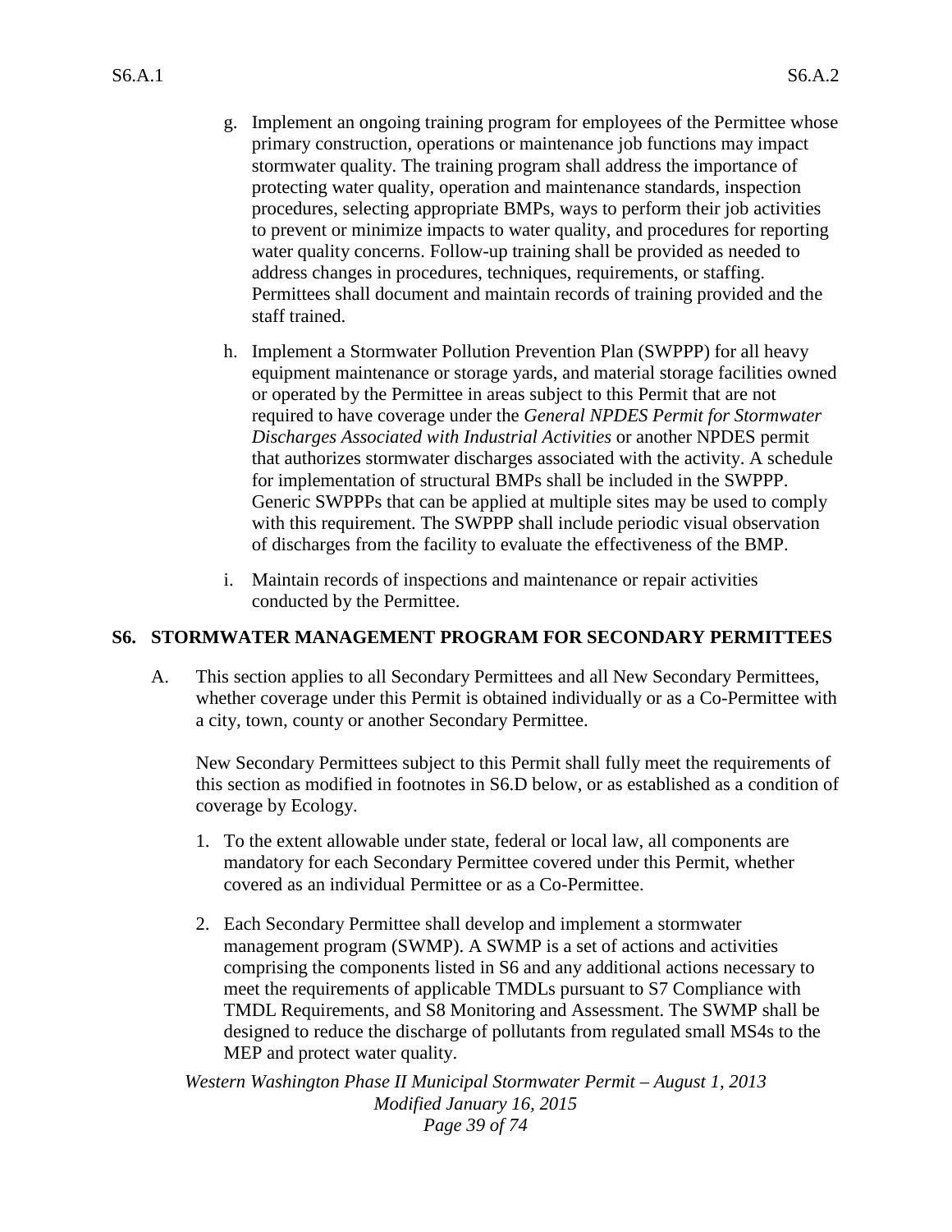g. Implement an ongoing training program for employees of the Permittee whose primary construction, operations or maintenance job functions may impact stormwater quality. The training program shall address the importance of protecting water quality, operation and maintenance standards, inspection procedures, selecting appropriate BMPs, ways to perform their job activities to prevent or minimize impacts to water quality, and procedures for reporting water quality concerns. Follow-up training shall be provided as needed to address changes in procedures, techniques, requirements, or staffing. Permittees shall document and maintain records of training provided and the staff trained.

h. Implement a Stormwater Pollution Prevention Plan (SWPPP) for all heavy equipment maintenance or storage yards, and material storage facilities owned or operated by the Permittee in areas subject to this Permit that are not required to have coverage under the *General NPDES Permit for Stormwater Discharges Associated with Industrial Activities* or another NPDES permit that authorizes stormwater discharges associated with the activity. A schedule for implementation of structural BMPs shall be included in the SWPPP. Generic SWPPPs that can be applied at multiple sites may be used to comply with this requirement. The SWPPP shall include periodic visual observation of discharges from the facility to evaluate the effectiveness of the BMP.

i. Maintain records of inspections and maintenance or repair activities conducted by the Permittee.

## S6. STORMWATER MANAGEMENT PROGRAM FOR SECONDARY PERMITTEES

A. This section applies to all Secondary Permittees and all New Secondary Permittees, whether coverage under this Permit is obtained individually or as a Co-Permittee with a city, town, county or another Secondary Permittee.

New Secondary Permittees subject to this Permit shall fully meet the requirements of this section as modified in footnotes in S6.D below, or as established as a condition of coverage by Ecology.

1. To the extent allowable under state, federal or local law, all components are mandatory for each Secondary Permittee covered under this Permit, whether covered as an individual Permittee or as a Co-Permittee.

2. Each Secondary Permittee shall develop and implement a stormwater management program (SWMP). A SWMP is a set of actions and activities comprising the components listed in S6 and any additional actions necessary to meet the requirements of applicable TMDLs pursuant to S7 Compliance with TMDL Requirements, and S8 Monitoring and Assessment. The SWMP shall be designed to reduce the discharge of pollutants from regulated small MS4s to the MEP and protect water quality.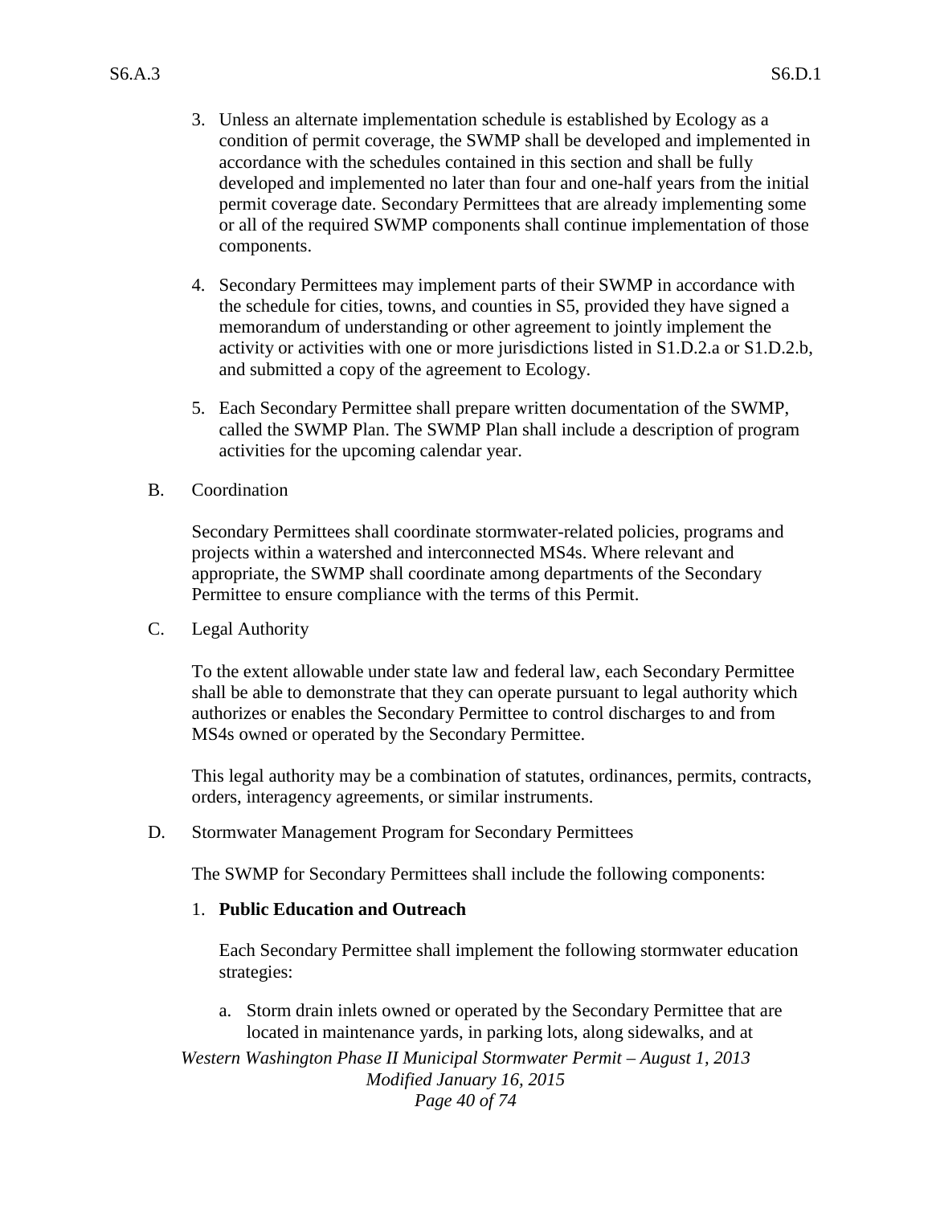3. Unless an alternate implementation schedule is established by Ecology as a condition of permit coverage, the SWMP shall be developed and implemented in accordance with the schedules contained in this section and shall be fully developed and implemented no later than four and one-half years from the initial permit coverage date. Secondary Permittees that are already implementing some or all of the required SWMP components shall continue implementation of those components.

4. Secondary Permittees may implement parts of their SWMP in accordance with the schedule for cities, towns, and counties in S5, provided they have signed a memorandum of understanding or other agreement to jointly implement the activity or activities with one or more jurisdictions listed in S1.D.2.a or S1.D.2.b, and submitted a copy of the agreement to Ecology.

5. Each Secondary Permittee shall prepare written documentation of the SWMP, called the SWMP Plan. The SWMP Plan shall include a description of program activities for the upcoming calendar year.

B. Coordination

Secondary Permittees shall coordinate stormwater-related policies, programs and projects within a watershed and interconnected MS4s. Where relevant and appropriate, the SWMP shall coordinate among departments of the Secondary Permittee to ensure compliance with the terms of this Permit.

C. Legal Authority

To the extent allowable under state law and federal law, each Secondary Permittee shall be able to demonstrate that they can operate pursuant to legal authority which authorizes or enables the Secondary Permittee to control discharges to and from MS4s owned or operated by the Secondary Permittee.

This legal authority may be a combination of statutes, ordinances, permits, contracts, orders, interagency agreements, or similar instruments.

D. Stormwater Management Program for Secondary Permittees

The SWMP for Secondary Permittees shall include the following components:

1. **Public Education and Outreach**

   Each Secondary Permittee shall implement the following stormwater education strategies:

   a. Storm drain inlets owned or operated by the Secondary Permittee that are located in maintenance yards, in parking lots, along sidewalks, and at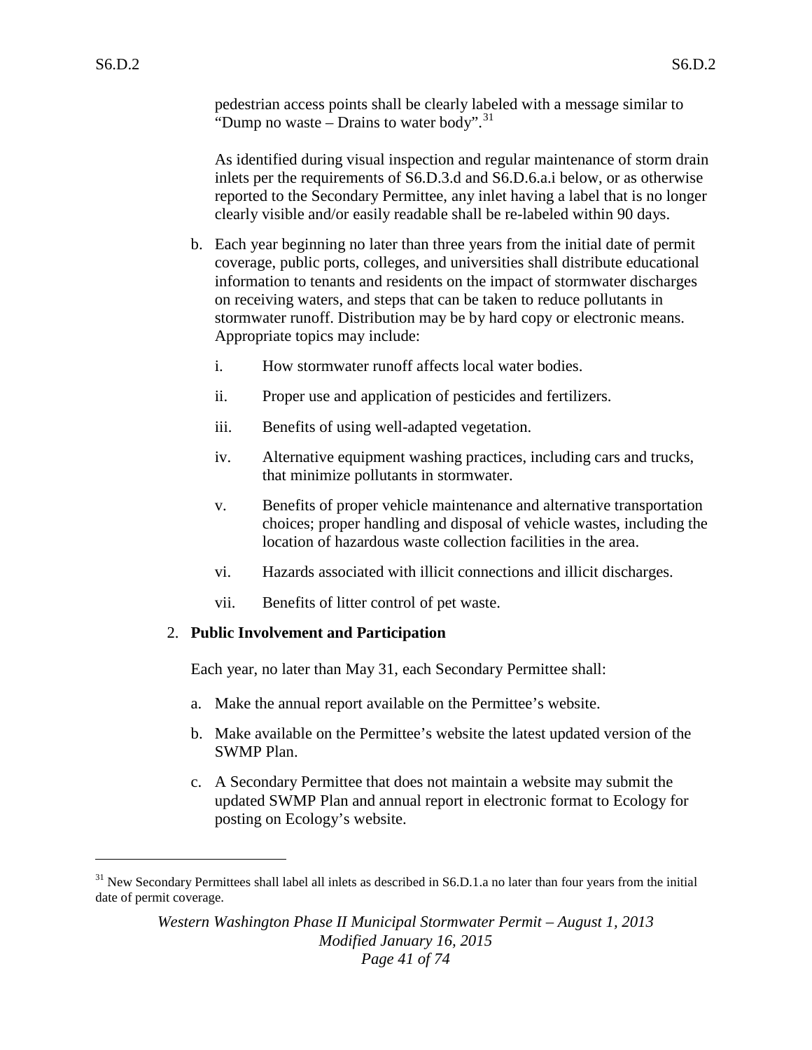pedestrian access points shall be clearly labeled with a message similar to "Dump no waste – Drains to water body".[31]

As identified during visual inspection and regular maintenance of storm drain inlets per the requirements of S6.D.3.d and S6.D.6.a.i below, or as otherwise reported to the Secondary Permittee, any inlet having a label that is no longer clearly visible and/or easily readable shall be re-labeled within 90 days.

b. Each year beginning no later than three years from the initial date of permit coverage, public ports, colleges, and universities shall distribute educational information to tenants and residents on the impact of stormwater discharges on receiving waters, and steps that can be taken to reduce pollutants in stormwater runoff. Distribution may be by hard copy or electronic means. Appropriate topics may include:

   i. How stormwater runoff affects local water bodies.

   ii. Proper use and application of pesticides and fertilizers.

   iii. Benefits of using well-adapted vegetation.

   iv. Alternative equipment washing practices, including cars and trucks, that minimize pollutants in stormwater.

   v. Benefits of proper vehicle maintenance and alternative transportation choices; proper handling and disposal of vehicle wastes, including the location of hazardous waste collection facilities in the area.

   vi. Hazards associated with illicit connections and illicit discharges.

   vii. Benefits of litter control of pet waste.

2. **Public Involvement and Participation**

   Each year, no later than May 31, each Secondary Permittee shall:

   a. Make the annual report available on the Permittee's website.

   b. Make available on the Permittee's website the latest updated version of the SWMP Plan.

   c. A Secondary Permittee that does not maintain a website may submit the updated SWMP Plan and annual report in electronic format to Ecology for posting on Ecology's website.

---

[31] New Secondary Permittees shall label all inlets as described in S6.D.1.a no later than four years from the initial date of permit coverage.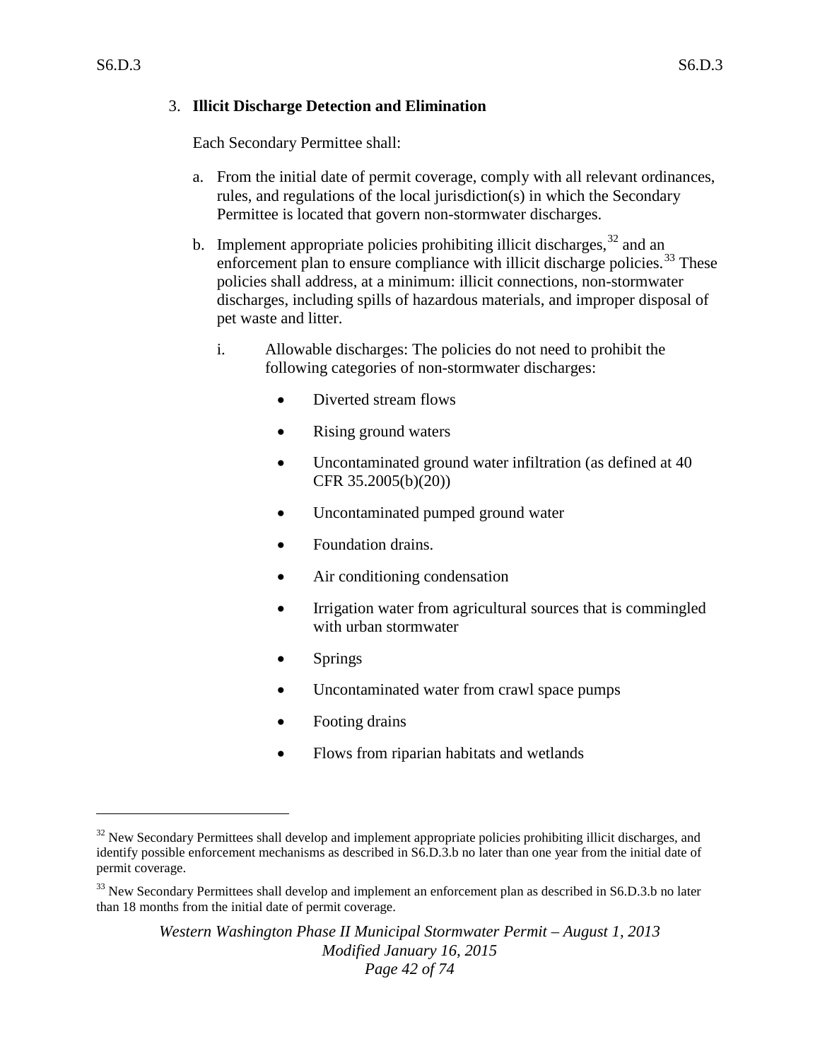3. **Illicit Discharge Detection and Elimination**

   Each Secondary Permittee shall:

   a. From the initial date of permit coverage, comply with all relevant ordinances, rules, and regulations of the local jurisdiction(s) in which the Secondary Permittee is located that govern non-stormwater discharges.

   b. Implement appropriate policies prohibiting illicit discharges,[32] and an enforcement plan to ensure compliance with illicit discharge policies.[33] These policies shall address, at a minimum: illicit connections, non-stormwater discharges, including spills of hazardous materials, and improper disposal of pet waste and litter.

      i. Allowable discharges: The policies do not need to prohibit the following categories of non-stormwater discharges:

         - Diverted stream flows
         - Rising ground waters
         - Uncontaminated ground water infiltration (as defined at 40 CFR 35.2005(b)(20))
         - Uncontaminated pumped ground water
         - Foundation drains.
         - Air conditioning condensation
         - Irrigation water from agricultural sources that is commingled with urban stormwater
         - Springs
         - Uncontaminated water from crawl space pumps
         - Footing drains
         - Flows from riparian habitats and wetlands

---

[32] New Secondary Permittees shall develop and implement appropriate policies prohibiting illicit discharges, and identify possible enforcement mechanisms as described in S6.D.3.b no later than one year from the initial date of permit coverage.

[33] New Secondary Permittees shall develop and implement an enforcement plan as described in S6.D.3.b no later than 18 months from the initial date of permit coverage.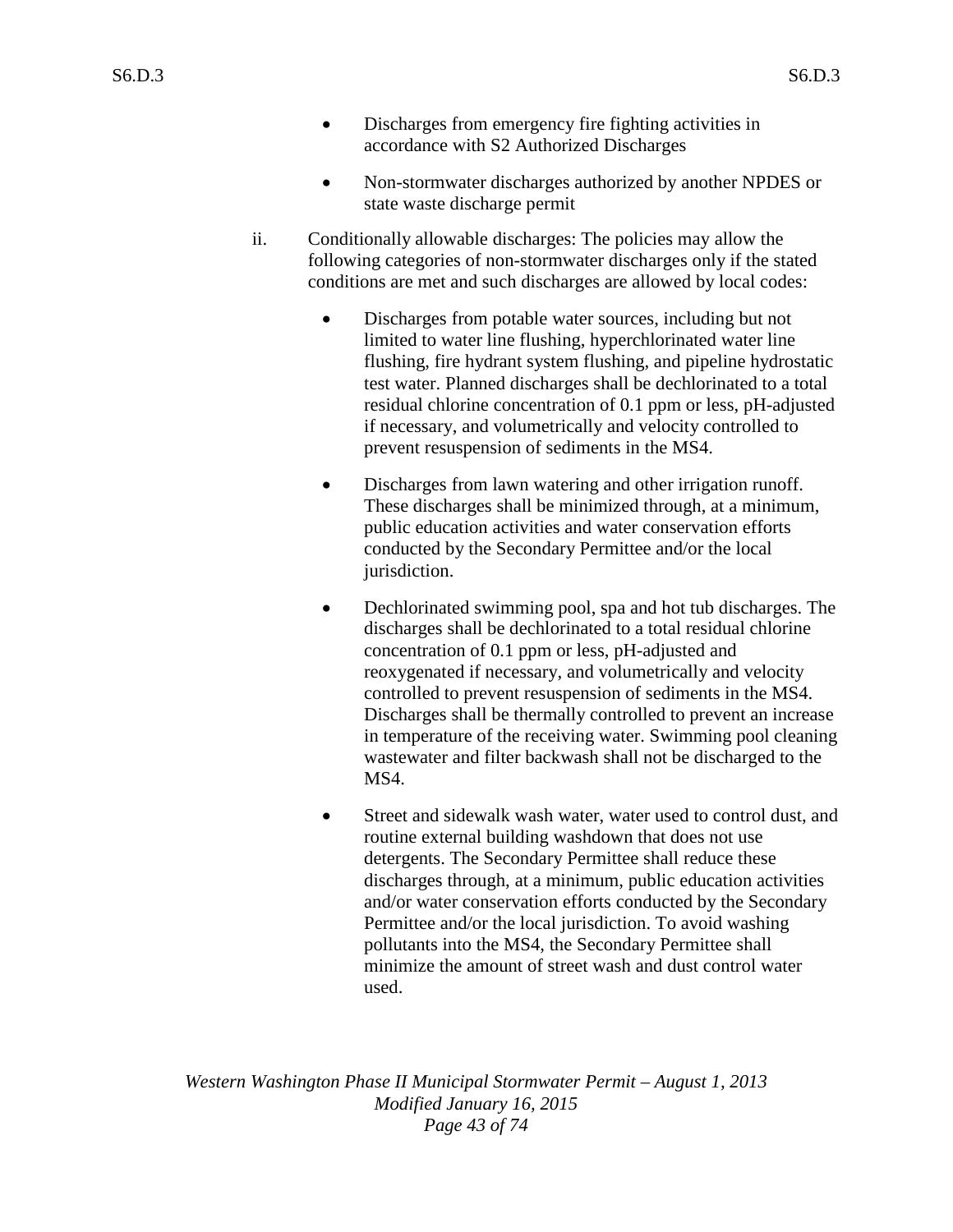- Discharges from emergency fire fighting activities in accordance with S2 Authorized Discharges
- Non-stormwater discharges authorized by another NPDES or state waste discharge permit

ii. Conditionally allowable discharges: The policies may allow the following categories of non-stormwater discharges only if the stated conditions are met and such discharges are allowed by local codes:

- Discharges from potable water sources, including but not limited to water line flushing, hyperchlorinated water line flushing, fire hydrant system flushing, and pipeline hydrostatic test water. Planned discharges shall be dechlorinated to a total residual chlorine concentration of 0.1 ppm or less, pH-adjusted if necessary, and volumetrically and velocity controlled to prevent resuspension of sediments in the MS4.
- Discharges from lawn watering and other irrigation runoff. These discharges shall be minimized through, at a minimum, public education activities and water conservation efforts conducted by the Secondary Permittee and/or the local jurisdiction.
- Dechlorinated swimming pool, spa and hot tub discharges. The discharges shall be dechlorinated to a total residual chlorine concentration of 0.1 ppm or less, pH-adjusted and reoxygenated if necessary, and volumetrically and velocity controlled to prevent resuspension of sediments in the MS4. Discharges shall be thermally controlled to prevent an increase in temperature of the receiving water. Swimming pool cleaning wastewater and filter backwash shall not be discharged to the MS4.
- Street and sidewalk wash water, water used to control dust, and routine external building washdown that does not use detergents. The Secondary Permittee shall reduce these discharges through, at a minimum, public education activities and/or water conservation efforts conducted by the Secondary Permittee and/or the local jurisdiction. To avoid washing pollutants into the MS4, the Secondary Permittee shall minimize the amount of street wash and dust control water used.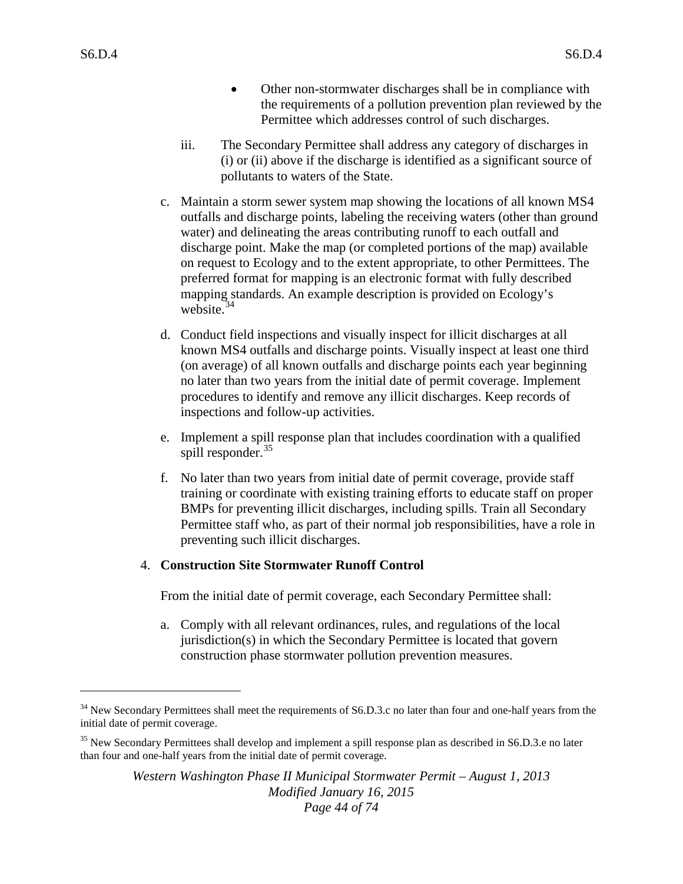- Other non-stormwater discharges shall be in compliance with the requirements of a pollution prevention plan reviewed by the Permittee which addresses control of such discharges.

iii. The Secondary Permittee shall address any category of discharges in (i) or (ii) above if the discharge is identified as a significant source of pollutants to waters of the State.

c. Maintain a storm sewer system map showing the locations of all known MS4 outfalls and discharge points, labeling the receiving waters (other than ground water) and delineating the areas contributing runoff to each outfall and discharge point. Make the map (or completed portions of the map) available on request to Ecology and to the extent appropriate, to other Permittees. The preferred format for mapping is an electronic format with fully described mapping standards. An example description is provided on Ecology's website.[34]

d. Conduct field inspections and visually inspect for illicit discharges at all known MS4 outfalls and discharge points. Visually inspect at least one third (on average) of all known outfalls and discharge points each year beginning no later than two years from the initial date of permit coverage. Implement procedures to identify and remove any illicit discharges. Keep records of inspections and follow-up activities.

e. Implement a spill response plan that includes coordination with a qualified spill responder.[35]

f. No later than two years from initial date of permit coverage, provide staff training or coordinate with existing training efforts to educate staff on proper BMPs for preventing illicit discharges, including spills. Train all Secondary Permittee staff who, as part of their normal job responsibilities, have a role in preventing such illicit discharges.

4. **Construction Site Stormwater Runoff Control**

From the initial date of permit coverage, each Secondary Permittee shall:

a. Comply with all relevant ordinances, rules, and regulations of the local jurisdiction(s) in which the Secondary Permittee is located that govern construction phase stormwater pollution prevention measures.

---

[34] New Secondary Permittees shall meet the requirements of S6.D.3.c no later than four and one-half years from the initial date of permit coverage.

[35] New Secondary Permittees shall develop and implement a spill response plan as described in S6.D.3.e no later than four and one-half years from the initial date of permit coverage.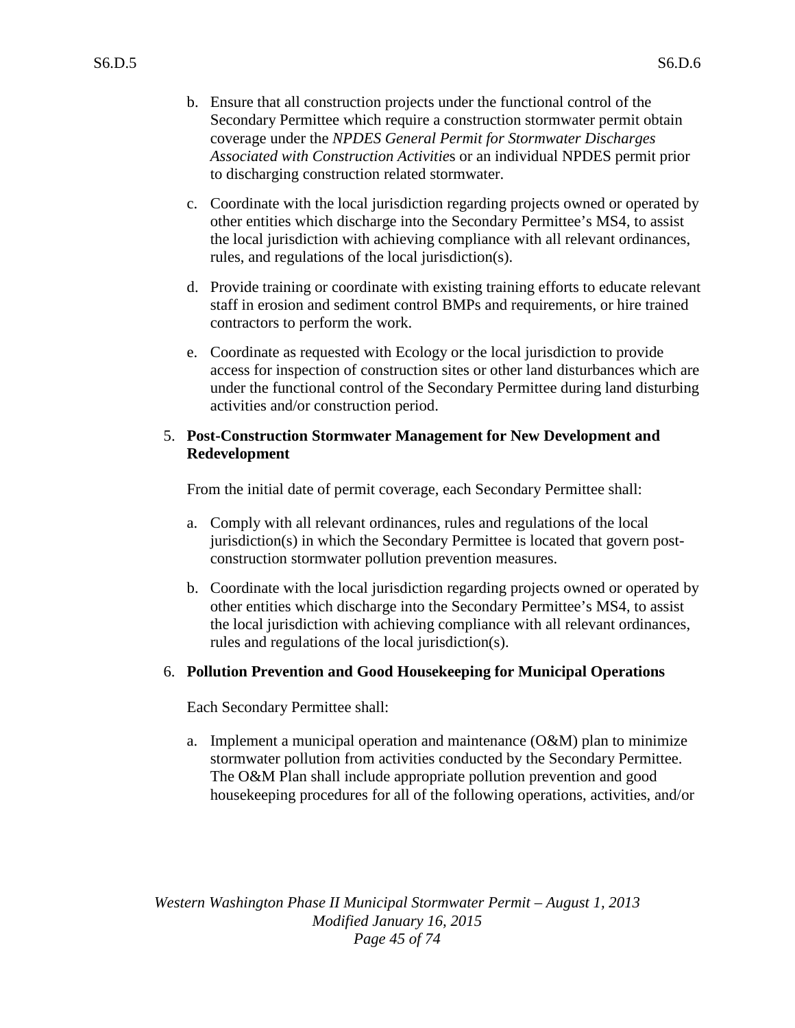b. Ensure that all construction projects under the functional control of the Secondary Permittee which require a construction stormwater permit obtain coverage under the *NPDES General Permit for Stormwater Discharges Associated with Construction Activities* or an individual NPDES permit prior to discharging construction related stormwater.

c. Coordinate with the local jurisdiction regarding projects owned or operated by other entities which discharge into the Secondary Permittee's MS4, to assist the local jurisdiction with achieving compliance with all relevant ordinances, rules, and regulations of the local jurisdiction(s).

d. Provide training or coordinate with existing training efforts to educate relevant staff in erosion and sediment control BMPs and requirements, or hire trained contractors to perform the work.

e. Coordinate as requested with Ecology or the local jurisdiction to provide access for inspection of construction sites or other land disturbances which are under the functional control of the Secondary Permittee during land disturbing activities and/or construction period.

5. **Post-Construction Stormwater Management for New Development and Redevelopment**

   From the initial date of permit coverage, each Secondary Permittee shall:

   a. Comply with all relevant ordinances, rules and regulations of the local jurisdiction(s) in which the Secondary Permittee is located that govern post-construction stormwater pollution prevention measures.

   b. Coordinate with the local jurisdiction regarding projects owned or operated by other entities which discharge into the Secondary Permittee's MS4, to assist the local jurisdiction with achieving compliance with all relevant ordinances, rules and regulations of the local jurisdiction(s).

6. **Pollution Prevention and Good Housekeeping for Municipal Operations**

   Each Secondary Permittee shall:

   a. Implement a municipal operation and maintenance (O&M) plan to minimize stormwater pollution from activities conducted by the Secondary Permittee. The O&M Plan shall include appropriate pollution prevention and good housekeeping procedures for all of the following operations, activities, and/or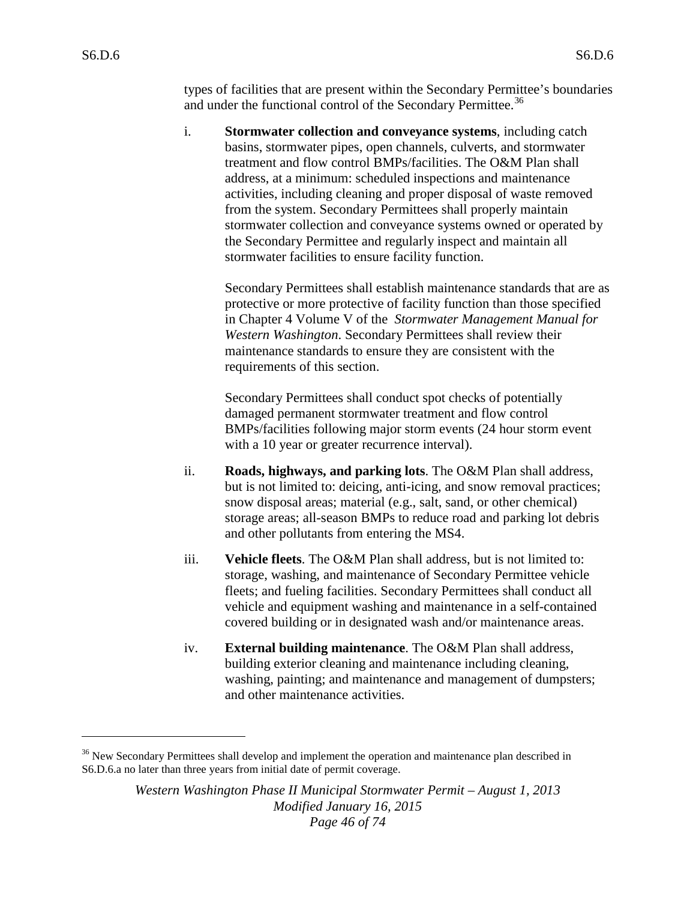types of facilities that are present within the Secondary Permittee's boundaries and under the functional control of the Secondary Permittee.[36]

i. **Stormwater collection and conveyance systems**, including catch basins, stormwater pipes, open channels, culverts, and stormwater treatment and flow control BMPs/facilities. The O&M Plan shall address, at a minimum: scheduled inspections and maintenance activities, including cleaning and proper disposal of waste removed from the system. Secondary Permittees shall properly maintain stormwater collection and conveyance systems owned or operated by the Secondary Permittee and regularly inspect and maintain all stormwater facilities to ensure facility function.

   Secondary Permittees shall establish maintenance standards that are as protective or more protective of facility function than those specified in Chapter 4 Volume V of the *Stormwater Management Manual for Western Washington*. Secondary Permittees shall review their maintenance standards to ensure they are consistent with the requirements of this section.

   Secondary Permittees shall conduct spot checks of potentially damaged permanent stormwater treatment and flow control BMPs/facilities following major storm events (24 hour storm event with a 10 year or greater recurrence interval).

ii. **Roads, highways, and parking lots**. The O&M Plan shall address, but is not limited to: deicing, anti-icing, and snow removal practices; snow disposal areas; material (e.g., salt, sand, or other chemical) storage areas; all-season BMPs to reduce road and parking lot debris and other pollutants from entering the MS4.

iii. **Vehicle fleets**. The O&M Plan shall address, but is not limited to: storage, washing, and maintenance of Secondary Permittee vehicle fleets; and fueling facilities. Secondary Permittees shall conduct all vehicle and equipment washing and maintenance in a self-contained covered building or in designated wash and/or maintenance areas.

iv. **External building maintenance**. The O&M Plan shall address, building exterior cleaning and maintenance including cleaning, washing, painting; and maintenance and management of dumpsters; and other maintenance activities.

---

[36] New Secondary Permittees shall develop and implement the operation and maintenance plan described in S6.D.6.a no later than three years from initial date of permit coverage.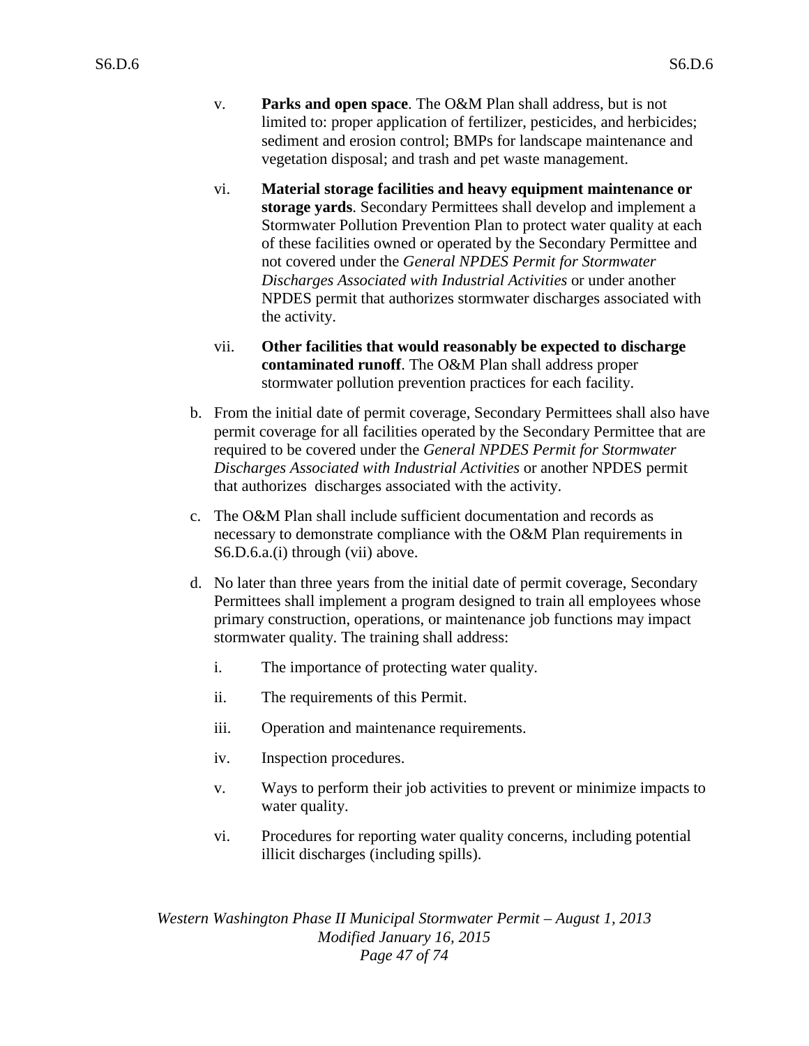v. **Parks and open space**. The O&M Plan shall address, but is not limited to: proper application of fertilizer, pesticides, and herbicides; sediment and erosion control; BMPs for landscape maintenance and vegetation disposal; and trash and pet waste management.

vi. **Material storage facilities and heavy equipment maintenance or storage yards**. Secondary Permittees shall develop and implement a Stormwater Pollution Prevention Plan to protect water quality at each of these facilities owned or operated by the Secondary Permittee and not covered under the *General NPDES Permit for Stormwater Discharges Associated with Industrial Activities* or under another NPDES permit that authorizes stormwater discharges associated with the activity.

vii. **Other facilities that would reasonably be expected to discharge contaminated runoff**. The O&M Plan shall address proper stormwater pollution prevention practices for each facility.

b. From the initial date of permit coverage, Secondary Permittees shall also have permit coverage for all facilities operated by the Secondary Permittee that are required to be covered under the *General NPDES Permit for Stormwater Discharges Associated with Industrial Activities* or another NPDES permit that authorizes discharges associated with the activity.

c. The O&M Plan shall include sufficient documentation and records as necessary to demonstrate compliance with the O&M Plan requirements in S6.D.6.a.(i) through (vii) above.

d. No later than three years from the initial date of permit coverage, Secondary Permittees shall implement a program designed to train all employees whose primary construction, operations, or maintenance job functions may impact stormwater quality. The training shall address:

i. The importance of protecting water quality.

ii. The requirements of this Permit.

iii. Operation and maintenance requirements.

iv. Inspection procedures.

v. Ways to perform their job activities to prevent or minimize impacts to water quality.

vi. Procedures for reporting water quality concerns, including potential illicit discharges (including spills).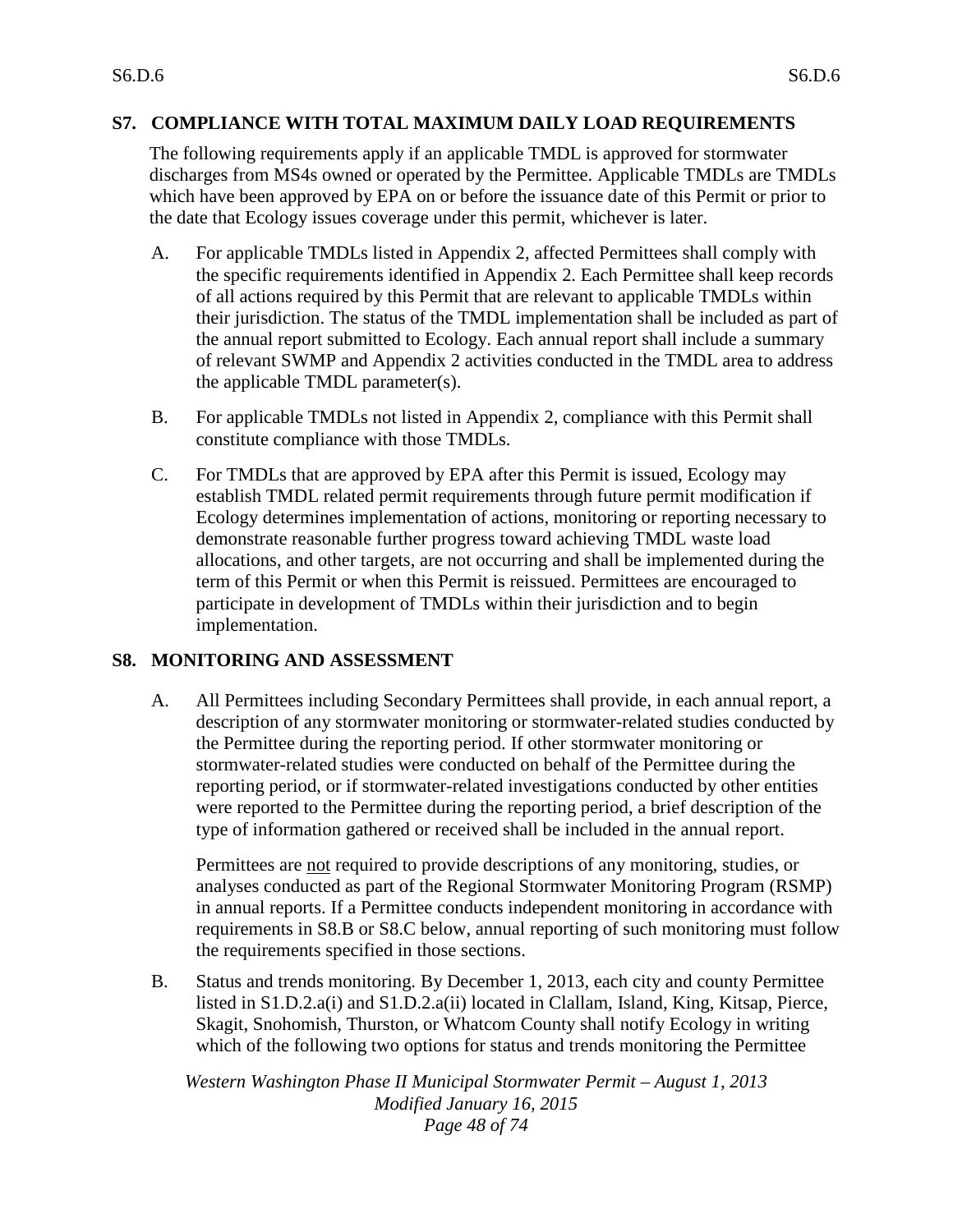## S7. COMPLIANCE WITH TOTAL MAXIMUM DAILY LOAD REQUIREMENTS

The following requirements apply if an applicable TMDL is approved for stormwater discharges from MS4s owned or operated by the Permittee. Applicable TMDLs are TMDLs which have been approved by EPA on or before the issuance date of this Permit or prior to the date that Ecology issues coverage under this permit, whichever is later.

A. For applicable TMDLs listed in Appendix 2, affected Permittees shall comply with the specific requirements identified in Appendix 2. Each Permittee shall keep records of all actions required by this Permit that are relevant to applicable TMDLs within their jurisdiction. The status of the TMDL implementation shall be included as part of the annual report submitted to Ecology. Each annual report shall include a summary of relevant SWMP and Appendix 2 activities conducted in the TMDL area to address the applicable TMDL parameter(s).

B. For applicable TMDLs not listed in Appendix 2, compliance with this Permit shall constitute compliance with those TMDLs.

C. For TMDLs that are approved by EPA after this Permit is issued, Ecology may establish TMDL related permit requirements through future permit modification if Ecology determines implementation of actions, monitoring or reporting necessary to demonstrate reasonable further progress toward achieving TMDL waste load allocations, and other targets, are not occurring and shall be implemented during the term of this Permit or when this Permit is reissued. Permittees are encouraged to participate in development of TMDLs within their jurisdiction and to begin implementation.

## S8. MONITORING AND ASSESSMENT

A. All Permittees including Secondary Permittees shall provide, in each annual report, a description of any stormwater monitoring or stormwater-related studies conducted by the Permittee during the reporting period. If other stormwater monitoring or stormwater-related studies were conducted on behalf of the Permittee during the reporting period, or if stormwater-related investigations conducted by other entities were reported to the Permittee during the reporting period, a brief description of the type of information gathered or received shall be included in the annual report.

   Permittees are <u>not</u> required to provide descriptions of any monitoring, studies, or analyses conducted as part of the Regional Stormwater Monitoring Program (RSMP) in annual reports. If a Permittee conducts independent monitoring in accordance with requirements in S8.B or S8.C below, annual reporting of such monitoring must follow the requirements specified in those sections.

B. Status and trends monitoring. By December 1, 2013, each city and county Permittee listed in S1.D.2.a(i) and S1.D.2.a(ii) located in Clallam, Island, King, Kitsap, Pierce, Skagit, Snohomish, Thurston, or Whatcom County shall notify Ecology in writing which of the following two options for status and trends monitoring the Permittee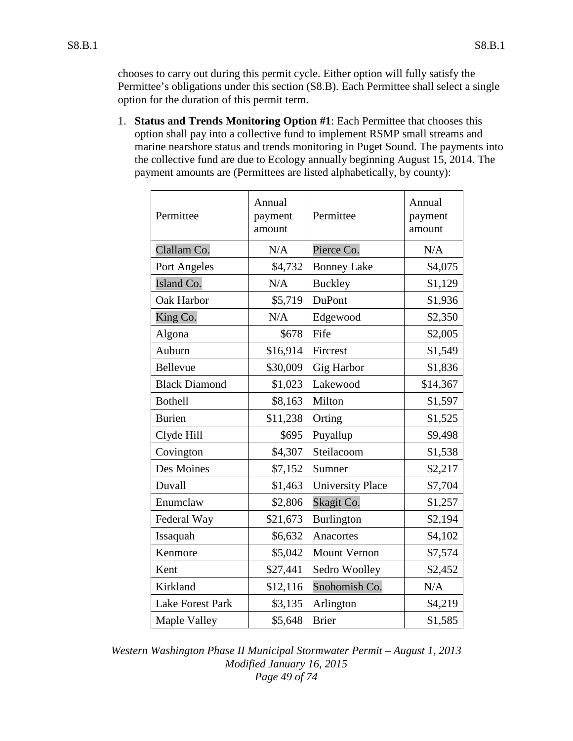chooses to carry out during this permit cycle. Either option will fully satisfy the Permittee's obligations under this section (S8.B). Each Permittee shall select a single option for the duration of this permit term.

1. **Status and Trends Monitoring Option #1**: Each Permittee that chooses this option shall pay into a collective fund to implement RSMP small streams and marine nearshore status and trends monitoring in Puget Sound. The payments into the collective fund are due to Ecology annually beginning August 15, 2014. The payment amounts are (Permittees are listed alphabetically, by county):

| Permittee | Annual payment amount | Permittee | Annual payment amount |
|---|---|---|---|
| Clallam Co. | N/A | Pierce Co. | N/A |
| Port Angeles | $4,732 | Bonney Lake | $4,075 |
| Island Co. | N/A | Buckley | $1,129 |
| Oak Harbor | $5,719 | DuPont | $1,936 |
| King Co. | N/A | Edgewood | $2,350 |
| Algona | $678 | Fife | $2,005 |
| Auburn | $16,914 | Fircrest | $1,549 |
| Bellevue | $30,009 | Gig Harbor | $1,836 |
| Black Diamond | $1,023 | Lakewood | $14,367 |
| Bothell | $8,163 | Milton | $1,597 |
| Burien | $11,238 | Orting | $1,525 |
| Clyde Hill | $695 | Puyallup | $9,498 |
| Covington | $4,307 | Steilacoom | $1,538 |
| Des Moines | $7,152 | Sumner | $2,217 |
| Duvall | $1,463 | University Place | $7,704 |
| Enumclaw | $2,806 | Skagit Co. | $1,257 |
| Federal Way | $21,673 | Burlington | $2,194 |
| Issaquah | $6,632 | Anacortes | $4,102 |
| Kenmore | $5,042 | Mount Vernon | $7,574 |
| Kent | $27,441 | Sedro Woolley | $2,452 |
| Kirkland | $12,116 | Snohomish Co. | N/A |
| Lake Forest Park | $3,135 | Arlington | $4,219 |
| Maple Valley | $5,648 | Brier | $1,585 |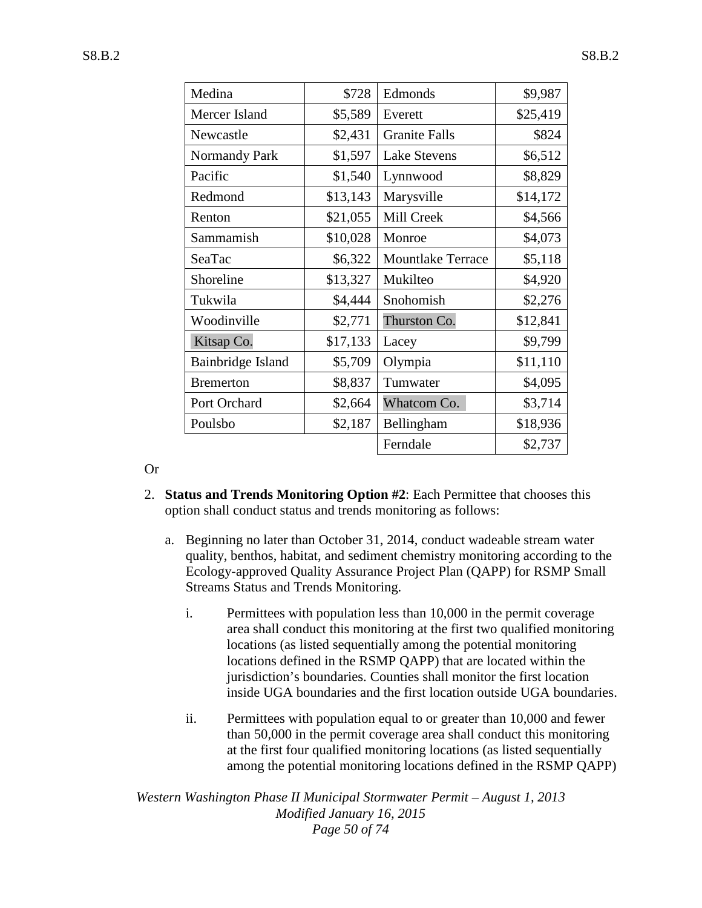| Medina | $728 | Edmonds | $9,987 |
|---|---|---|---|
| Mercer Island | $5,589 | Everett | $25,419 |
| Newcastle | $2,431 | Granite Falls | $824 |
| Normandy Park | $1,597 | Lake Stevens | $6,512 |
| Pacific | $1,540 | Lynnwood | $8,829 |
| Redmond | $13,143 | Marysville | $14,172 |
| Renton | $21,055 | Mill Creek | $4,566 |
| Sammamish | $10,028 | Monroe | $4,073 |
| SeaTac | $6,322 | Mountlake Terrace | $5,118 |
| Shoreline | $13,327 | Mukilteo | $4,920 |
| Tukwila | $4,444 | Snohomish | $2,276 |
| Woodinville | $2,771 | Thurston Co. | $12,841 |
| Kitsap Co. | $17,133 | Lacey | $9,799 |
| Bainbridge Island | $5,709 | Olympia | $11,110 |
| Bremerton | $8,837 | Tumwater | $4,095 |
| Port Orchard | $2,664 | Whatcom Co. | $3,714 |
| Poulsbo | $2,187 | Bellingham | $18,936 |
| | | Ferndale | $2,737 |

Or

2. **Status and Trends Monitoring Option #2**: Each Permittee that chooses this option shall conduct status and trends monitoring as follows:

   a. Beginning no later than October 31, 2014, conduct wadeable stream water quality, benthos, habitat, and sediment chemistry monitoring according to the Ecology-approved Quality Assurance Project Plan (QAPP) for RSMP Small Streams Status and Trends Monitoring.

      i. Permittees with population less than 10,000 in the permit coverage area shall conduct this monitoring at the first two qualified monitoring locations (as listed sequentially among the potential monitoring locations defined in the RSMP QAPP) that are located within the jurisdiction's boundaries. Counties shall monitor the first location inside UGA boundaries and the first location outside UGA boundaries.

      ii. Permittees with population equal to or greater than 10,000 and fewer than 50,000 in the permit coverage area shall conduct this monitoring at the first four qualified monitoring locations (as listed sequentially among the potential monitoring locations defined in the RSMP QAPP)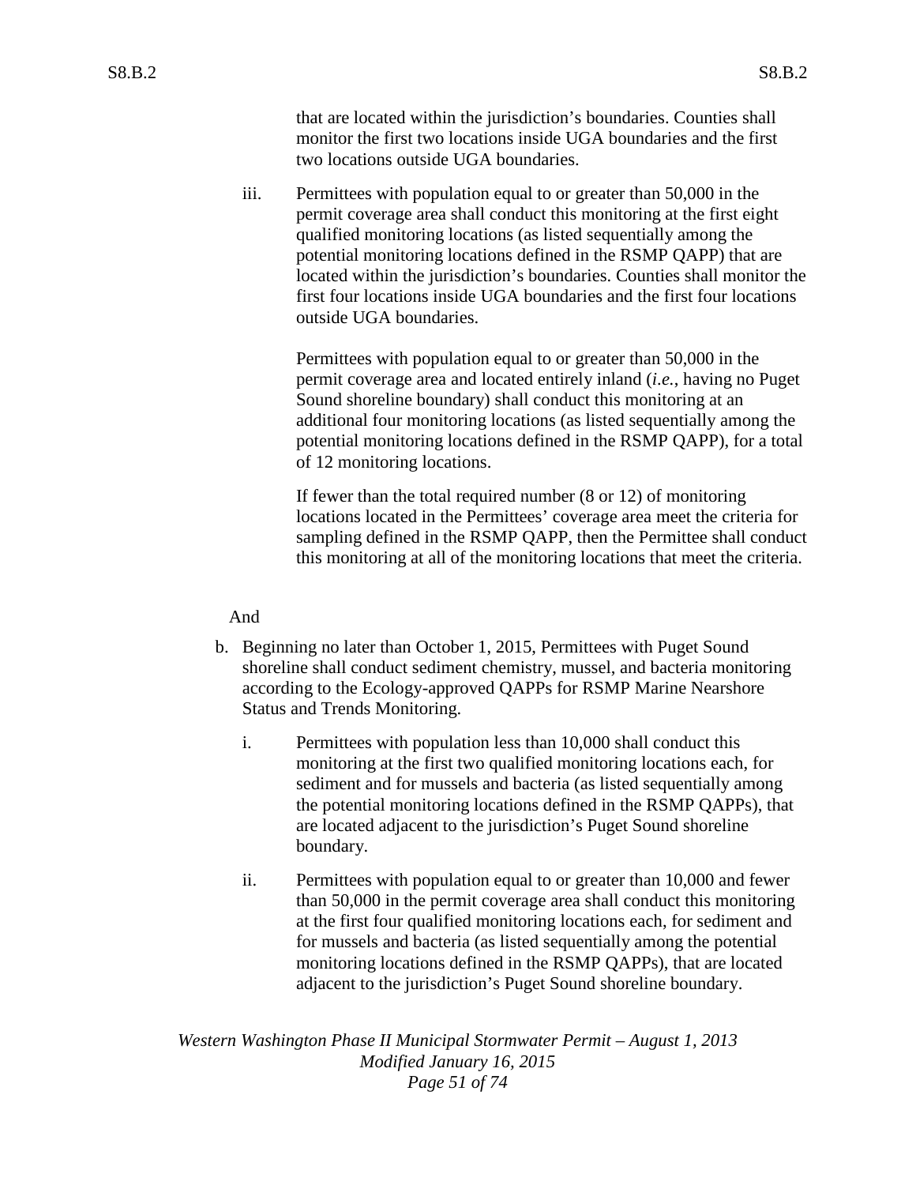that are located within the jurisdiction's boundaries. Counties shall monitor the first two locations inside UGA boundaries and the first two locations outside UGA boundaries.

iii. Permittees with population equal to or greater than 50,000 in the permit coverage area shall conduct this monitoring at the first eight qualified monitoring locations (as listed sequentially among the potential monitoring locations defined in the RSMP QAPP) that are located within the jurisdiction's boundaries. Counties shall monitor the first four locations inside UGA boundaries and the first four locations outside UGA boundaries.

   Permittees with population equal to or greater than 50,000 in the permit coverage area and located entirely inland (*i.e.*, having no Puget Sound shoreline boundary) shall conduct this monitoring at an additional four monitoring locations (as listed sequentially among the potential monitoring locations defined in the RSMP QAPP), for a total of 12 monitoring locations.

   If fewer than the total required number (8 or 12) of monitoring locations located in the Permittees' coverage area meet the criteria for sampling defined in the RSMP QAPP, then the Permittee shall conduct this monitoring at all of the monitoring locations that meet the criteria.

And

b. Beginning no later than October 1, 2015, Permittees with Puget Sound shoreline shall conduct sediment chemistry, mussel, and bacteria monitoring according to the Ecology-approved QAPPs for RSMP Marine Nearshore Status and Trends Monitoring.

   i. Permittees with population less than 10,000 shall conduct this monitoring at the first two qualified monitoring locations each, for sediment and for mussels and bacteria (as listed sequentially among the potential monitoring locations defined in the RSMP QAPPs), that are located adjacent to the jurisdiction's Puget Sound shoreline boundary.

   ii. Permittees with population equal to or greater than 10,000 and fewer than 50,000 in the permit coverage area shall conduct this monitoring at the first four qualified monitoring locations each, for sediment and for mussels and bacteria (as listed sequentially among the potential monitoring locations defined in the RSMP QAPPs), that are located adjacent to the jurisdiction's Puget Sound shoreline boundary.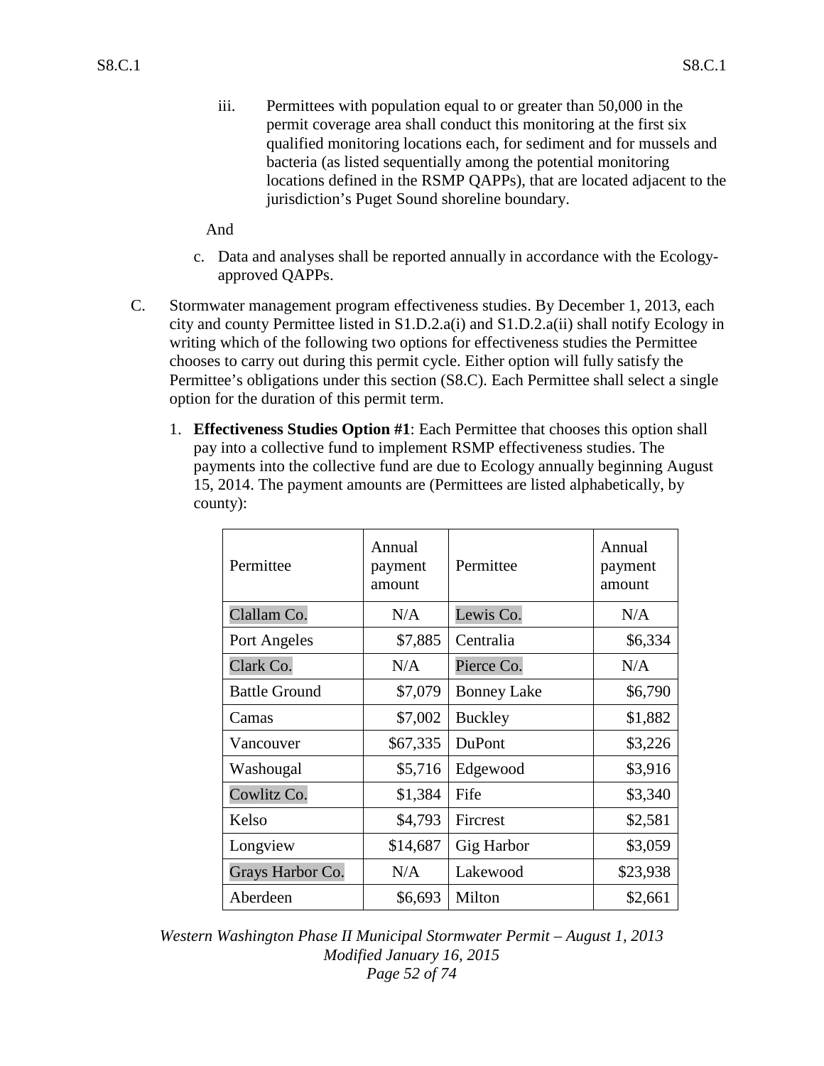iii. Permittees with population equal to or greater than 50,000 in the permit coverage area shall conduct this monitoring at the first six qualified monitoring locations each, for sediment and for mussels and bacteria (as listed sequentially among the potential monitoring locations defined in the RSMP QAPPs), that are located adjacent to the jurisdiction's Puget Sound shoreline boundary.

And

c. Data and analyses shall be reported annually in accordance with the Ecology-approved QAPPs.

C. Stormwater management program effectiveness studies. By December 1, 2013, each city and county Permittee listed in S1.D.2.a(i) and S1.D.2.a(ii) shall notify Ecology in writing which of the following two options for effectiveness studies the Permittee chooses to carry out during this permit cycle. Either option will fully satisfy the Permittee's obligations under this section (S8.C). Each Permittee shall select a single option for the duration of this permit term.

1. **Effectiveness Studies Option #1**: Each Permittee that chooses this option shall pay into a collective fund to implement RSMP effectiveness studies. The payments into the collective fund are due to Ecology annually beginning August 15, 2014. The payment amounts are (Permittees are listed alphabetically, by county):

| Permittee | Annual payment amount | Permittee | Annual payment amount |
|---|---|---|---|
| Clallam Co. | N/A | Lewis Co. | N/A |
| Port Angeles | $7,885 | Centralia | $6,334 |
| Clark Co. | N/A | Pierce Co. | N/A |
| Battle Ground | $7,079 | Bonney Lake | $6,790 |
| Camas | $7,002 | Buckley | $1,882 |
| Vancouver | $67,335 | DuPont | $3,226 |
| Washougal | $5,716 | Edgewood | $3,916 |
| Cowlitz Co. | $1,384 | Fife | $3,340 |
| Kelso | $4,793 | Fircrest | $2,581 |
| Longview | $14,687 | Gig Harbor | $3,059 |
| Grays Harbor Co. | N/A | Lakewood | $23,938 |
| Aberdeen | $6,693 | Milton | $2,661 |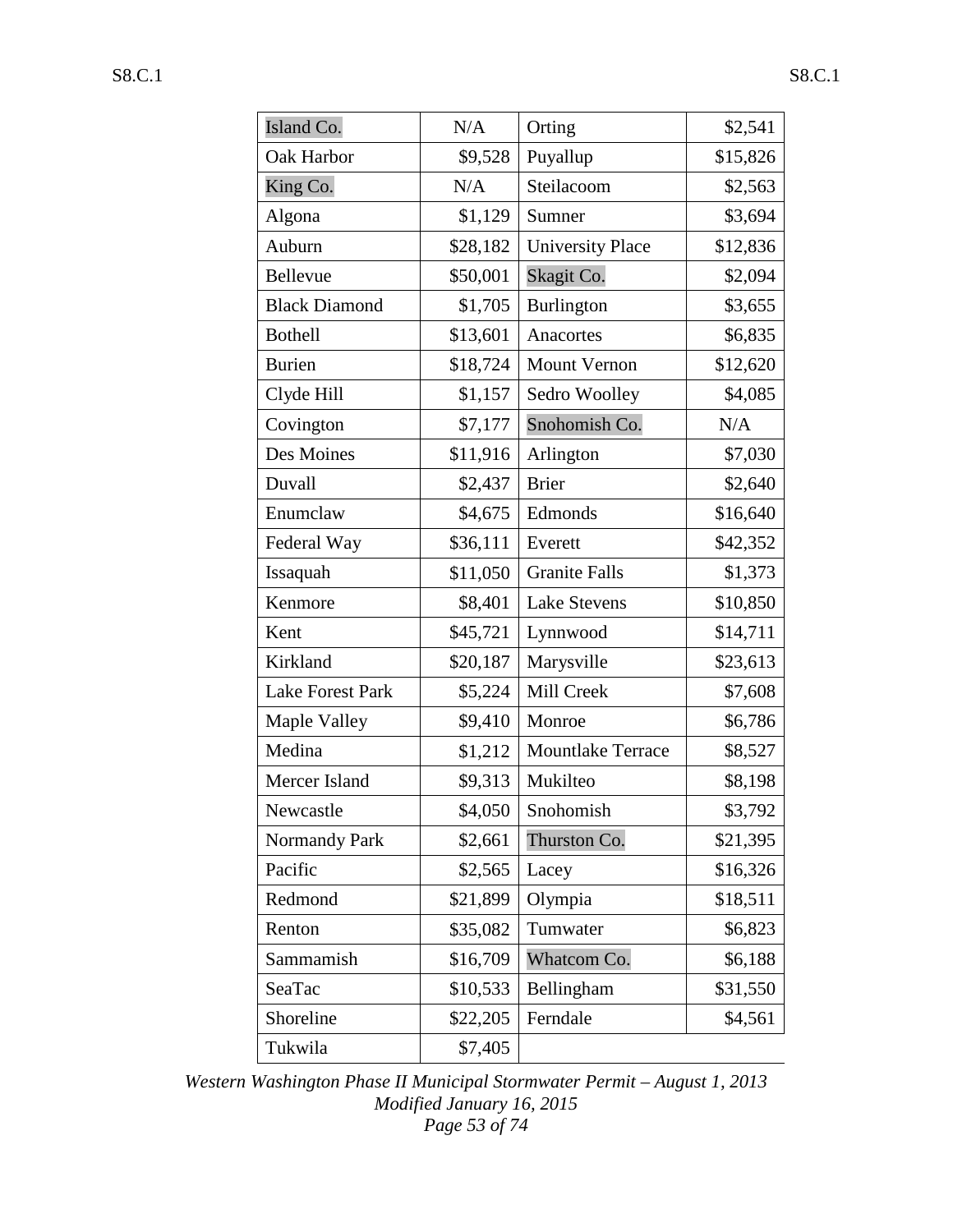| Island Co. | N/A | Orting | $2,541 |
|---|---|---|---|
| Oak Harbor | $9,528 | Puyallup | $15,826 |
| King Co. | N/A | Steilacoom | $2,563 |
| Algona | $1,129 | Sumner | $3,694 |
| Auburn | $28,182 | University Place | $12,836 |
| Bellevue | $50,001 | Skagit Co. | $2,094 |
| Black Diamond | $1,705 | Burlington | $3,655 |
| Bothell | $13,601 | Anacortes | $6,835 |
| Burien | $18,724 | Mount Vernon | $12,620 |
| Clyde Hill | $1,157 | Sedro Woolley | $4,085 |
| Covington | $7,177 | Snohomish Co. | N/A |
| Des Moines | $11,916 | Arlington | $7,030 |
| Duvall | $2,437 | Brier | $2,640 |
| Enumclaw | $4,675 | Edmonds | $16,640 |
| Federal Way | $36,111 | Everett | $42,352 |
| Issaquah | $11,050 | Granite Falls | $1,373 |
| Kenmore | $8,401 | Lake Stevens | $10,850 |
| Kent | $45,721 | Lynnwood | $14,711 |
| Kirkland | $20,187 | Marysville | $23,613 |
| Lake Forest Park | $5,224 | Mill Creek | $7,608 |
| Maple Valley | $9,410 | Monroe | $6,786 |
| Medina | $1,212 | Mountlake Terrace | $8,527 |
| Mercer Island | $9,313 | Mukilteo | $8,198 |
| Newcastle | $4,050 | Snohomish | $3,792 |
| Normandy Park | $2,661 | Thurston Co. | $21,395 |
| Pacific | $2,565 | Lacey | $16,326 |
| Redmond | $21,899 | Olympia | $18,511 |
| Renton | $35,082 | Tumwater | $6,823 |
| Sammamish | $16,709 | Whatcom Co. | $6,188 |
| SeaTac | $10,533 | Bellingham | $31,550 |
| Shoreline | $22,205 | Ferndale | $4,561 |
| Tukwila | $7,405 | | |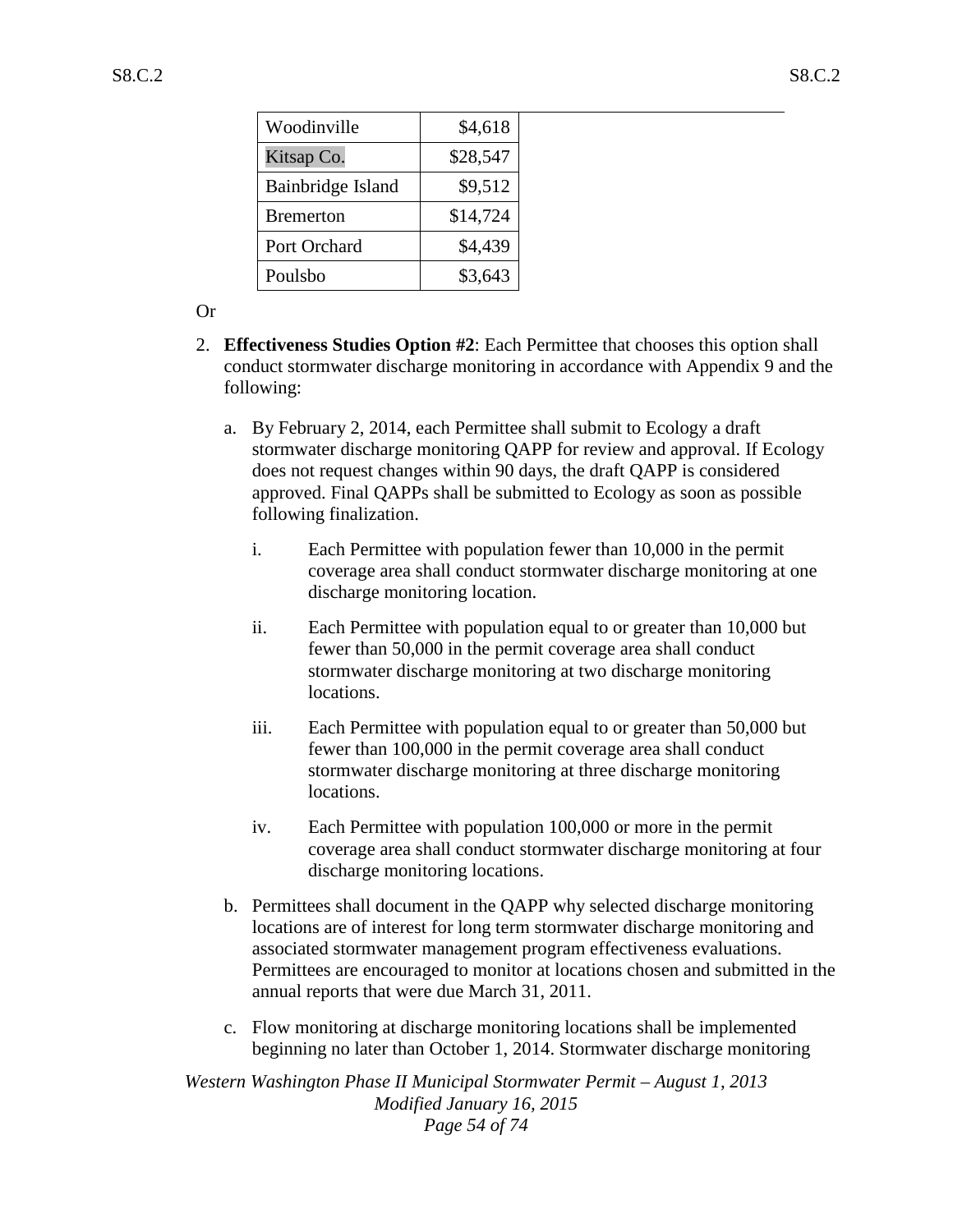| Woodinville | $4,618 |
|---|---|
| Kitsap Co. | $28,547 |
| Bainbridge Island | $9,512 |
| Bremerton | $14,724 |
| Port Orchard | $4,439 |
| Poulsbo | $3,643 |

Or

2. **Effectiveness Studies Option #2**: Each Permittee that chooses this option shall conduct stormwater discharge monitoring in accordance with Appendix 9 and the following:

   a. By February 2, 2014, each Permittee shall submit to Ecology a draft stormwater discharge monitoring QAPP for review and approval. If Ecology does not request changes within 90 days, the draft QAPP is considered approved. Final QAPPs shall be submitted to Ecology as soon as possible following finalization.

      i. Each Permittee with population fewer than 10,000 in the permit coverage area shall conduct stormwater discharge monitoring at one discharge monitoring location.

      ii. Each Permittee with population equal to or greater than 10,000 but fewer than 50,000 in the permit coverage area shall conduct stormwater discharge monitoring at two discharge monitoring locations.

      iii. Each Permittee with population equal to or greater than 50,000 but fewer than 100,000 in the permit coverage area shall conduct stormwater discharge monitoring at three discharge monitoring locations.

      iv. Each Permittee with population 100,000 or more in the permit coverage area shall conduct stormwater discharge monitoring at four discharge monitoring locations.

   b. Permittees shall document in the QAPP why selected discharge monitoring locations are of interest for long term stormwater discharge monitoring and associated stormwater management program effectiveness evaluations. Permittees are encouraged to monitor at locations chosen and submitted in the annual reports that were due March 31, 2011.

   c. Flow monitoring at discharge monitoring locations shall be implemented beginning no later than October 1, 2014. Stormwater discharge monitoring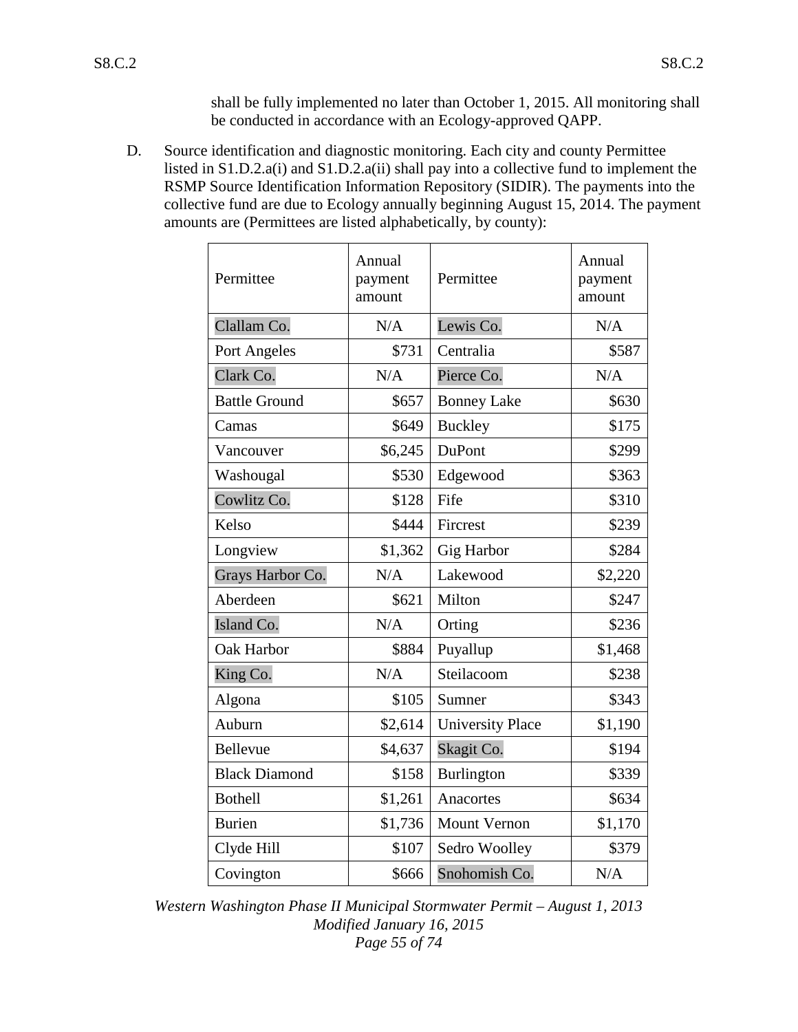shall be fully implemented no later than October 1, 2015. All monitoring shall be conducted in accordance with an Ecology-approved QAPP.

D. Source identification and diagnostic monitoring. Each city and county Permittee listed in S1.D.2.a(i) and S1.D.2.a(ii) shall pay into a collective fund to implement the RSMP Source Identification Information Repository (SIDIR). The payments into the collective fund are due to Ecology annually beginning August 15, 2014. The payment amounts are (Permittees are listed alphabetically, by county):

| Permittee | Annual payment amount | Permittee | Annual payment amount |
|---|---|---|---|
| Clallam Co. | N/A | Lewis Co. | N/A |
| Port Angeles | $731 | Centralia | $587 |
| Clark Co. | N/A | Pierce Co. | N/A |
| Battle Ground | $657 | Bonney Lake | $630 |
| Camas | $649 | Buckley | $175 |
| Vancouver | $6,245 | DuPont | $299 |
| Washougal | $530 | Edgewood | $363 |
| Cowlitz Co. | $128 | Fife | $310 |
| Kelso | $444 | Fircrest | $239 |
| Longview | $1,362 | Gig Harbor | $284 |
| Grays Harbor Co. | N/A | Lakewood | $2,220 |
| Aberdeen | $621 | Milton | $247 |
| Island Co. | N/A | Orting | $236 |
| Oak Harbor | $884 | Puyallup | $1,468 |
| King Co. | N/A | Steilacoom | $238 |
| Algona | $105 | Sumner | $343 |
| Auburn | $2,614 | University Place | $1,190 |
| Bellevue | $4,637 | Skagit Co. | $194 |
| Black Diamond | $158 | Burlington | $339 |
| Bothell | $1,261 | Anacortes | $634 |
| Burien | $1,736 | Mount Vernon | $1,170 |
| Clyde Hill | $107 | Sedro Woolley | $379 |
| Covington | $666 | Snohomish Co. | N/A |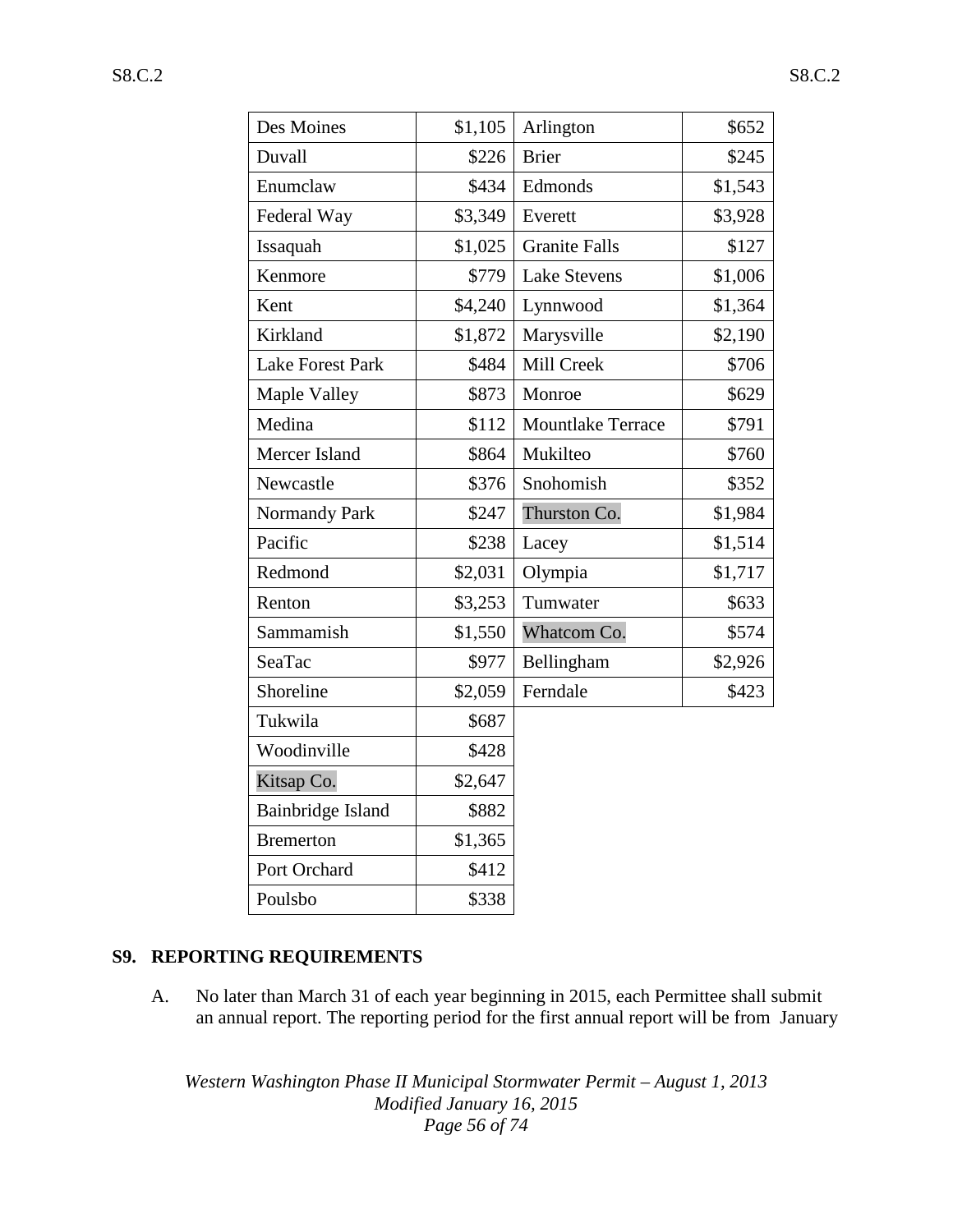| Des Moines | $1,105 | Arlington | $652 |
|---|---|---|---|
| Duvall | $226 | Brier | $245 |
| Enumclaw | $434 | Edmonds | $1,543 |
| Federal Way | $3,349 | Everett | $3,928 |
| Issaquah | $1,025 | Granite Falls | $127 |
| Kenmore | $779 | Lake Stevens | $1,006 |
| Kent | $4,240 | Lynnwood | $1,364 |
| Kirkland | $1,872 | Marysville | $2,190 |
| Lake Forest Park | $484 | Mill Creek | $706 |
| Maple Valley | $873 | Monroe | $629 |
| Medina | $112 | Mountlake Terrace | $791 |
| Mercer Island | $864 | Mukilteo | $760 |
| Newcastle | $376 | Snohomish | $352 |
| Normandy Park | $247 | Thurston Co. | $1,984 |
| Pacific | $238 | Lacey | $1,514 |
| Redmond | $2,031 | Olympia | $1,717 |
| Renton | $3,253 | Tumwater | $633 |
| Sammamish | $1,550 | Whatcom Co. | $574 |
| SeaTac | $977 | Bellingham | $2,926 |
| Shoreline | $2,059 | Ferndale | $423 |
| Tukwila | $687 | | |
| Woodinville | $428 | | |
| Kitsap Co. | $2,647 | | |
| Bainbridge Island | $882 | | |
| Bremerton | $1,365 | | |
| Port Orchard | $412 | | |
| Poulsbo | $338 | | |

## S9. REPORTING REQUIREMENTS

A. No later than March 31 of each year beginning in 2015, each Permittee shall submit an annual report. The reporting period for the first annual report will be from January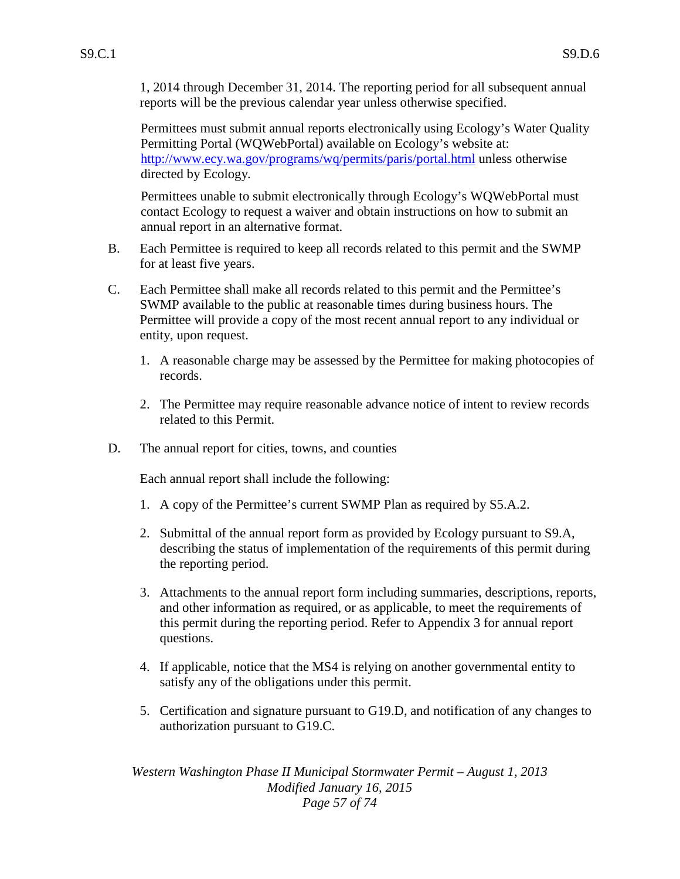1, 2014 through December 31, 2014. The reporting period for all subsequent annual reports will be the previous calendar year unless otherwise specified.

Permittees must submit annual reports electronically using Ecology's Water Quality Permitting Portal (WQWebPortal) available on Ecology's website at: http://www.ecy.wa.gov/programs/wq/permits/paris/portal.html unless otherwise directed by Ecology.

Permittees unable to submit electronically through Ecology's WQWebPortal must contact Ecology to request a waiver and obtain instructions on how to submit an annual report in an alternative format.

B. Each Permittee is required to keep all records related to this permit and the SWMP for at least five years.

C. Each Permittee shall make all records related to this permit and the Permittee's SWMP available to the public at reasonable times during business hours. The Permittee will provide a copy of the most recent annual report to any individual or entity, upon request.

1. A reasonable charge may be assessed by the Permittee for making photocopies of records.

2. The Permittee may require reasonable advance notice of intent to review records related to this Permit.

D. The annual report for cities, towns, and counties

Each annual report shall include the following:

1. A copy of the Permittee's current SWMP Plan as required by S5.A.2.

2. Submittal of the annual report form as provided by Ecology pursuant to S9.A, describing the status of implementation of the requirements of this permit during the reporting period.

3. Attachments to the annual report form including summaries, descriptions, reports, and other information as required, or as applicable, to meet the requirements of this permit during the reporting period. Refer to Appendix 3 for annual report questions.

4. If applicable, notice that the MS4 is relying on another governmental entity to satisfy any of the obligations under this permit.

5. Certification and signature pursuant to G19.D, and notification of any changes to authorization pursuant to G19.C.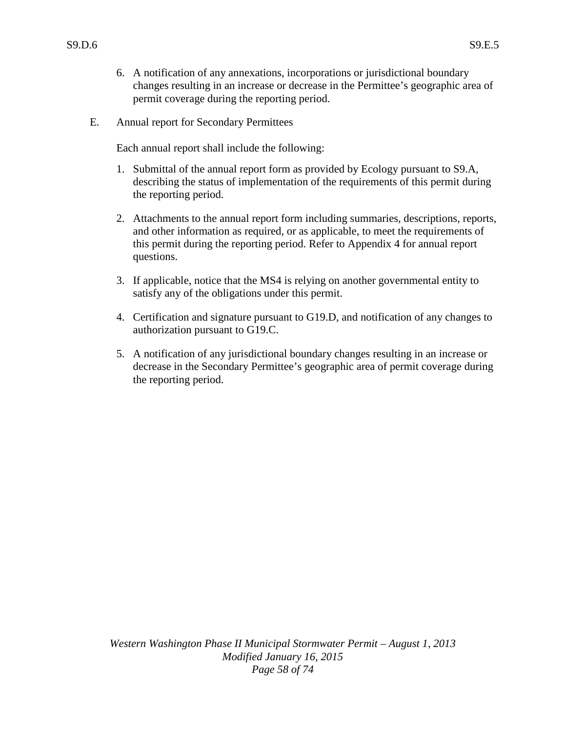6. A notification of any annexations, incorporations or jurisdictional boundary changes resulting in an increase or decrease in the Permittee's geographic area of permit coverage during the reporting period.

E. Annual report for Secondary Permittees

Each annual report shall include the following:

1. Submittal of the annual report form as provided by Ecology pursuant to S9.A, describing the status of implementation of the requirements of this permit during the reporting period.

2. Attachments to the annual report form including summaries, descriptions, reports, and other information as required, or as applicable, to meet the requirements of this permit during the reporting period. Refer to Appendix 4 for annual report questions.

3. If applicable, notice that the MS4 is relying on another governmental entity to satisfy any of the obligations under this permit.

4. Certification and signature pursuant to G19.D, and notification of any changes to authorization pursuant to G19.C.

5. A notification of any jurisdictional boundary changes resulting in an increase or decrease in the Secondary Permittee's geographic area of permit coverage during the reporting period.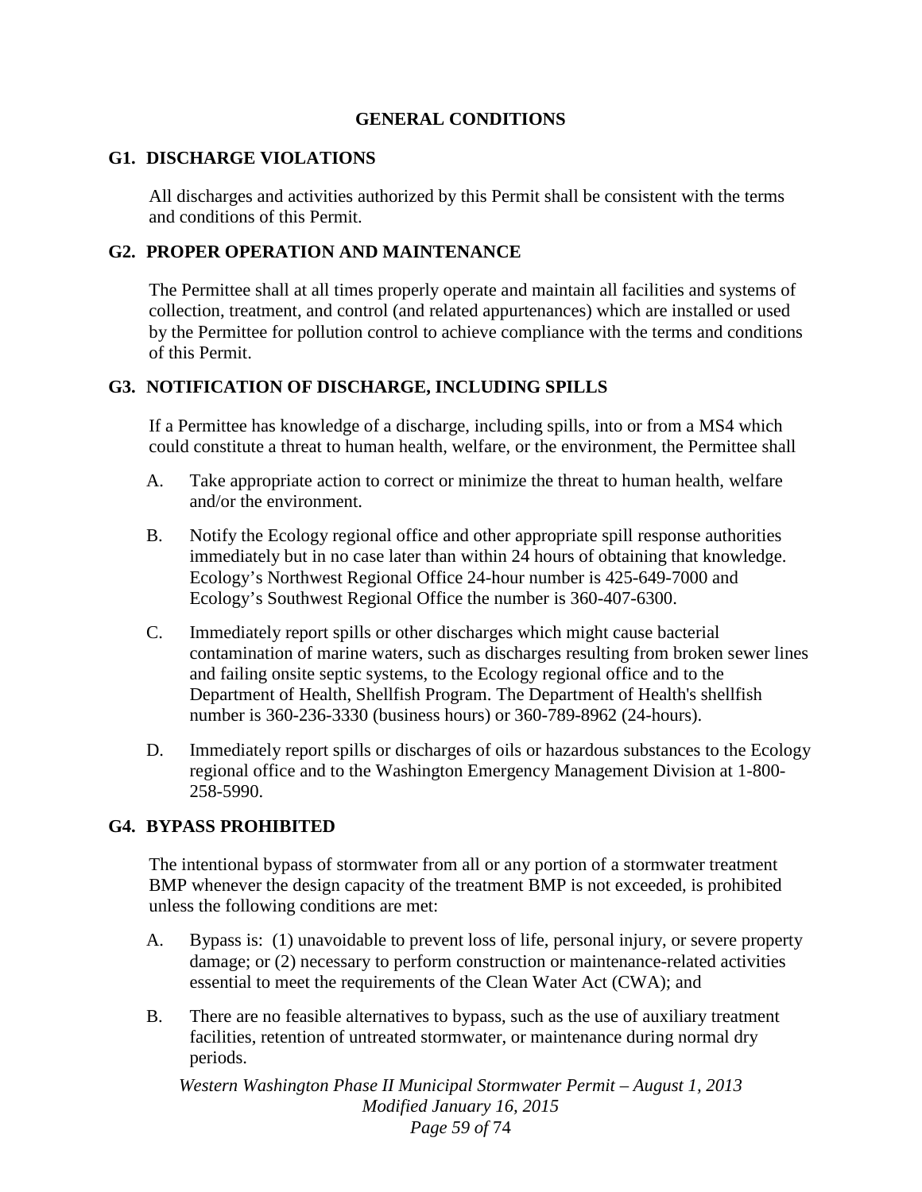# GENERAL CONDITIONS

## G1. DISCHARGE VIOLATIONS

All discharges and activities authorized by this Permit shall be consistent with the terms and conditions of this Permit.

## G2. PROPER OPERATION AND MAINTENANCE

The Permittee shall at all times properly operate and maintain all facilities and systems of collection, treatment, and control (and related appurtenances) which are installed or used by the Permittee for pollution control to achieve compliance with the terms and conditions of this Permit.

## G3. NOTIFICATION OF DISCHARGE, INCLUDING SPILLS

If a Permittee has knowledge of a discharge, including spills, into or from a MS4 which could constitute a threat to human health, welfare, or the environment, the Permittee shall

A. Take appropriate action to correct or minimize the threat to human health, welfare and/or the environment.

B. Notify the Ecology regional office and other appropriate spill response authorities immediately but in no case later than within 24 hours of obtaining that knowledge. Ecology's Northwest Regional Office 24-hour number is 425-649-7000 and Ecology's Southwest Regional Office the number is 360-407-6300.

C. Immediately report spills or other discharges which might cause bacterial contamination of marine waters, such as discharges resulting from broken sewer lines and failing onsite septic systems, to the Ecology regional office and to the Department of Health, Shellfish Program. The Department of Health's shellfish number is 360-236-3330 (business hours) or 360-789-8962 (24-hours).

D. Immediately report spills or discharges of oils or hazardous substances to the Ecology regional office and to the Washington Emergency Management Division at 1-800-258-5990.

## G4. BYPASS PROHIBITED

The intentional bypass of stormwater from all or any portion of a stormwater treatment BMP whenever the design capacity of the treatment BMP is not exceeded, is prohibited unless the following conditions are met:

A. Bypass is: (1) unavoidable to prevent loss of life, personal injury, or severe property damage; or (2) necessary to perform construction or maintenance-related activities essential to meet the requirements of the Clean Water Act (CWA); and

B. There are no feasible alternatives to bypass, such as the use of auxiliary treatment facilities, retention of untreated stormwater, or maintenance during normal dry periods.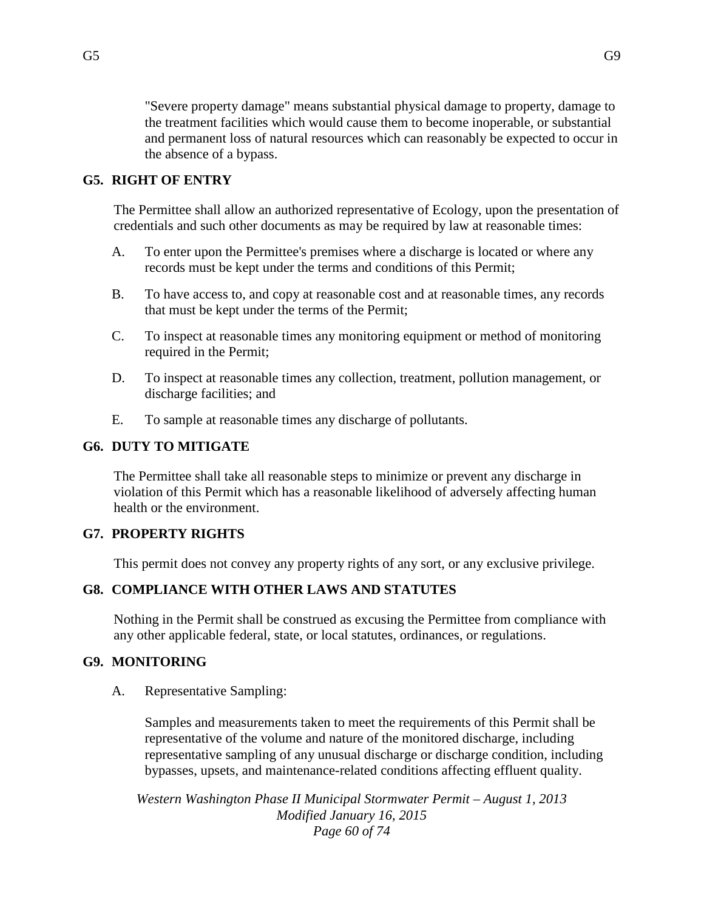"Severe property damage" means substantial physical damage to property, damage to the treatment facilities which would cause them to become inoperable, or substantial and permanent loss of natural resources which can reasonably be expected to occur in the absence of a bypass.

## G5. RIGHT OF ENTRY

The Permittee shall allow an authorized representative of Ecology, upon the presentation of credentials and such other documents as may be required by law at reasonable times:

A. To enter upon the Permittee's premises where a discharge is located or where any records must be kept under the terms and conditions of this Permit;

B. To have access to, and copy at reasonable cost and at reasonable times, any records that must be kept under the terms of the Permit;

C. To inspect at reasonable times any monitoring equipment or method of monitoring required in the Permit;

D. To inspect at reasonable times any collection, treatment, pollution management, or discharge facilities; and

E. To sample at reasonable times any discharge of pollutants.

## G6. DUTY TO MITIGATE

The Permittee shall take all reasonable steps to minimize or prevent any discharge in violation of this Permit which has a reasonable likelihood of adversely affecting human health or the environment.

## G7. PROPERTY RIGHTS

This permit does not convey any property rights of any sort, or any exclusive privilege.

## G8. COMPLIANCE WITH OTHER LAWS AND STATUTES

Nothing in the Permit shall be construed as excusing the Permittee from compliance with any other applicable federal, state, or local statutes, ordinances, or regulations.

## G9. MONITORING

A. Representative Sampling:

Samples and measurements taken to meet the requirements of this Permit shall be representative of the volume and nature of the monitored discharge, including representative sampling of any unusual discharge or discharge condition, including bypasses, upsets, and maintenance-related conditions affecting effluent quality.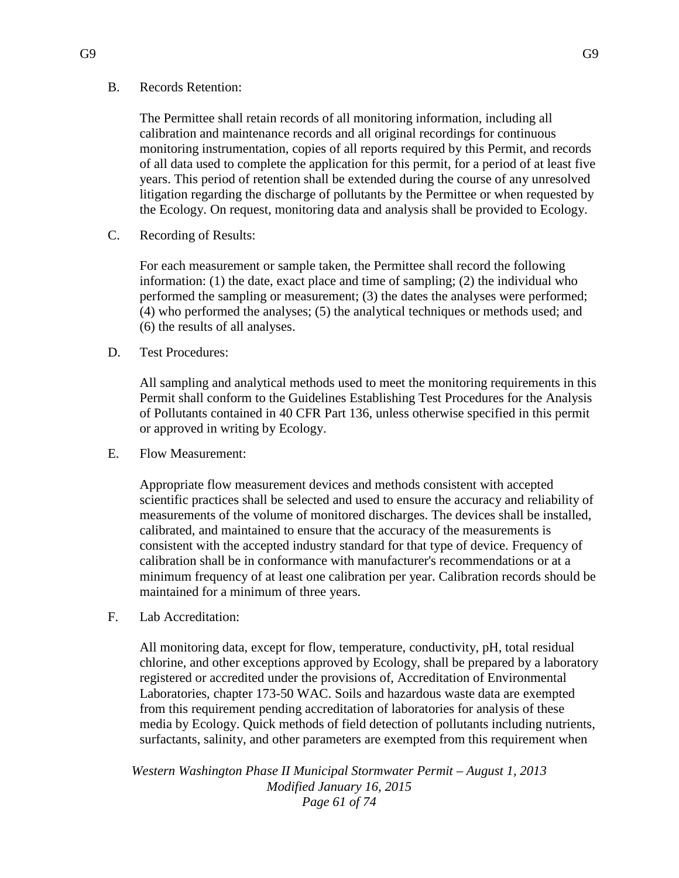B. Records Retention:

The Permittee shall retain records of all monitoring information, including all calibration and maintenance records and all original recordings for continuous monitoring instrumentation, copies of all reports required by this Permit, and records of all data used to complete the application for this permit, for a period of at least five years. This period of retention shall be extended during the course of any unresolved litigation regarding the discharge of pollutants by the Permittee or when requested by the Ecology. On request, monitoring data and analysis shall be provided to Ecology.

C. Recording of Results:

For each measurement or sample taken, the Permittee shall record the following information: (1) the date, exact place and time of sampling; (2) the individual who performed the sampling or measurement; (3) the dates the analyses were performed; (4) who performed the analyses; (5) the analytical techniques or methods used; and (6) the results of all analyses.

D. Test Procedures:

All sampling and analytical methods used to meet the monitoring requirements in this Permit shall conform to the Guidelines Establishing Test Procedures for the Analysis of Pollutants contained in 40 CFR Part 136, unless otherwise specified in this permit or approved in writing by Ecology.

E. Flow Measurement:

Appropriate flow measurement devices and methods consistent with accepted scientific practices shall be selected and used to ensure the accuracy and reliability of measurements of the volume of monitored discharges. The devices shall be installed, calibrated, and maintained to ensure that the accuracy of the measurements is consistent with the accepted industry standard for that type of device. Frequency of calibration shall be in conformance with manufacturer's recommendations or at a minimum frequency of at least one calibration per year. Calibration records should be maintained for a minimum of three years.

F. Lab Accreditation:

All monitoring data, except for flow, temperature, conductivity, pH, total residual chlorine, and other exceptions approved by Ecology, shall be prepared by a laboratory registered or accredited under the provisions of, Accreditation of Environmental Laboratories, chapter 173-50 WAC. Soils and hazardous waste data are exempted from this requirement pending accreditation of laboratories for analysis of these media by Ecology. Quick methods of field detection of pollutants including nutrients, surfactants, salinity, and other parameters are exempted from this requirement when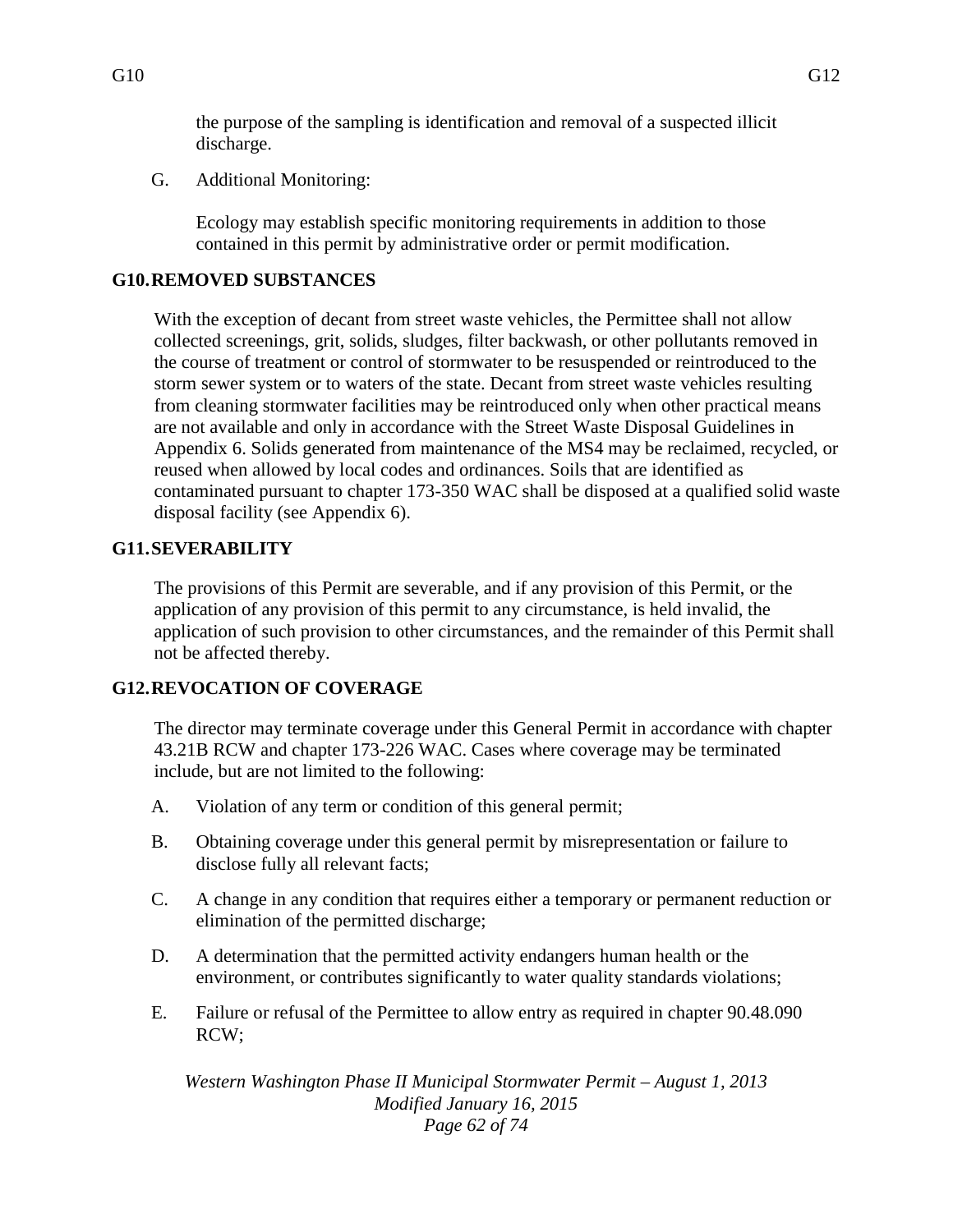the purpose of the sampling is identification and removal of a suspected illicit discharge.

G. Additional Monitoring:

Ecology may establish specific monitoring requirements in addition to those contained in this permit by administrative order or permit modification.

## G10. REMOVED SUBSTANCES

With the exception of decant from street waste vehicles, the Permittee shall not allow collected screenings, grit, solids, sludges, filter backwash, or other pollutants removed in the course of treatment or control of stormwater to be resuspended or reintroduced to the storm sewer system or to waters of the state. Decant from street waste vehicles resulting from cleaning stormwater facilities may be reintroduced only when other practical means are not available and only in accordance with the Street Waste Disposal Guidelines in Appendix 6. Solids generated from maintenance of the MS4 may be reclaimed, recycled, or reused when allowed by local codes and ordinances. Soils that are identified as contaminated pursuant to chapter 173-350 WAC shall be disposed at a qualified solid waste disposal facility (see Appendix 6).

## G11. SEVERABILITY

The provisions of this Permit are severable, and if any provision of this Permit, or the application of any provision of this permit to any circumstance, is held invalid, the application of such provision to other circumstances, and the remainder of this Permit shall not be affected thereby.

## G12. REVOCATION OF COVERAGE

The director may terminate coverage under this General Permit in accordance with chapter 43.21B RCW and chapter 173-226 WAC. Cases where coverage may be terminated include, but are not limited to the following:

A. Violation of any term or condition of this general permit;

B. Obtaining coverage under this general permit by misrepresentation or failure to disclose fully all relevant facts;

C. A change in any condition that requires either a temporary or permanent reduction or elimination of the permitted discharge;

D. A determination that the permitted activity endangers human health or the environment, or contributes significantly to water quality standards violations;

E. Failure or refusal of the Permittee to allow entry as required in chapter 90.48.090 RCW;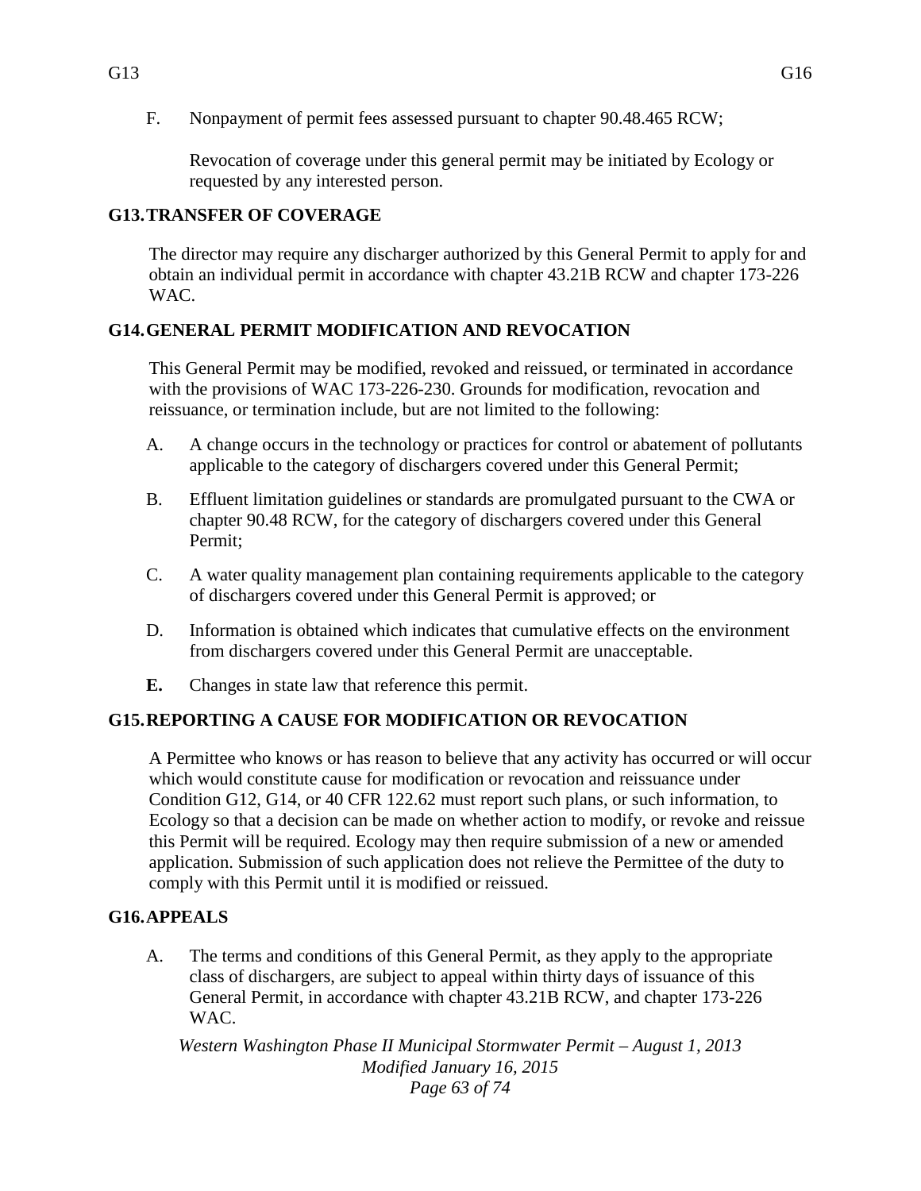F. Nonpayment of permit fees assessed pursuant to chapter 90.48.465 RCW;

Revocation of coverage under this general permit may be initiated by Ecology or requested by any interested person.

## G13. TRANSFER OF COVERAGE

The director may require any discharger authorized by this General Permit to apply for and obtain an individual permit in accordance with chapter 43.21B RCW and chapter 173-226 WAC.

## G14. GENERAL PERMIT MODIFICATION AND REVOCATION

This General Permit may be modified, revoked and reissued, or terminated in accordance with the provisions of WAC 173-226-230. Grounds for modification, revocation and reissuance, or termination include, but are not limited to the following:

A. A change occurs in the technology or practices for control or abatement of pollutants applicable to the category of dischargers covered under this General Permit;

B. Effluent limitation guidelines or standards are promulgated pursuant to the CWA or chapter 90.48 RCW, for the category of dischargers covered under this General Permit;

C. A water quality management plan containing requirements applicable to the category of dischargers covered under this General Permit is approved; or

D. Information is obtained which indicates that cumulative effects on the environment from dischargers covered under this General Permit are unacceptable.

**E.** Changes in state law that reference this permit.

## G15. REPORTING A CAUSE FOR MODIFICATION OR REVOCATION

A Permittee who knows or has reason to believe that any activity has occurred or will occur which would constitute cause for modification or revocation and reissuance under Condition G12, G14, or 40 CFR 122.62 must report such plans, or such information, to Ecology so that a decision can be made on whether action to modify, or revoke and reissue this Permit will be required. Ecology may then require submission of a new or amended application. Submission of such application does not relieve the Permittee of the duty to comply with this Permit until it is modified or reissued.

## G16. APPEALS

A. The terms and conditions of this General Permit, as they apply to the appropriate class of dischargers, are subject to appeal within thirty days of issuance of this General Permit, in accordance with chapter 43.21B RCW, and chapter 173-226 WAC.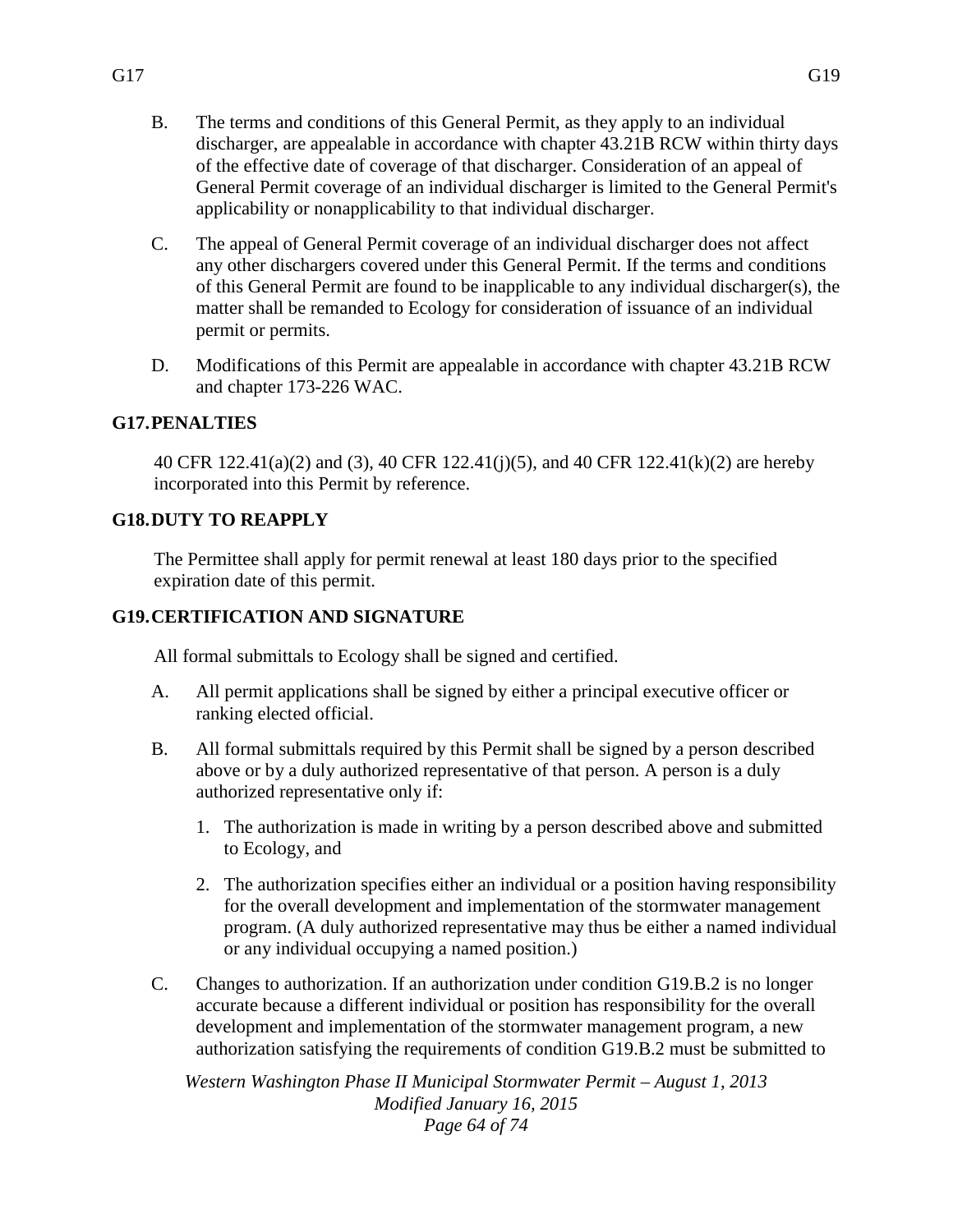B. The terms and conditions of this General Permit, as they apply to an individual discharger, are appealable in accordance with chapter 43.21B RCW within thirty days of the effective date of coverage of that discharger. Consideration of an appeal of General Permit coverage of an individual discharger is limited to the General Permit's applicability or nonapplicability to that individual discharger.

C. The appeal of General Permit coverage of an individual discharger does not affect any other dischargers covered under this General Permit. If the terms and conditions of this General Permit are found to be inapplicable to any individual discharger(s), the matter shall be remanded to Ecology for consideration of issuance of an individual permit or permits.

D. Modifications of this Permit are appealable in accordance with chapter 43.21B RCW and chapter 173-226 WAC.

## G17. PENALTIES

40 CFR 122.41(a)(2) and (3), 40 CFR 122.41(j)(5), and 40 CFR 122.41(k)(2) are hereby incorporated into this Permit by reference.

## G18. DUTY TO REAPPLY

The Permittee shall apply for permit renewal at least 180 days prior to the specified expiration date of this permit.

## G19. CERTIFICATION AND SIGNATURE

All formal submittals to Ecology shall be signed and certified.

A. All permit applications shall be signed by either a principal executive officer or ranking elected official.

B. All formal submittals required by this Permit shall be signed by a person described above or by a duly authorized representative of that person. A person is a duly authorized representative only if:

1. The authorization is made in writing by a person described above and submitted to Ecology, and

2. The authorization specifies either an individual or a position having responsibility for the overall development and implementation of the stormwater management program. (A duly authorized representative may thus be either a named individual or any individual occupying a named position.)

C. Changes to authorization. If an authorization under condition G19.B.2 is no longer accurate because a different individual or position has responsibility for the overall development and implementation of the stormwater management program, a new authorization satisfying the requirements of condition G19.B.2 must be submitted to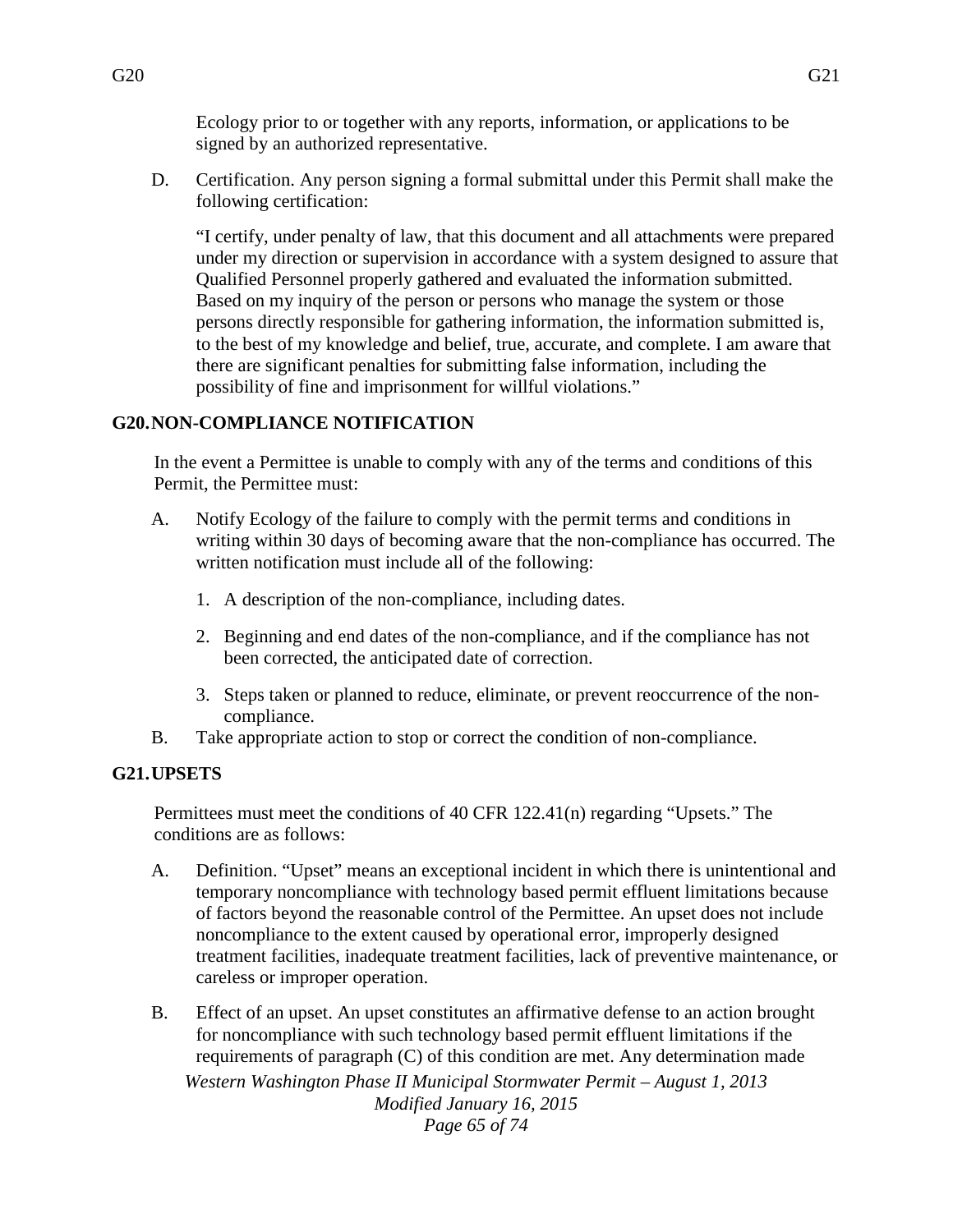Ecology prior to or together with any reports, information, or applications to be signed by an authorized representative.

D. Certification. Any person signing a formal submittal under this Permit shall make the following certification:

"I certify, under penalty of law, that this document and all attachments were prepared under my direction or supervision in accordance with a system designed to assure that Qualified Personnel properly gathered and evaluated the information submitted. Based on my inquiry of the person or persons who manage the system or those persons directly responsible for gathering information, the information submitted is, to the best of my knowledge and belief, true, accurate, and complete. I am aware that there are significant penalties for submitting false information, including the possibility of fine and imprisonment for willful violations."

## G20. NON-COMPLIANCE NOTIFICATION

In the event a Permittee is unable to comply with any of the terms and conditions of this Permit, the Permittee must:

A. Notify Ecology of the failure to comply with the permit terms and conditions in writing within 30 days of becoming aware that the non-compliance has occurred. The written notification must include all of the following:

1. A description of the non-compliance, including dates.
2. Beginning and end dates of the non-compliance, and if the compliance has not been corrected, the anticipated date of correction.
3. Steps taken or planned to reduce, eliminate, or prevent reoccurrence of the non-compliance.

B. Take appropriate action to stop or correct the condition of non-compliance.

## G21. UPSETS

Permittees must meet the conditions of 40 CFR 122.41(n) regarding "Upsets." The conditions are as follows:

A. Definition. "Upset" means an exceptional incident in which there is unintentional and temporary noncompliance with technology based permit effluent limitations because of factors beyond the reasonable control of the Permittee. An upset does not include noncompliance to the extent caused by operational error, improperly designed treatment facilities, inadequate treatment facilities, lack of preventive maintenance, or careless or improper operation.

B. Effect of an upset. An upset constitutes an affirmative defense to an action brought for noncompliance with such technology based permit effluent limitations if the requirements of paragraph (C) of this condition are met. Any determination made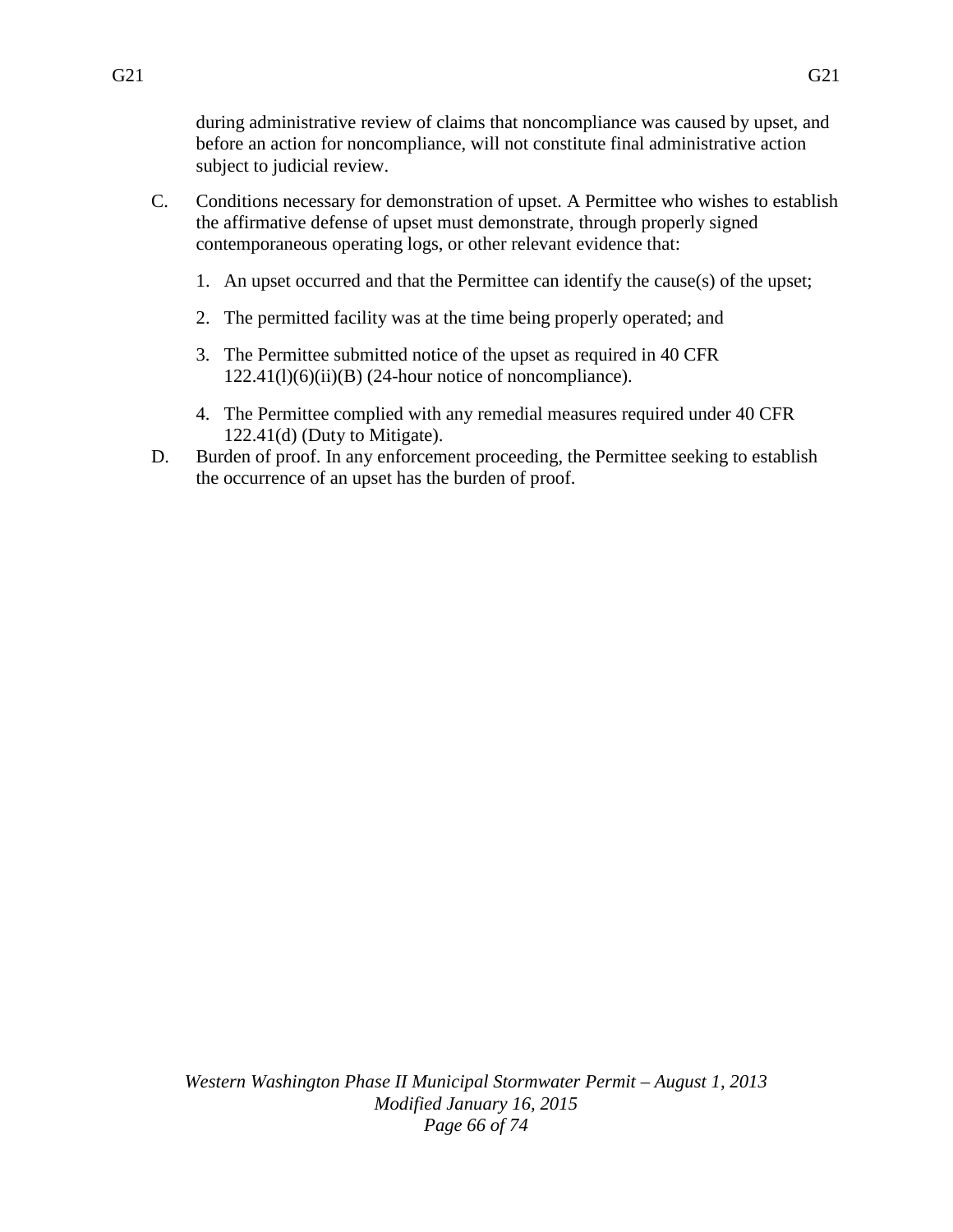during administrative review of claims that noncompliance was caused by upset, and before an action for noncompliance, will not constitute final administrative action subject to judicial review.

C. Conditions necessary for demonstration of upset. A Permittee who wishes to establish the affirmative defense of upset must demonstrate, through properly signed contemporaneous operating logs, or other relevant evidence that:

   1. An upset occurred and that the Permittee can identify the cause(s) of the upset;

   2. The permitted facility was at the time being properly operated; and

   3. The Permittee submitted notice of the upset as required in 40 CFR 122.41(l)(6)(ii)(B) (24-hour notice of noncompliance).

   4. The Permittee complied with any remedial measures required under 40 CFR 122.41(d) (Duty to Mitigate).

D. Burden of proof. In any enforcement proceeding, the Permittee seeking to establish the occurrence of an upset has the burden of proof.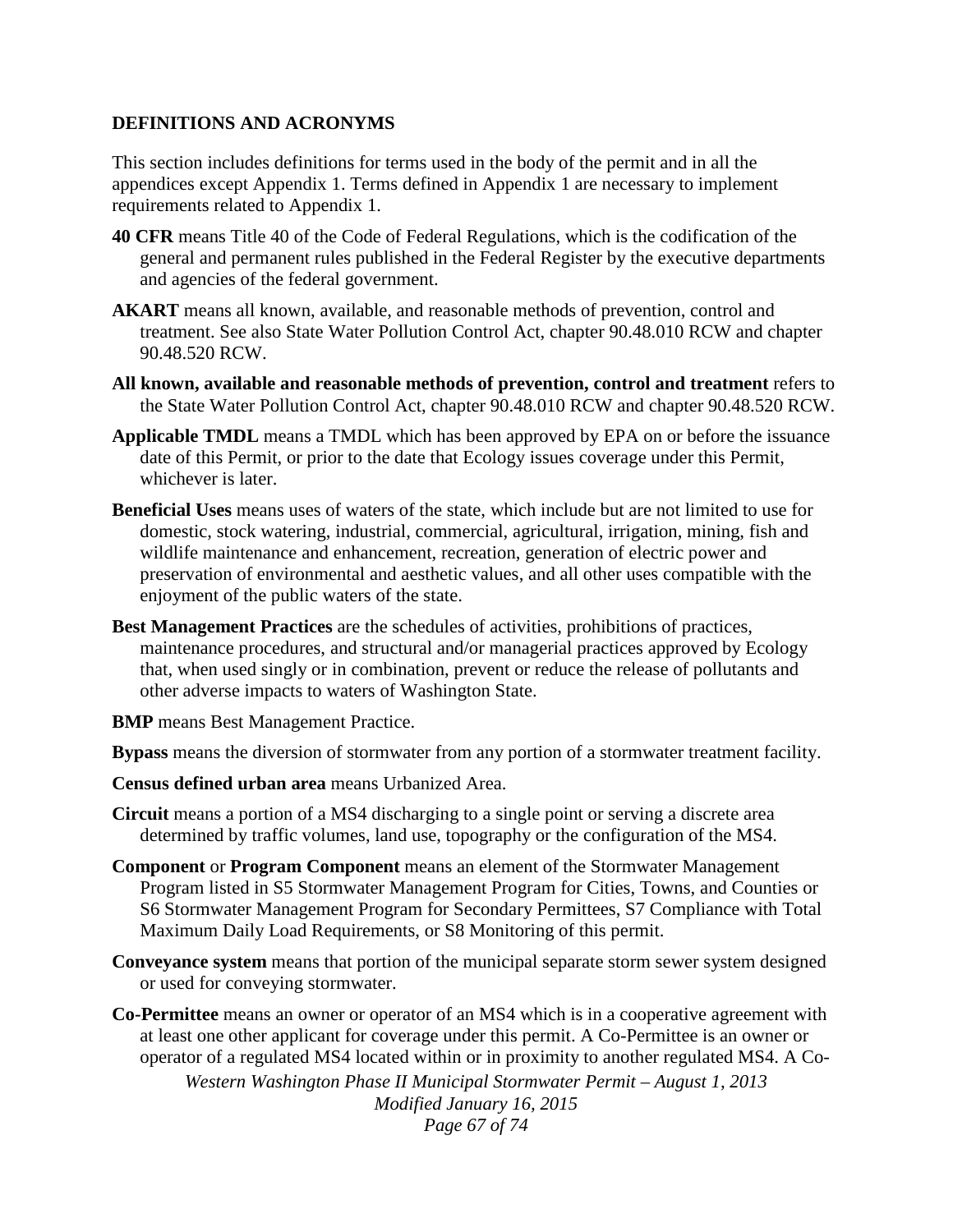## DEFINITIONS AND ACRONYMS

This section includes definitions for terms used in the body of the permit and in all the appendices except Appendix 1. Terms defined in Appendix 1 are necessary to implement requirements related to Appendix 1.

**40 CFR** means Title 40 of the Code of Federal Regulations, which is the codification of the general and permanent rules published in the Federal Register by the executive departments and agencies of the federal government.

**AKART** means all known, available, and reasonable methods of prevention, control and treatment. See also State Water Pollution Control Act, chapter 90.48.010 RCW and chapter 90.48.520 RCW.

**All known, available and reasonable methods of prevention, control and treatment** refers to the State Water Pollution Control Act, chapter 90.48.010 RCW and chapter 90.48.520 RCW.

**Applicable TMDL** means a TMDL which has been approved by EPA on or before the issuance date of this Permit, or prior to the date that Ecology issues coverage under this Permit, whichever is later.

**Beneficial Uses** means uses of waters of the state, which include but are not limited to use for domestic, stock watering, industrial, commercial, agricultural, irrigation, mining, fish and wildlife maintenance and enhancement, recreation, generation of electric power and preservation of environmental and aesthetic values, and all other uses compatible with the enjoyment of the public waters of the state.

**Best Management Practices** are the schedules of activities, prohibitions of practices, maintenance procedures, and structural and/or managerial practices approved by Ecology that, when used singly or in combination, prevent or reduce the release of pollutants and other adverse impacts to waters of Washington State.

**BMP** means Best Management Practice.

**Bypass** means the diversion of stormwater from any portion of a stormwater treatment facility.

**Census defined urban area** means Urbanized Area.

**Circuit** means a portion of a MS4 discharging to a single point or serving a discrete area determined by traffic volumes, land use, topography or the configuration of the MS4.

**Component** or **Program Component** means an element of the Stormwater Management Program listed in S5 Stormwater Management Program for Cities, Towns, and Counties or S6 Stormwater Management Program for Secondary Permittees, S7 Compliance with Total Maximum Daily Load Requirements, or S8 Monitoring of this permit.

**Conveyance system** means that portion of the municipal separate storm sewer system designed or used for conveying stormwater.

**Co-Permittee** means an owner or operator of an MS4 which is in a cooperative agreement with at least one other applicant for coverage under this permit. A Co-Permittee is an owner or operator of a regulated MS4 located within or in proximity to another regulated MS4. A Co-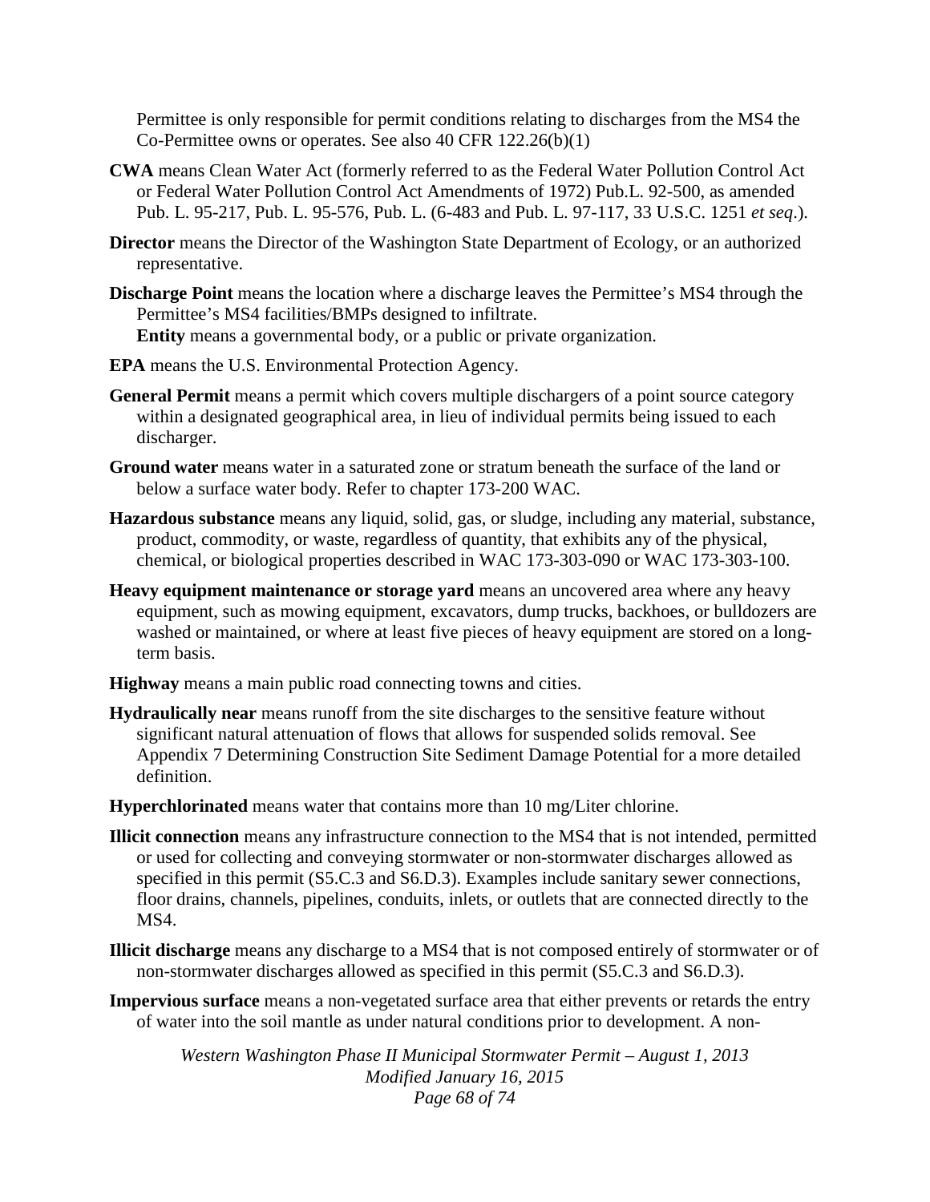Permittee is only responsible for permit conditions relating to discharges from the MS4 the Co-Permittee owns or operates. See also 40 CFR 122.26(b)(1)

**CWA** means Clean Water Act (formerly referred to as the Federal Water Pollution Control Act or Federal Water Pollution Control Act Amendments of 1972) Pub.L. 92-500, as amended Pub. L. 95-217, Pub. L. 95-576, Pub. L. (6-483 and Pub. L. 97-117, 33 U.S.C. 1251 *et seq*.).

**Director** means the Director of the Washington State Department of Ecology, or an authorized representative.

**Discharge Point** means the location where a discharge leaves the Permittee's MS4 through the Permittee's MS4 facilities/BMPs designed to infiltrate.
**Entity** means a governmental body, or a public or private organization.

**EPA** means the U.S. Environmental Protection Agency.

**General Permit** means a permit which covers multiple dischargers of a point source category within a designated geographical area, in lieu of individual permits being issued to each discharger.

**Ground water** means water in a saturated zone or stratum beneath the surface of the land or below a surface water body. Refer to chapter 173-200 WAC.

**Hazardous substance** means any liquid, solid, gas, or sludge, including any material, substance, product, commodity, or waste, regardless of quantity, that exhibits any of the physical, chemical, or biological properties described in WAC 173-303-090 or WAC 173-303-100.

**Heavy equipment maintenance or storage yard** means an uncovered area where any heavy equipment, such as mowing equipment, excavators, dump trucks, backhoes, or bulldozers are washed or maintained, or where at least five pieces of heavy equipment are stored on a long-term basis.

**Highway** means a main public road connecting towns and cities.

**Hydraulically near** means runoff from the site discharges to the sensitive feature without significant natural attenuation of flows that allows for suspended solids removal. See Appendix 7 Determining Construction Site Sediment Damage Potential for a more detailed definition.

**Hyperchlorinated** means water that contains more than 10 mg/Liter chlorine.

**Illicit connection** means any infrastructure connection to the MS4 that is not intended, permitted or used for collecting and conveying stormwater or non-stormwater discharges allowed as specified in this permit (S5.C.3 and S6.D.3). Examples include sanitary sewer connections, floor drains, channels, pipelines, conduits, inlets, or outlets that are connected directly to the MS4.

**Illicit discharge** means any discharge to a MS4 that is not composed entirely of stormwater or of non-stormwater discharges allowed as specified in this permit (S5.C.3 and S6.D.3).

**Impervious surface** means a non-vegetated surface area that either prevents or retards the entry of water into the soil mantle as under natural conditions prior to development. A non-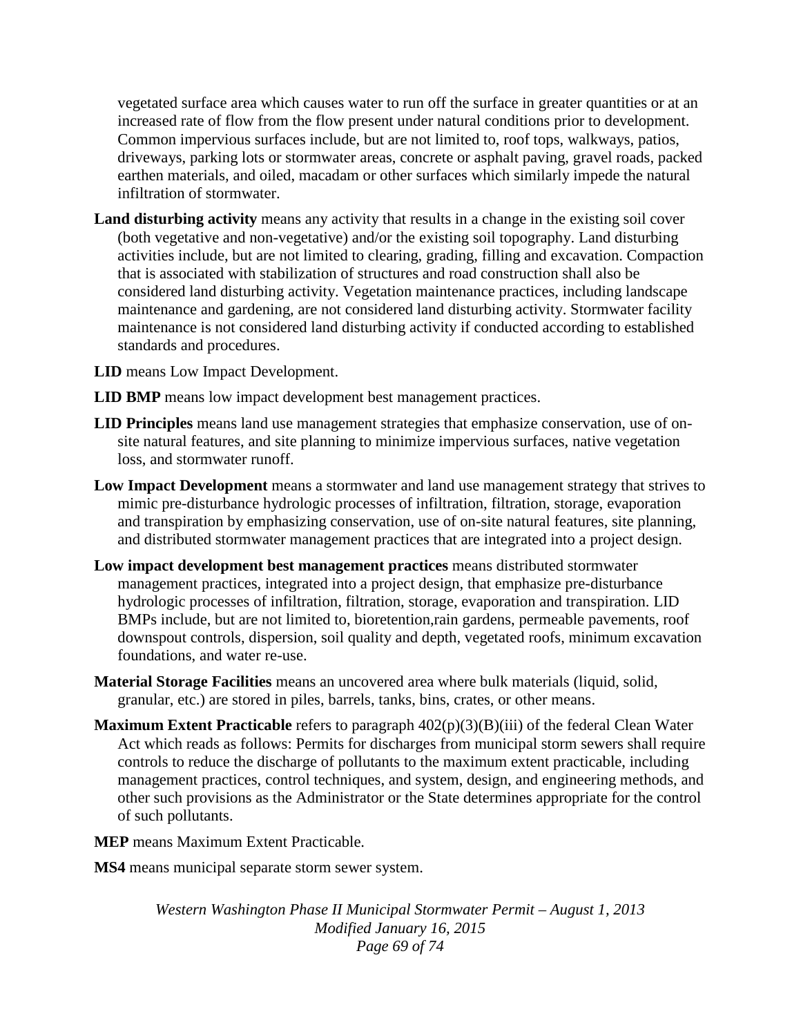vegetated surface area which causes water to run off the surface in greater quantities or at an increased rate of flow from the flow present under natural conditions prior to development. Common impervious surfaces include, but are not limited to, roof tops, walkways, patios, driveways, parking lots or stormwater areas, concrete or asphalt paving, gravel roads, packed earthen materials, and oiled, macadam or other surfaces which similarly impede the natural infiltration of stormwater.

**Land disturbing activity** means any activity that results in a change in the existing soil cover (both vegetative and non-vegetative) and/or the existing soil topography. Land disturbing activities include, but are not limited to clearing, grading, filling and excavation. Compaction that is associated with stabilization of structures and road construction shall also be considered land disturbing activity. Vegetation maintenance practices, including landscape maintenance and gardening, are not considered land disturbing activity. Stormwater facility maintenance is not considered land disturbing activity if conducted according to established standards and procedures.

**LID** means Low Impact Development.

**LID BMP** means low impact development best management practices.

**LID Principles** means land use management strategies that emphasize conservation, use of on-site natural features, and site planning to minimize impervious surfaces, native vegetation loss, and stormwater runoff.

**Low Impact Development** means a stormwater and land use management strategy that strives to mimic pre-disturbance hydrologic processes of infiltration, filtration, storage, evaporation and transpiration by emphasizing conservation, use of on-site natural features, site planning, and distributed stormwater management practices that are integrated into a project design.

**Low impact development best management practices** means distributed stormwater management practices, integrated into a project design, that emphasize pre-disturbance hydrologic processes of infiltration, filtration, storage, evaporation and transpiration. LID BMPs include, but are not limited to, bioretention,rain gardens, permeable pavements, roof downspout controls, dispersion, soil quality and depth, vegetated roofs, minimum excavation foundations, and water re-use.

**Material Storage Facilities** means an uncovered area where bulk materials (liquid, solid, granular, etc.) are stored in piles, barrels, tanks, bins, crates, or other means.

**Maximum Extent Practicable** refers to paragraph 402(p)(3)(B)(iii) of the federal Clean Water Act which reads as follows: Permits for discharges from municipal storm sewers shall require controls to reduce the discharge of pollutants to the maximum extent practicable, including management practices, control techniques, and system, design, and engineering methods, and other such provisions as the Administrator or the State determines appropriate for the control of such pollutants.

**MEP** means Maximum Extent Practicable.

**MS4** means municipal separate storm sewer system.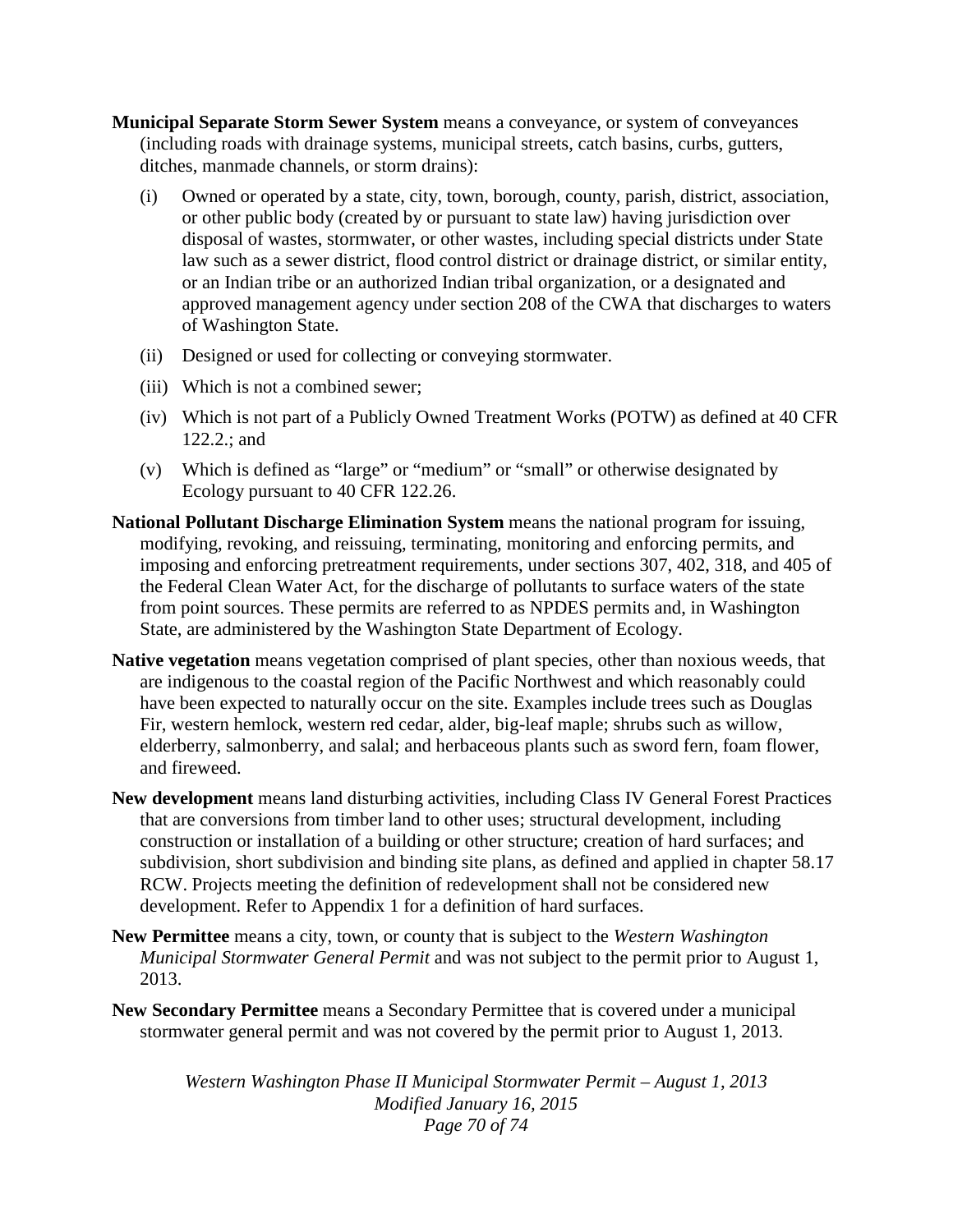**Municipal Separate Storm Sewer System** means a conveyance, or system of conveyances (including roads with drainage systems, municipal streets, catch basins, curbs, gutters, ditches, manmade channels, or storm drains):

(i) Owned or operated by a state, city, town, borough, county, parish, district, association, or other public body (created by or pursuant to state law) having jurisdiction over disposal of wastes, stormwater, or other wastes, including special districts under State law such as a sewer district, flood control district or drainage district, or similar entity, or an Indian tribe or an authorized Indian tribal organization, or a designated and approved management agency under section 208 of the CWA that discharges to waters of Washington State.

(ii) Designed or used for collecting or conveying stormwater.

(iii) Which is not a combined sewer;

(iv) Which is not part of a Publicly Owned Treatment Works (POTW) as defined at 40 CFR 122.2.; and

(v) Which is defined as "large" or "medium" or "small" or otherwise designated by Ecology pursuant to 40 CFR 122.26.

**National Pollutant Discharge Elimination System** means the national program for issuing, modifying, revoking, and reissuing, terminating, monitoring and enforcing permits, and imposing and enforcing pretreatment requirements, under sections 307, 402, 318, and 405 of the Federal Clean Water Act, for the discharge of pollutants to surface waters of the state from point sources. These permits are referred to as NPDES permits and, in Washington State, are administered by the Washington State Department of Ecology.

**Native vegetation** means vegetation comprised of plant species, other than noxious weeds, that are indigenous to the coastal region of the Pacific Northwest and which reasonably could have been expected to naturally occur on the site. Examples include trees such as Douglas Fir, western hemlock, western red cedar, alder, big-leaf maple; shrubs such as willow, elderberry, salmonberry, and salal; and herbaceous plants such as sword fern, foam flower, and fireweed.

**New development** means land disturbing activities, including Class IV General Forest Practices that are conversions from timber land to other uses; structural development, including construction or installation of a building or other structure; creation of hard surfaces; and subdivision, short subdivision and binding site plans, as defined and applied in chapter 58.17 RCW. Projects meeting the definition of redevelopment shall not be considered new development. Refer to Appendix 1 for a definition of hard surfaces.

**New Permittee** means a city, town, or county that is subject to the *Western Washington Municipal Stormwater General Permit* and was not subject to the permit prior to August 1, 2013.

**New Secondary Permittee** means a Secondary Permittee that is covered under a municipal stormwater general permit and was not covered by the permit prior to August 1, 2013.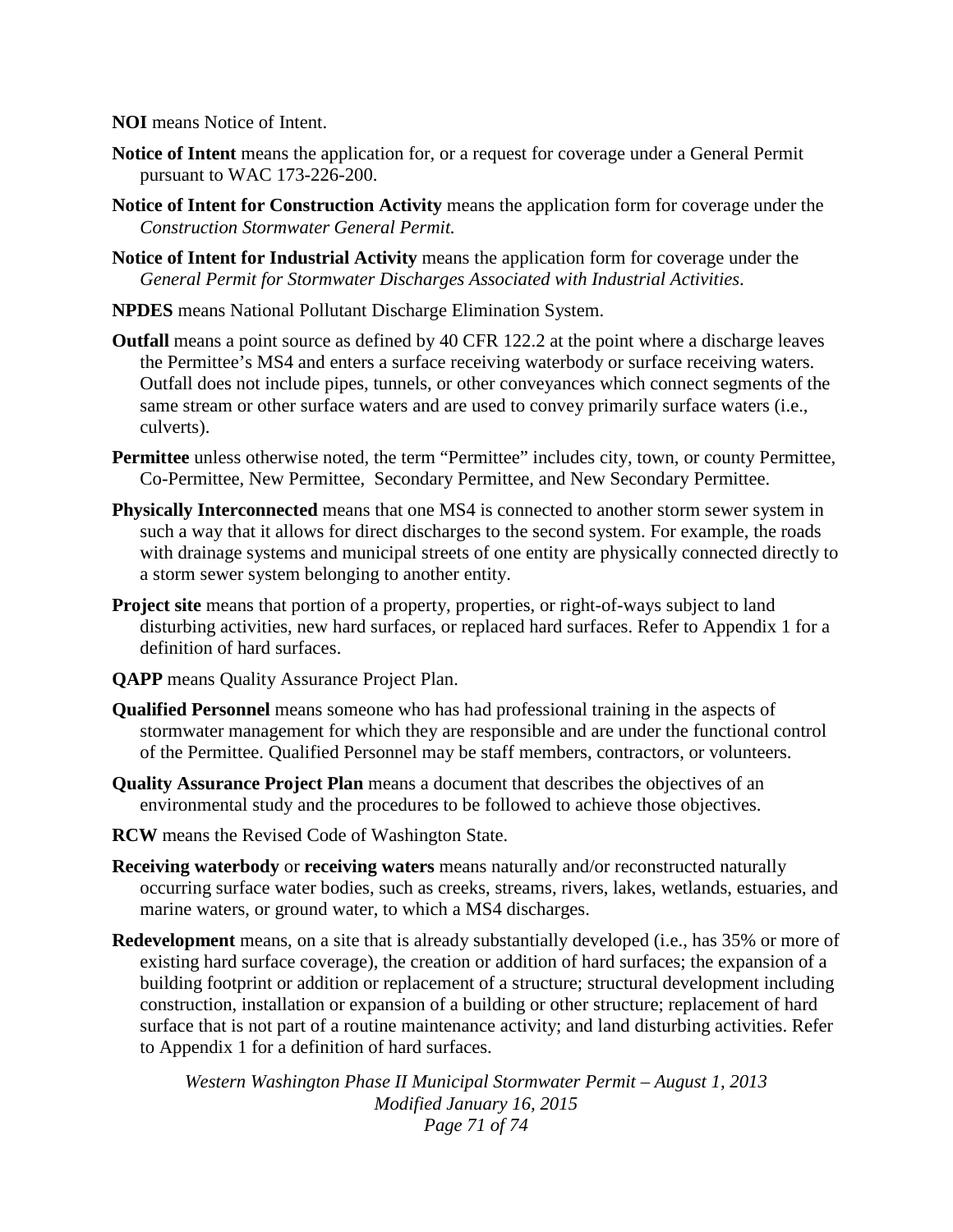**NOI** means Notice of Intent.

**Notice of Intent** means the application for, or a request for coverage under a General Permit pursuant to WAC 173-226-200.

**Notice of Intent for Construction Activity** means the application form for coverage under the *Construction Stormwater General Permit.*

**Notice of Intent for Industrial Activity** means the application form for coverage under the *General Permit for Stormwater Discharges Associated with Industrial Activities*.

**NPDES** means National Pollutant Discharge Elimination System.

**Outfall** means a point source as defined by 40 CFR 122.2 at the point where a discharge leaves the Permittee's MS4 and enters a surface receiving waterbody or surface receiving waters. Outfall does not include pipes, tunnels, or other conveyances which connect segments of the same stream or other surface waters and are used to convey primarily surface waters (i.e., culverts).

**Permittee** unless otherwise noted, the term "Permittee" includes city, town, or county Permittee, Co-Permittee, New Permittee, Secondary Permittee, and New Secondary Permittee.

**Physically Interconnected** means that one MS4 is connected to another storm sewer system in such a way that it allows for direct discharges to the second system. For example, the roads with drainage systems and municipal streets of one entity are physically connected directly to a storm sewer system belonging to another entity.

**Project site** means that portion of a property, properties, or right-of-ways subject to land disturbing activities, new hard surfaces, or replaced hard surfaces. Refer to Appendix 1 for a definition of hard surfaces.

**QAPP** means Quality Assurance Project Plan.

**Qualified Personnel** means someone who has had professional training in the aspects of stormwater management for which they are responsible and are under the functional control of the Permittee. Qualified Personnel may be staff members, contractors, or volunteers.

**Quality Assurance Project Plan** means a document that describes the objectives of an environmental study and the procedures to be followed to achieve those objectives.

**RCW** means the Revised Code of Washington State.

**Receiving waterbody** or **receiving waters** means naturally and/or reconstructed naturally occurring surface water bodies, such as creeks, streams, rivers, lakes, wetlands, estuaries, and marine waters, or ground water, to which a MS4 discharges.

**Redevelopment** means, on a site that is already substantially developed (i.e., has 35% or more of existing hard surface coverage), the creation or addition of hard surfaces; the expansion of a building footprint or addition or replacement of a structure; structural development including construction, installation or expansion of a building or other structure; replacement of hard surface that is not part of a routine maintenance activity; and land disturbing activities. Refer to Appendix 1 for a definition of hard surfaces.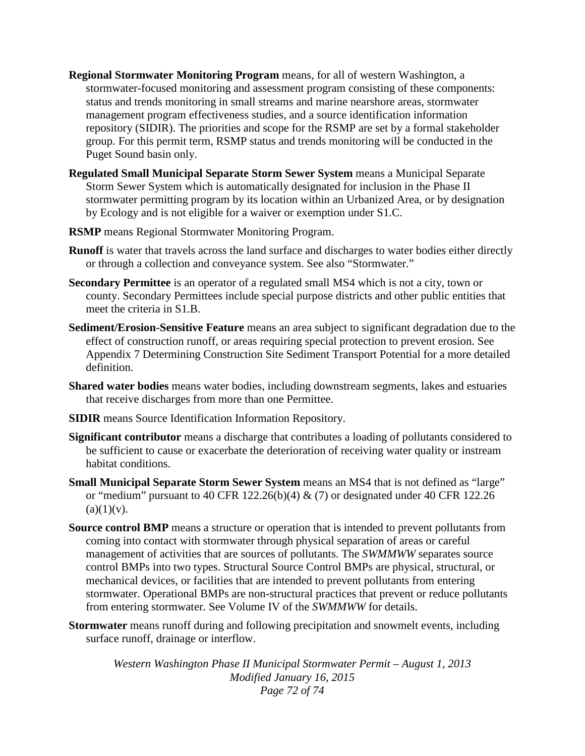**Regional Stormwater Monitoring Program** means, for all of western Washington, a stormwater-focused monitoring and assessment program consisting of these components: status and trends monitoring in small streams and marine nearshore areas, stormwater management program effectiveness studies, and a source identification information repository (SIDIR). The priorities and scope for the RSMP are set by a formal stakeholder group. For this permit term, RSMP status and trends monitoring will be conducted in the Puget Sound basin only.

**Regulated Small Municipal Separate Storm Sewer System** means a Municipal Separate Storm Sewer System which is automatically designated for inclusion in the Phase II stormwater permitting program by its location within an Urbanized Area, or by designation by Ecology and is not eligible for a waiver or exemption under S1.C.

**RSMP** means Regional Stormwater Monitoring Program.

**Runoff** is water that travels across the land surface and discharges to water bodies either directly or through a collection and conveyance system. See also "Stormwater."

**Secondary Permittee** is an operator of a regulated small MS4 which is not a city, town or county. Secondary Permittees include special purpose districts and other public entities that meet the criteria in S1.B.

**Sediment/Erosion-Sensitive Feature** means an area subject to significant degradation due to the effect of construction runoff, or areas requiring special protection to prevent erosion. See Appendix 7 Determining Construction Site Sediment Transport Potential for a more detailed definition.

**Shared water bodies** means water bodies, including downstream segments, lakes and estuaries that receive discharges from more than one Permittee.

**SIDIR** means Source Identification Information Repository.

**Significant contributor** means a discharge that contributes a loading of pollutants considered to be sufficient to cause or exacerbate the deterioration of receiving water quality or instream habitat conditions.

**Small Municipal Separate Storm Sewer System** means an MS4 that is not defined as "large" or "medium" pursuant to 40 CFR 122.26(b)(4) & (7) or designated under 40 CFR 122.26 (a)(1)(v).

**Source control BMP** means a structure or operation that is intended to prevent pollutants from coming into contact with stormwater through physical separation of areas or careful management of activities that are sources of pollutants. The *SWMMWW* separates source control BMPs into two types. Structural Source Control BMPs are physical, structural, or mechanical devices, or facilities that are intended to prevent pollutants from entering stormwater. Operational BMPs are non-structural practices that prevent or reduce pollutants from entering stormwater. See Volume IV of the *SWMMWW* for details.

**Stormwater** means runoff during and following precipitation and snowmelt events, including surface runoff, drainage or interflow.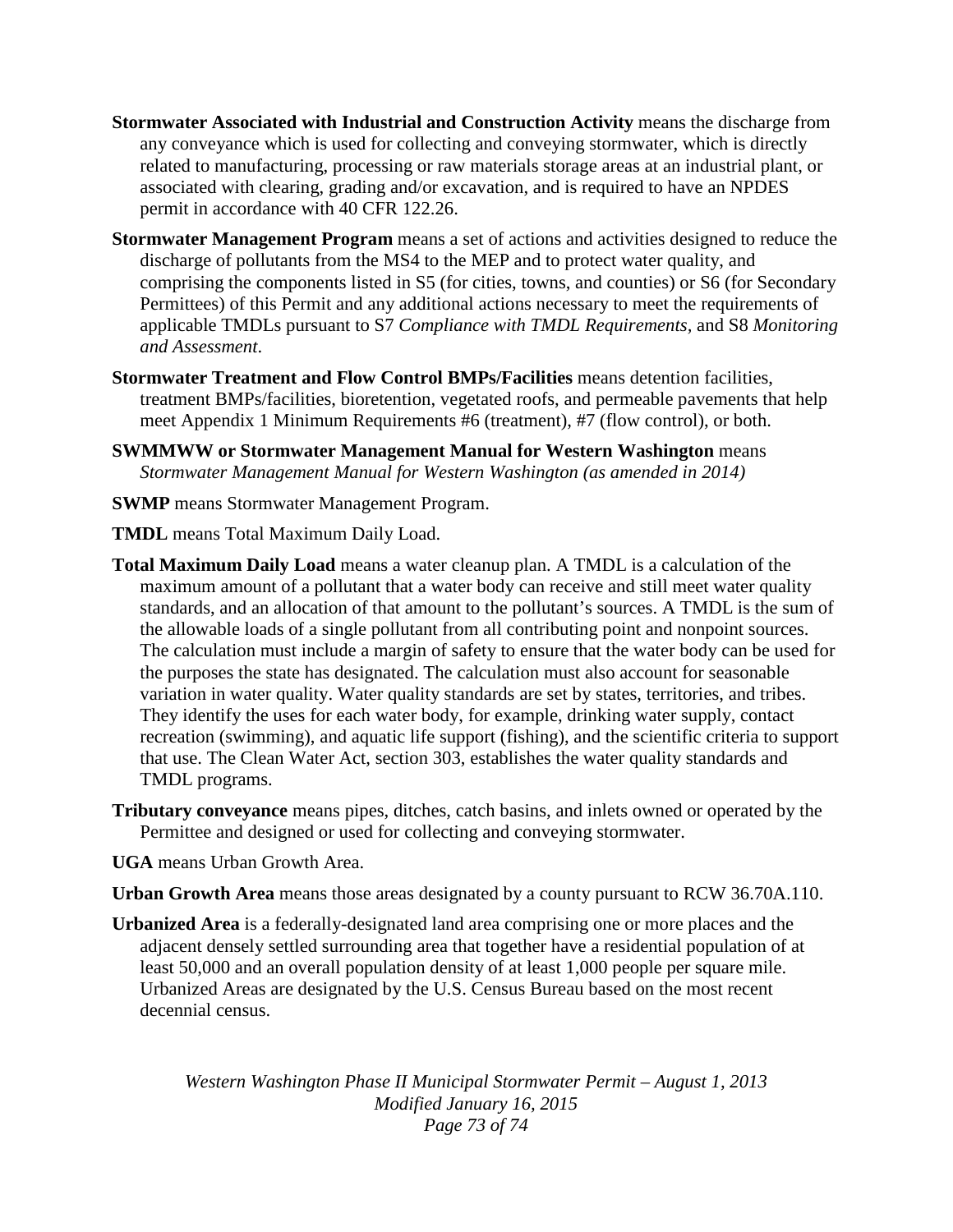**Stormwater Associated with Industrial and Construction Activity** means the discharge from any conveyance which is used for collecting and conveying stormwater, which is directly related to manufacturing, processing or raw materials storage areas at an industrial plant, or associated with clearing, grading and/or excavation, and is required to have an NPDES permit in accordance with 40 CFR 122.26.

**Stormwater Management Program** means a set of actions and activities designed to reduce the discharge of pollutants from the MS4 to the MEP and to protect water quality, and comprising the components listed in S5 (for cities, towns, and counties) or S6 (for Secondary Permittees) of this Permit and any additional actions necessary to meet the requirements of applicable TMDLs pursuant to S7 *Compliance with TMDL Requirements,* and S8 *Monitoring and Assessment*.

**Stormwater Treatment and Flow Control BMPs/Facilities** means detention facilities, treatment BMPs/facilities, bioretention, vegetated roofs, and permeable pavements that help meet Appendix 1 Minimum Requirements #6 (treatment), #7 (flow control), or both.

**SWMMWW or Stormwater Management Manual for Western Washington** means *Stormwater Management Manual for Western Washington (as amended in 2014)*

**SWMP** means Stormwater Management Program.

**TMDL** means Total Maximum Daily Load.

**Total Maximum Daily Load** means a water cleanup plan. A TMDL is a calculation of the maximum amount of a pollutant that a water body can receive and still meet water quality standards, and an allocation of that amount to the pollutant's sources. A TMDL is the sum of the allowable loads of a single pollutant from all contributing point and nonpoint sources. The calculation must include a margin of safety to ensure that the water body can be used for the purposes the state has designated. The calculation must also account for seasonable variation in water quality. Water quality standards are set by states, territories, and tribes. They identify the uses for each water body, for example, drinking water supply, contact recreation (swimming), and aquatic life support (fishing), and the scientific criteria to support that use. The Clean Water Act, section 303, establishes the water quality standards and TMDL programs.

**Tributary conveyance** means pipes, ditches, catch basins, and inlets owned or operated by the Permittee and designed or used for collecting and conveying stormwater.

**UGA** means Urban Growth Area.

**Urban Growth Area** means those areas designated by a county pursuant to RCW 36.70A.110.

**Urbanized Area** is a federally-designated land area comprising one or more places and the adjacent densely settled surrounding area that together have a residential population of at least 50,000 and an overall population density of at least 1,000 people per square mile. Urbanized Areas are designated by the U.S. Census Bureau based on the most recent decennial census.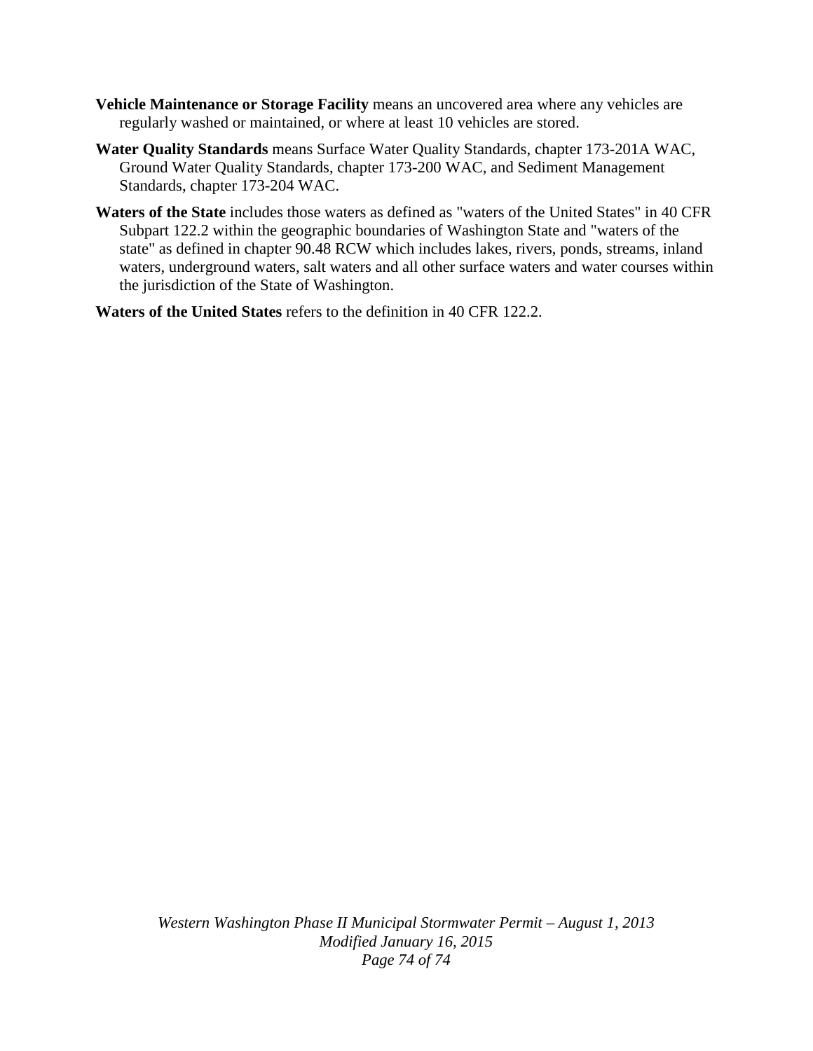**Vehicle Maintenance or Storage Facility** means an uncovered area where any vehicles are regularly washed or maintained, or where at least 10 vehicles are stored.

**Water Quality Standards** means Surface Water Quality Standards, chapter 173-201A WAC, Ground Water Quality Standards, chapter 173-200 WAC, and Sediment Management Standards, chapter 173-204 WAC.

**Waters of the State** includes those waters as defined as "waters of the United States" in 40 CFR Subpart 122.2 within the geographic boundaries of Washington State and "waters of the state" as defined in chapter 90.48 RCW which includes lakes, rivers, ponds, streams, inland waters, underground waters, salt waters and all other surface waters and water courses within the jurisdiction of the State of Washington.

**Waters of the United States** refers to the definition in 40 CFR 122.2.